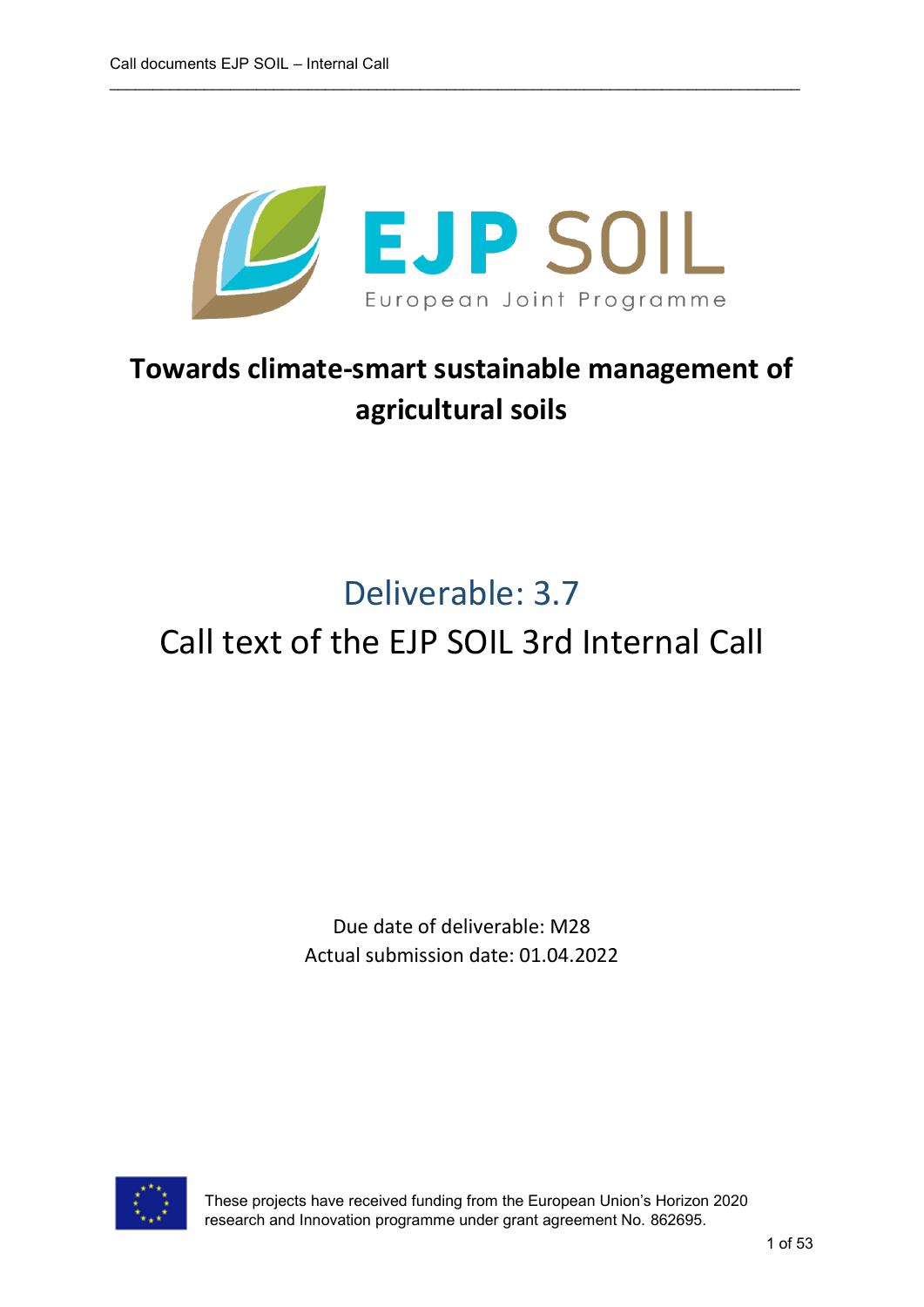EJP SOIL

European Joint Programme

# Towards climate-smart sustainable management of agricultural soils

## Deliverable: 3.7

## Call text of the EJP SOIL 3rd Internal Call

Due date of deliverable: M28

Actual submission date: 01.04.2022

These projects have received funding from the European Union's Horizon 2020 research and Innovation programme under grant agreement No. 862695.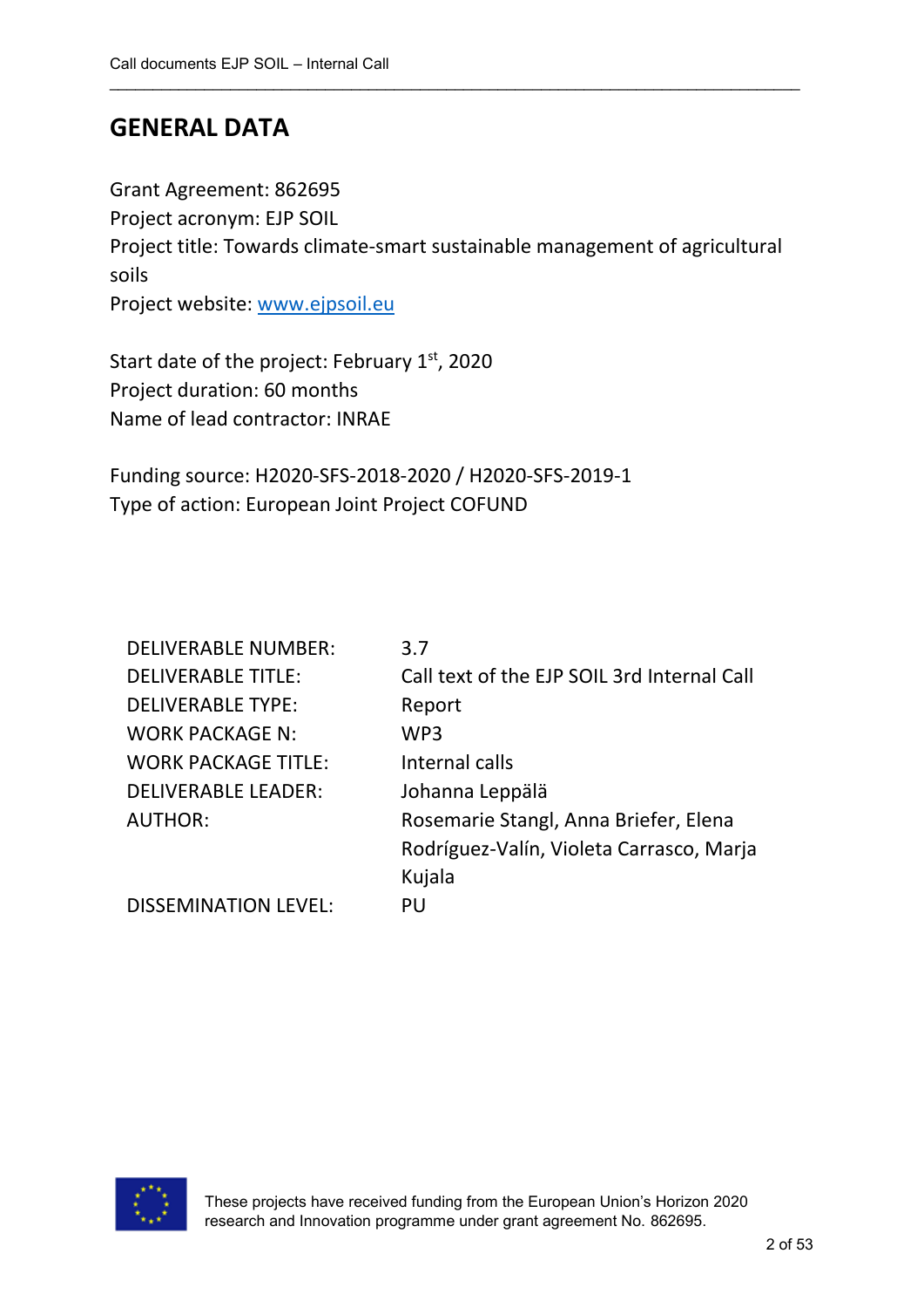# GENERAL DATA

Grant Agreement: 862695
Project acronym: EJP SOIL
Project title: Towards climate-smart sustainable management of agricultural soils
Project website: [www.ejpsoil.eu](http://www.ejpsoil.eu)

Start date of the project: February 1st, 2020
Project duration: 60 months
Name of lead contractor: INRAE

Funding source: H2020-SFS-2018-2020 / H2020-SFS-2019-1
Type of action: European Joint Project COFUND

| | |
|---|---|
| DELIVERABLE NUMBER: | 3.7 |
| DELIVERABLE TITLE: | Call text of the EJP SOIL 3rd Internal Call |
| DELIVERABLE TYPE: | Report |
| WORK PACKAGE N: | WP3 |
| WORK PACKAGE TITLE: | Internal calls |
| DELIVERABLE LEADER: | Johanna Leppälä |
| AUTHOR: | Rosemarie Stangl, Anna Briefer, Elena Rodríguez-Valín, Violeta Carrasco, Marja Kujala |
| DISSEMINATION LEVEL: | PU |

These projects have received funding from the European Union's Horizon 2020 research and Innovation programme under grant agreement No. 862695.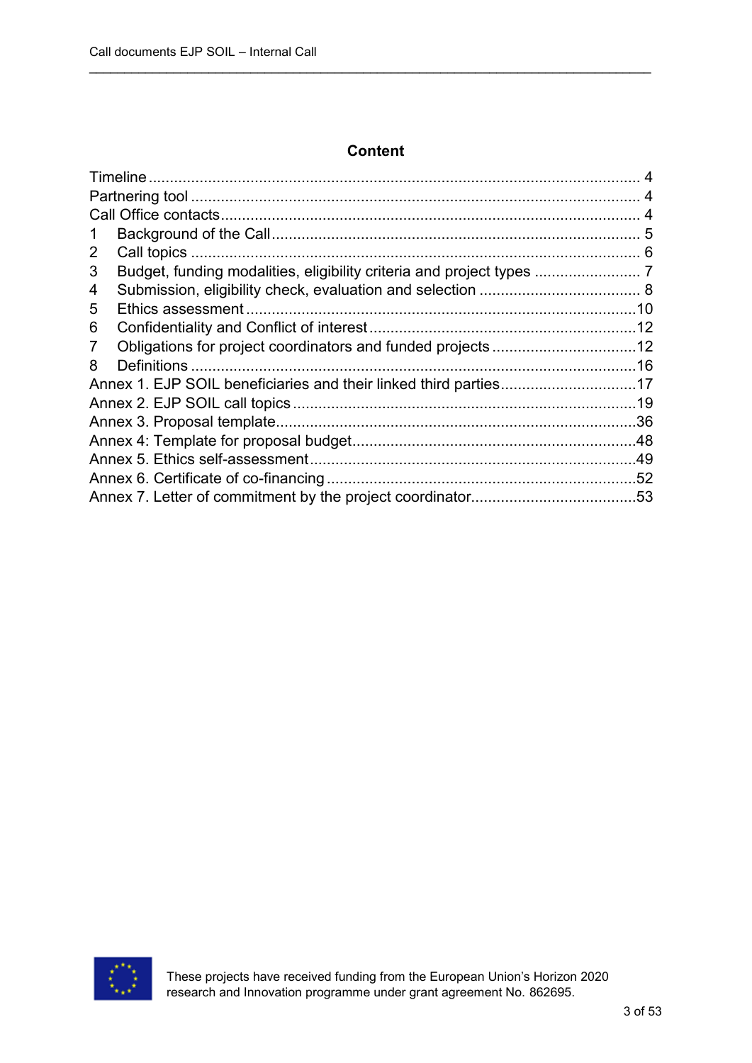## Content

| | |
|---|---|
| Timeline | 4 |
| Partnering tool | 4 |
| Call Office contacts | 4 |
| 1 Background of the Call | 5 |
| 2 Call topics | 6 |
| 3 Budget, funding modalities, eligibility criteria and project types | 7 |
| 4 Submission, eligibility check, evaluation and selection | 8 |
| 5 Ethics assessment | 10 |
| 6 Confidentiality and Conflict of interest | 12 |
| 7 Obligations for project coordinators and funded projects | 12 |
| 8 Definitions | 16 |
| Annex 1. EJP SOIL beneficiaries and their linked third parties | 17 |
| Annex 2. EJP SOIL call topics | 19 |
| Annex 3. Proposal template | 36 |
| Annex 4: Template for proposal budget | 48 |
| Annex 5. Ethics self-assessment | 49 |
| Annex 6. Certificate of co-financing | 52 |
| Annex 7. Letter of commitment by the project coordinator | 53 |

These projects have received funding from the European Union's Horizon 2020 research and Innovation programme under grant agreement No. 862695.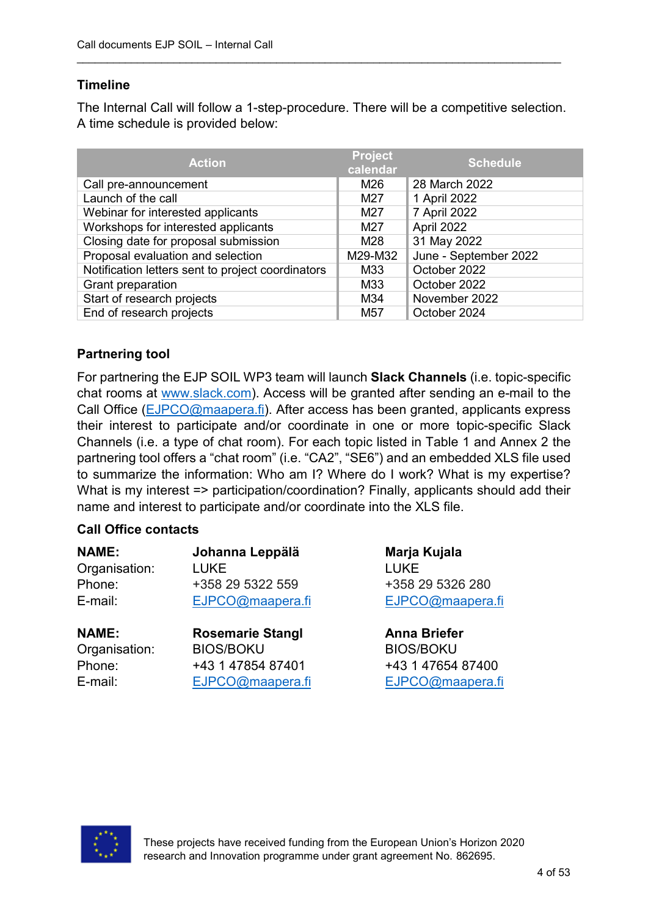## Timeline

The Internal Call will follow a 1-step-procedure. There will be a competitive selection. A time schedule is provided below:

| Action | Project calendar | Schedule |
|---|---|---|
| Call pre-announcement | M26 | 28 March 2022 |
| Launch of the call | M27 | 1 April 2022 |
| Webinar for interested applicants | M27 | 7 April 2022 |
| Workshops for interested applicants | M27 | April 2022 |
| Closing date for proposal submission | M28 | 31 May 2022 |
| Proposal evaluation and selection | M29-M32 | June - September 2022 |
| Notification letters sent to project coordinators | M33 | October 2022 |
| Grant preparation | M33 | October 2022 |
| Start of research projects | M34 | November 2022 |
| End of research projects | M57 | October 2024 |

## Partnering tool

For partnering the EJP SOIL WP3 team will launch **Slack Channels** (i.e. topic-specific chat rooms at www.slack.com). Access will be granted after sending an e-mail to the Call Office (EJPCO@maapera.fi). After access has been granted, applicants express their interest to participate and/or coordinate in one or more topic-specific Slack Channels (i.e. a type of chat room). For each topic listed in Table 1 and Annex 2 the partnering tool offers a "chat room" (i.e. "CA2", "SE6") and an embedded XLS file used to summarize the information: Who am I? Where do I work? What is my expertise? What is my interest => participation/coordination? Finally, applicants should add their name and interest to participate and/or coordinate into the XLS file.

## Call Office contacts

| **NAME:** | **Johanna Leppälä** | **Marja Kujala** |
|---|---|---|
| Organisation: | LUKE | LUKE |
| Phone: | +358 29 5322 559 | +358 29 5326 280 |
| E-mail: | EJPCO@maapera.fi | EJPCO@maapera.fi |

| **NAME:** | **Rosemarie Stangl** | **Anna Briefer** |
|---|---|---|
| Organisation: | BIOS/BOKU | BIOS/BOKU |
| Phone: | +43 1 47854 87401 | +43 1 47654 87400 |
| E-mail: | EJPCO@maapera.fi | EJPCO@maapera.fi |

These projects have received funding from the European Union's Horizon 2020 research and Innovation programme under grant agreement No. 862695.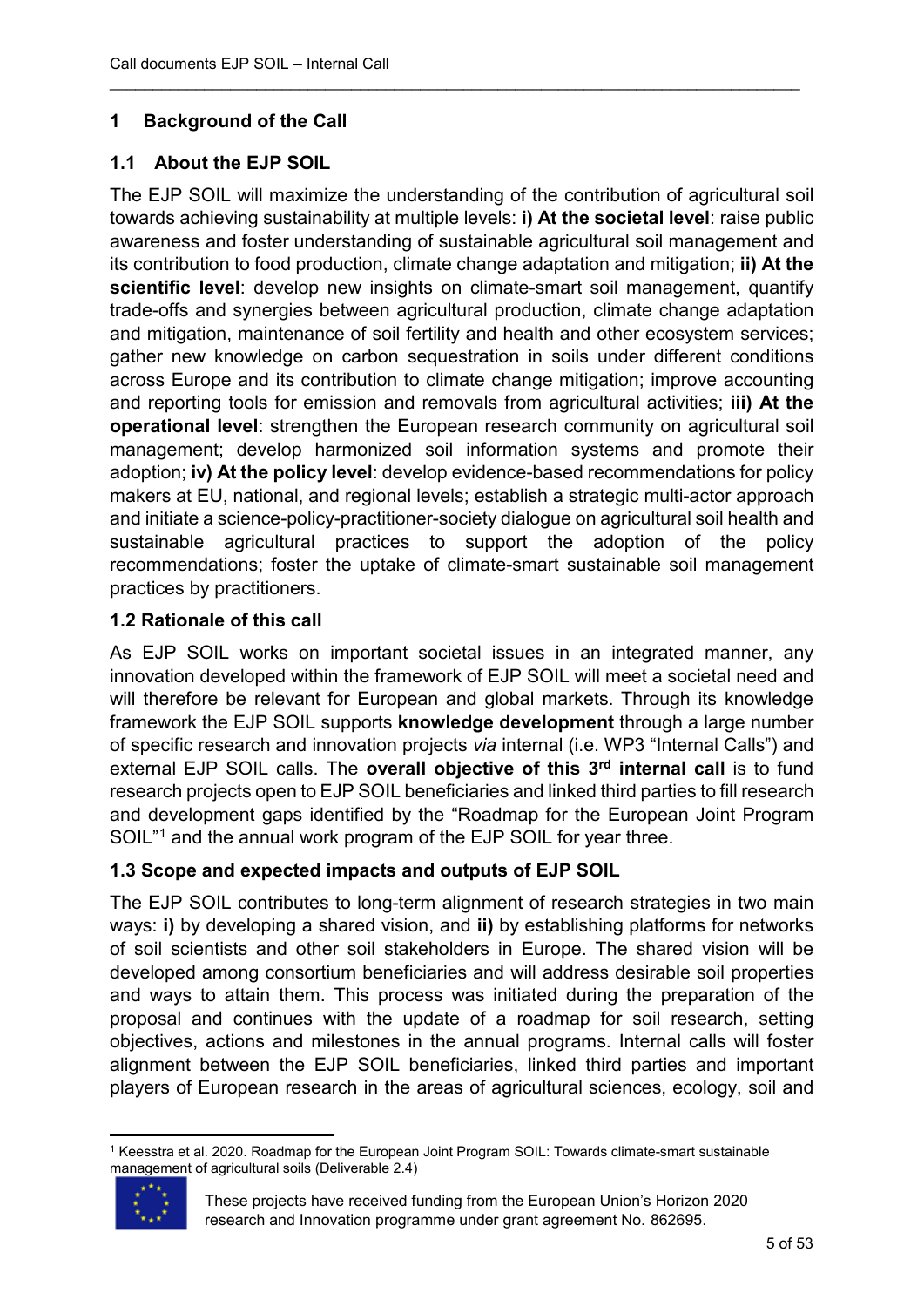# 1 Background of the Call

## 1.1 About the EJP SOIL

The EJP SOIL will maximize the understanding of the contribution of agricultural soil towards achieving sustainability at multiple levels: **i) At the societal level**: raise public awareness and foster understanding of sustainable agricultural soil management and its contribution to food production, climate change adaptation and mitigation; **ii) At the scientific level**: develop new insights on climate-smart soil management, quantify trade-offs and synergies between agricultural production, climate change adaptation and mitigation, maintenance of soil fertility and health and other ecosystem services; gather new knowledge on carbon sequestration in soils under different conditions across Europe and its contribution to climate change mitigation; improve accounting and reporting tools for emission and removals from agricultural activities; **iii) At the operational level**: strengthen the European research community on agricultural soil management; develop harmonized soil information systems and promote their adoption; **iv) At the policy level**: develop evidence-based recommendations for policy makers at EU, national, and regional levels; establish a strategic multi-actor approach and initiate a science-policy-practitioner-society dialogue on agricultural soil health and sustainable agricultural practices to support the adoption of the policy recommendations; foster the uptake of climate-smart sustainable soil management practices by practitioners.

## 1.2 Rationale of this call

As EJP SOIL works on important societal issues in an integrated manner, any innovation developed within the framework of EJP SOIL will meet a societal need and will therefore be relevant for European and global markets. Through its knowledge framework the EJP SOIL supports **knowledge development** through a large number of specific research and innovation projects *via* internal (i.e. WP3 "Internal Calls") and external EJP SOIL calls. The **overall objective of this 3rd internal call** is to fund research projects open to EJP SOIL beneficiaries and linked third parties to fill research and development gaps identified by the "Roadmap for the European Joint Program SOIL"[1] and the annual work program of the EJP SOIL for year three.

## 1.3 Scope and expected impacts and outputs of EJP SOIL

The EJP SOIL contributes to long-term alignment of research strategies in two main ways: **i)** by developing a shared vision, and **ii)** by establishing platforms for networks of soil scientists and other soil stakeholders in Europe. The shared vision will be developed among consortium beneficiaries and will address desirable soil properties and ways to attain them. This process was initiated during the preparation of the proposal and continues with the update of a roadmap for soil research, setting objectives, actions and milestones in the annual programs. Internal calls will foster alignment between the EJP SOIL beneficiaries, linked third parties and important players of European research in the areas of agricultural sciences, ecology, soil and

[1] Keesstra et al. 2020. Roadmap for the European Joint Program SOIL: Towards climate-smart sustainable management of agricultural soils (Deliverable 2.4)

These projects have received funding from the European Union's Horizon 2020 research and Innovation programme under grant agreement No. 862695.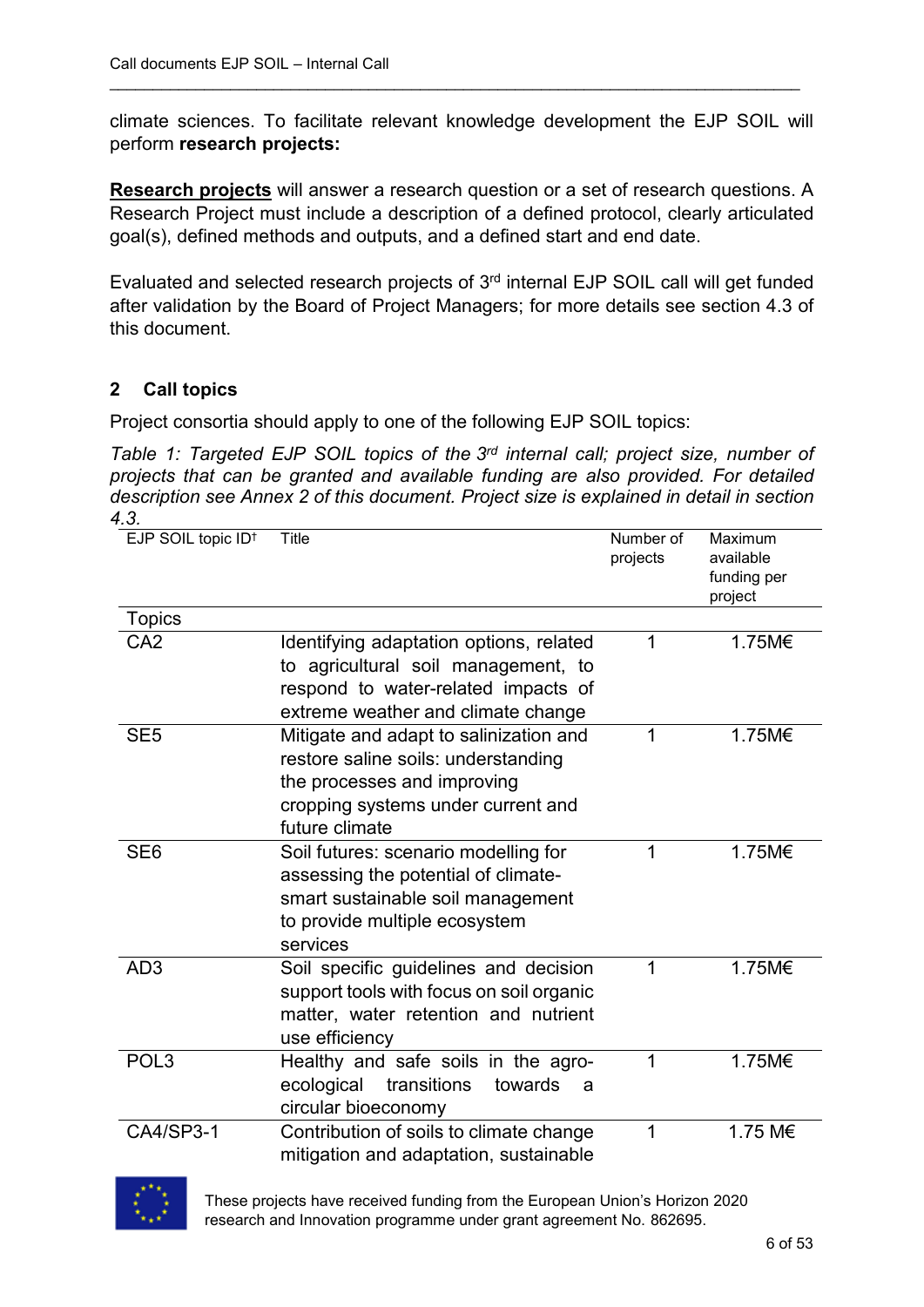climate sciences. To facilitate relevant knowledge development the EJP SOIL will perform **research projects:**

**Research projects** will answer a research question or a set of research questions. A Research Project must include a description of a defined protocol, clearly articulated goal(s), defined methods and outputs, and a defined start and end date.

Evaluated and selected research projects of 3rd internal EJP SOIL call will get funded after validation by the Board of Project Managers; for more details see section 4.3 of this document.

## 2 Call topics

Project consortia should apply to one of the following EJP SOIL topics:

*Table 1: Targeted EJP SOIL topics of the 3rd internal call; project size, number of projects that can be granted and available funding are also provided. For detailed description see Annex 2 of this document. Project size is explained in detail in section 4.3.*

| EJP SOIL topic ID† | Title | Number of projects | Maximum available funding per project |
|---|---|---|---|
| Topics | | | |
| CA2 | Identifying adaptation options, related to agricultural soil management, to respond to water-related impacts of extreme weather and climate change | 1 | 1.75M€ |
| SE5 | Mitigate and adapt to salinization and restore saline soils: understanding the processes and improving cropping systems under current and future climate | 1 | 1.75M€ |
| SE6 | Soil futures: scenario modelling for assessing the potential of climate-smart sustainable soil management to provide multiple ecosystem services | 1 | 1.75M€ |
| AD3 | Soil specific guidelines and decision support tools with focus on soil organic matter, water retention and nutrient use efficiency | 1 | 1.75M€ |
| POL3 | Healthy and safe soils in the agro-ecological transitions towards a circular bioeconomy | 1 | 1.75M€ |
| CA4/SP3-1 | Contribution of soils to climate change mitigation and adaptation, sustainable | 1 | 1.75 M€ |

These projects have received funding from the European Union's Horizon 2020 research and Innovation programme under grant agreement No. 862695.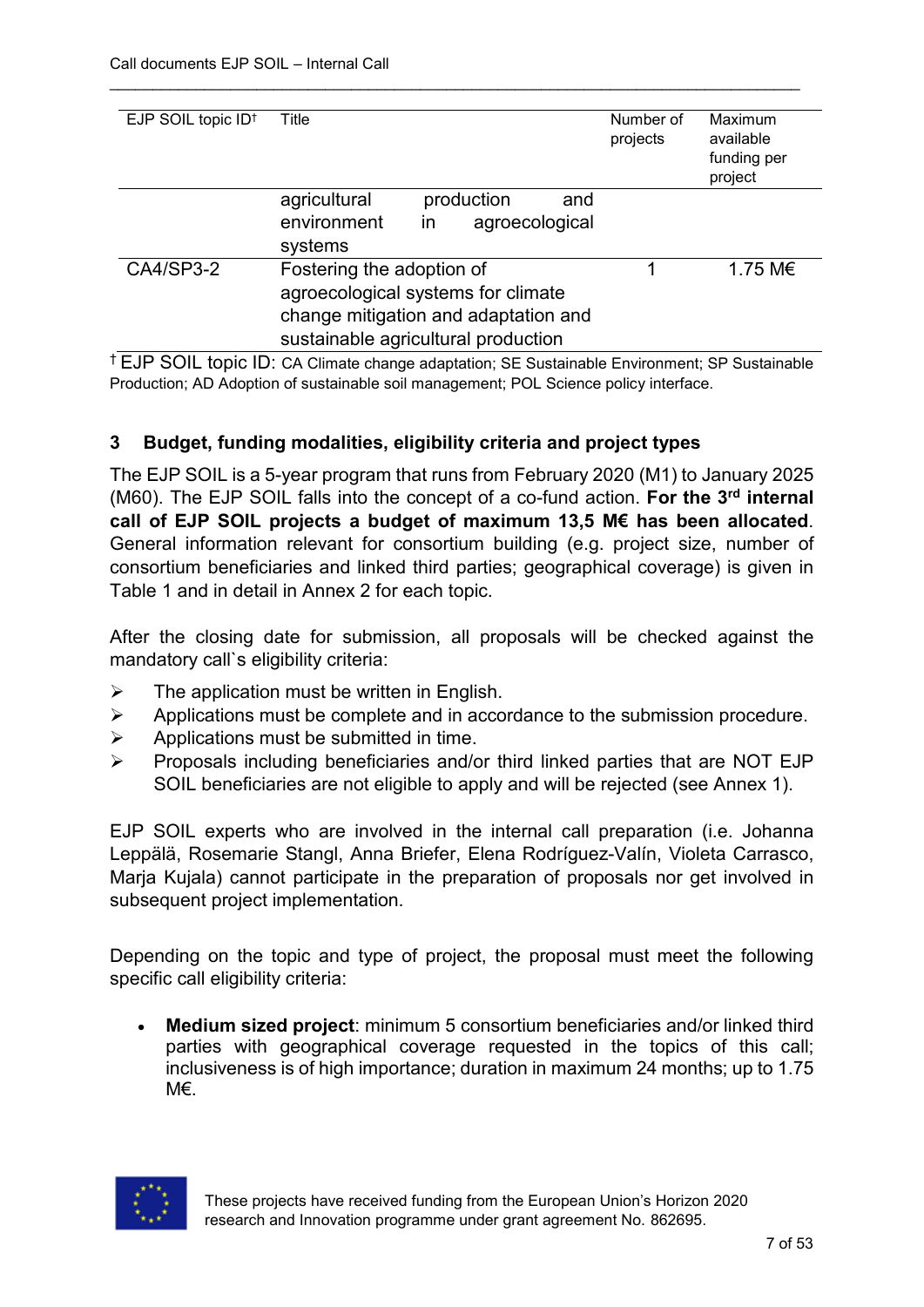| EJP SOIL topic ID† | Title | Number of projects | Maximum available funding per project |
|---|---|---|---|
| | agricultural production and environment in agroecological systems | | |
| CA4/SP3-2 | Fostering the adoption of agroecological systems for climate change mitigation and adaptation and sustainable agricultural production | 1 | 1.75 M€ |

† EJP SOIL topic ID: CA Climate change adaptation; SE Sustainable Environment; SP Sustainable Production; AD Adoption of sustainable soil management; POL Science policy interface.

## 3 Budget, funding modalities, eligibility criteria and project types

The EJP SOIL is a 5-year program that runs from February 2020 (M1) to January 2025 (M60). The EJP SOIL falls into the concept of a co-fund action. **For the 3rd internal call of EJP SOIL projects a budget of maximum 13,5 M€ has been allocated**. General information relevant for consortium building (e.g. project size, number of consortium beneficiaries and linked third parties; geographical coverage) is given in Table 1 and in detail in Annex 2 for each topic.

After the closing date for submission, all proposals will be checked against the mandatory call`s eligibility criteria:

- The application must be written in English.
- Applications must be complete and in accordance to the submission procedure.
- Applications must be submitted in time.
- Proposals including beneficiaries and/or third linked parties that are NOT EJP SOIL beneficiaries are not eligible to apply and will be rejected (see Annex 1).

EJP SOIL experts who are involved in the internal call preparation (i.e. Johanna Leppälä, Rosemarie Stangl, Anna Briefer, Elena Rodríguez-Valín, Violeta Carrasco, Marja Kujala) cannot participate in the preparation of proposals nor get involved in subsequent project implementation.

Depending on the topic and type of project, the proposal must meet the following specific call eligibility criteria:

- **Medium sized project**: minimum 5 consortium beneficiaries and/or linked third parties with geographical coverage requested in the topics of this call; inclusiveness is of high importance; duration in maximum 24 months; up to 1.75 M€.

These projects have received funding from the European Union's Horizon 2020 research and Innovation programme under grant agreement No. 862695.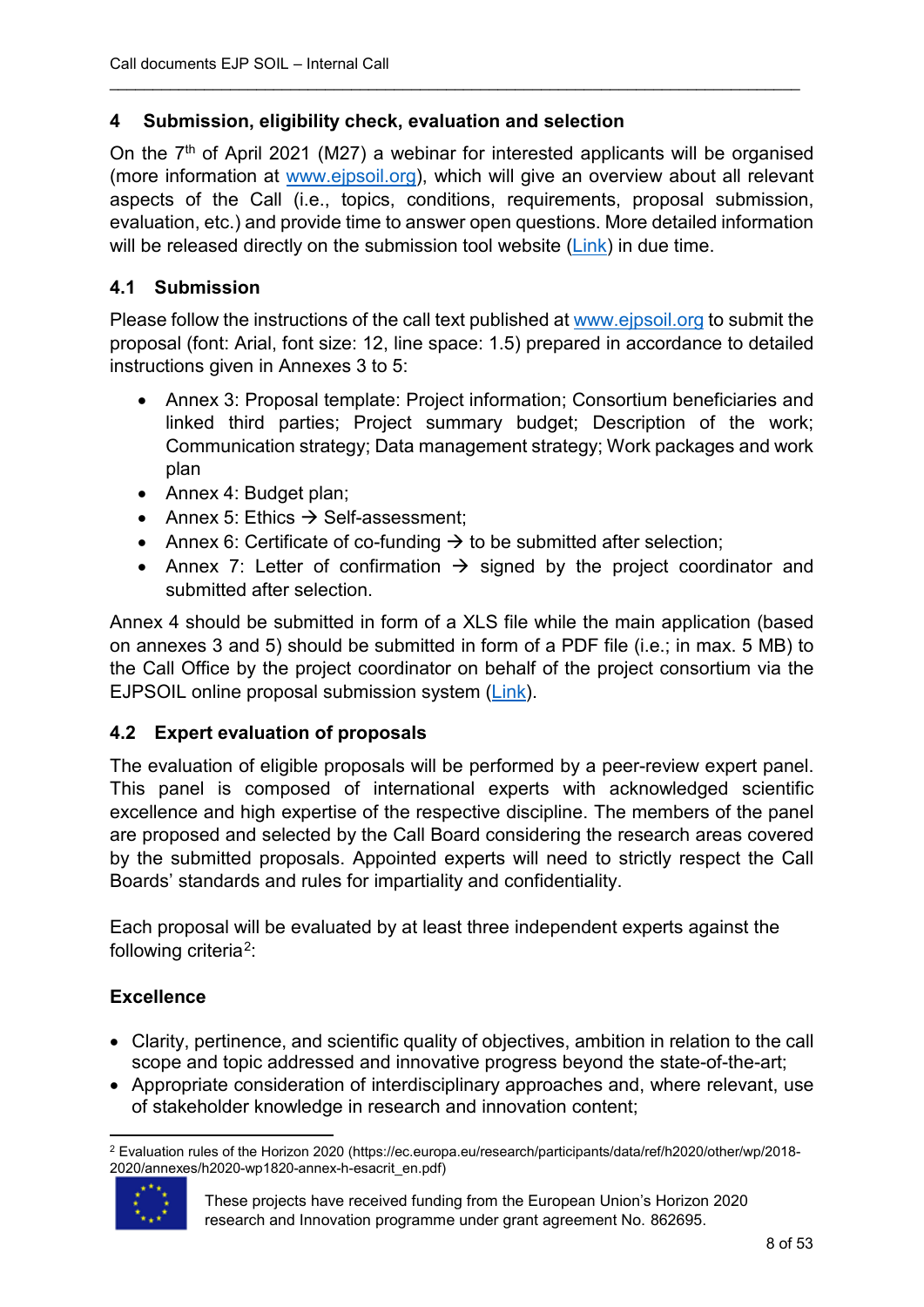## 4 Submission, eligibility check, evaluation and selection

On the 7th of April 2021 (M27) a webinar for interested applicants will be organised (more information at www.ejpsoil.org), which will give an overview about all relevant aspects of the Call (i.e., topics, conditions, requirements, proposal submission, evaluation, etc.) and provide time to answer open questions. More detailed information will be released directly on the submission tool website (Link) in due time.

### 4.1 Submission

Please follow the instructions of the call text published at www.ejpsoil.org to submit the proposal (font: Arial, font size: 12, line space: 1.5) prepared in accordance to detailed instructions given in Annexes 3 to 5:

- Annex 3: Proposal template: Project information; Consortium beneficiaries and linked third parties; Project summary budget; Description of the work; Communication strategy; Data management strategy; Work packages and work plan
- Annex 4: Budget plan;
- Annex 5: Ethics → Self-assessment;
- Annex 6: Certificate of co-funding → to be submitted after selection;
- Annex 7: Letter of confirmation → signed by the project coordinator and submitted after selection.

Annex 4 should be submitted in form of a XLS file while the main application (based on annexes 3 and 5) should be submitted in form of a PDF file (i.e.; in max. 5 MB) to the Call Office by the project coordinator on behalf of the project consortium via the EJPSOIL online proposal submission system (Link).

### 4.2 Expert evaluation of proposals

The evaluation of eligible proposals will be performed by a peer-review expert panel. This panel is composed of international experts with acknowledged scientific excellence and high expertise of the respective discipline. The members of the panel are proposed and selected by the Call Board considering the research areas covered by the submitted proposals. Appointed experts will need to strictly respect the Call Boards' standards and rules for impartiality and confidentiality.

Each proposal will be evaluated by at least three independent experts against the following criteria[2]:

**Excellence**

- Clarity, pertinence, and scientific quality of objectives, ambition in relation to the call scope and topic addressed and innovative progress beyond the state-of-the-art;
- Appropriate consideration of interdisciplinary approaches and, where relevant, use of stakeholder knowledge in research and innovation content;

[2] Evaluation rules of the Horizon 2020 (https://ec.europa.eu/research/participants/data/ref/h2020/other/wp/2018-2020/annexes/h2020-wp1820-annex-h-esacrit_en.pdf)

These projects have received funding from the European Union's Horizon 2020 research and Innovation programme under grant agreement No. 862695.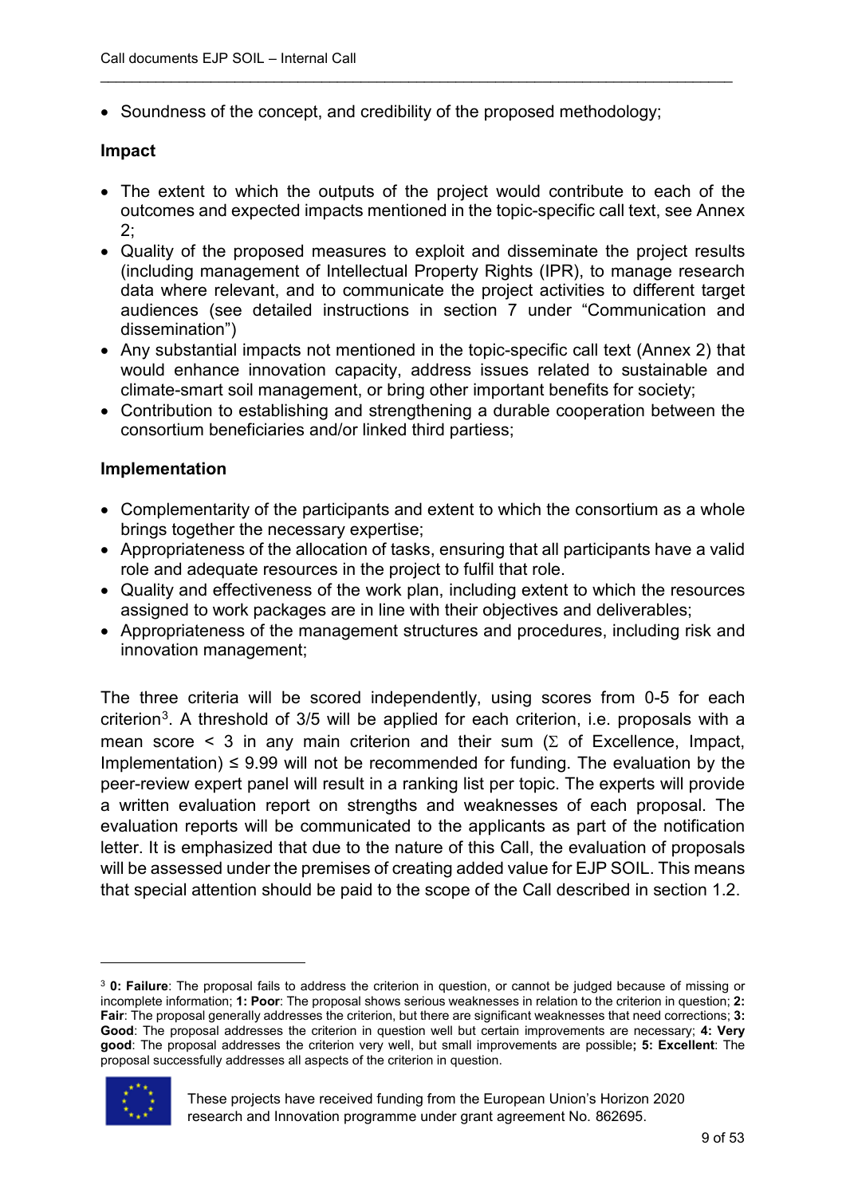- Soundness of the concept, and credibility of the proposed methodology;

**Impact**

- The extent to which the outputs of the project would contribute to each of the outcomes and expected impacts mentioned in the topic-specific call text, see Annex 2;
- Quality of the proposed measures to exploit and disseminate the project results (including management of Intellectual Property Rights (IPR), to manage research data where relevant, and to communicate the project activities to different target audiences (see detailed instructions in section 7 under "Communication and dissemination")
- Any substantial impacts not mentioned in the topic-specific call text (Annex 2) that would enhance innovation capacity, address issues related to sustainable and climate-smart soil management, or bring other important benefits for society;
- Contribution to establishing and strengthening a durable cooperation between the consortium beneficiaries and/or linked third partiess;

**Implementation**

- Complementarity of the participants and extent to which the consortium as a whole brings together the necessary expertise;
- Appropriateness of the allocation of tasks, ensuring that all participants have a valid role and adequate resources in the project to fulfil that role.
- Quality and effectiveness of the work plan, including extent to which the resources assigned to work packages are in line with their objectives and deliverables;
- Appropriateness of the management structures and procedures, including risk and innovation management;

The three criteria will be scored independently, using scores from 0-5 for each criterion[3]. A threshold of 3/5 will be applied for each criterion, i.e. proposals with a mean score < 3 in any main criterion and their sum (Σ of Excellence, Impact, Implementation) ≤ 9.99 will not be recommended for funding. The evaluation by the peer-review expert panel will result in a ranking list per topic. The experts will provide a written evaluation report on strengths and weaknesses of each proposal. The evaluation reports will be communicated to the applicants as part of the notification letter. It is emphasized that due to the nature of this Call, the evaluation of proposals will be assessed under the premises of creating added value for EJP SOIL. This means that special attention should be paid to the scope of the Call described in section 1.2.

[3] **0: Failure**: The proposal fails to address the criterion in question, or cannot be judged because of missing or incomplete information; **1: Poor**: The proposal shows serious weaknesses in relation to the criterion in question; **2: Fair**: The proposal generally addresses the criterion, but there are significant weaknesses that need corrections; **3: Good**: The proposal addresses the criterion in question well but certain improvements are necessary; **4: Very good**: The proposal addresses the criterion very well, but small improvements are possible**; 5: Excellent**: The proposal successfully addresses all aspects of the criterion in question.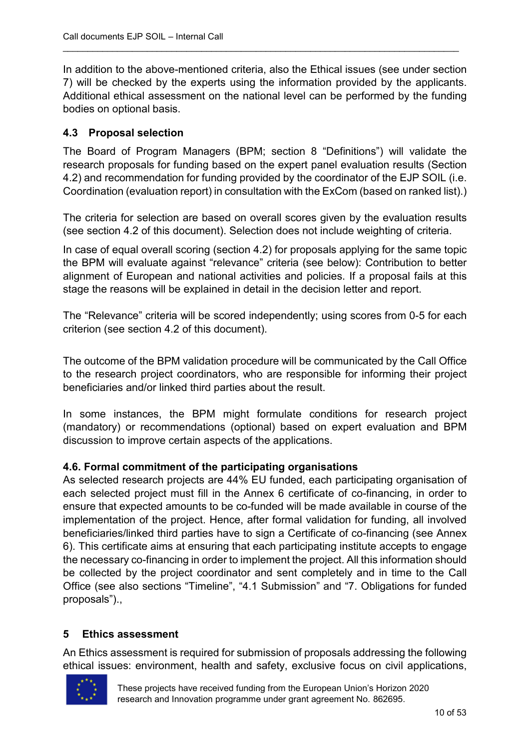In addition to the above-mentioned criteria, also the Ethical issues (see under section 7) will be checked by the experts using the information provided by the applicants. Additional ethical assessment on the national level can be performed by the funding bodies on optional basis.

### 4.3 Proposal selection

The Board of Program Managers (BPM; section 8 "Definitions") will validate the research proposals for funding based on the expert panel evaluation results (Section 4.2) and recommendation for funding provided by the coordinator of the EJP SOIL (i.e. Coordination (evaluation report) in consultation with the ExCom (based on ranked list).)

The criteria for selection are based on overall scores given by the evaluation results (see section 4.2 of this document). Selection does not include weighting of criteria.

In case of equal overall scoring (section 4.2) for proposals applying for the same topic the BPM will evaluate against "relevance" criteria (see below): Contribution to better alignment of European and national activities and policies. If a proposal fails at this stage the reasons will be explained in detail in the decision letter and report.

The "Relevance" criteria will be scored independently; using scores from 0-5 for each criterion (see section 4.2 of this document).

The outcome of the BPM validation procedure will be communicated by the Call Office to the research project coordinators, who are responsible for informing their project beneficiaries and/or linked third parties about the result.

In some instances, the BPM might formulate conditions for research project (mandatory) or recommendations (optional) based on expert evaluation and BPM discussion to improve certain aspects of the applications.

### 4.6. Formal commitment of the participating organisations

As selected research projects are 44% EU funded, each participating organisation of each selected project must fill in the Annex 6 certificate of co-financing, in order to ensure that expected amounts to be co-funded will be made available in course of the implementation of the project. Hence, after formal validation for funding, all involved beneficiaries/linked third parties have to sign a Certificate of co-financing (see Annex 6). This certificate aims at ensuring that each participating institute accepts to engage the necessary co-financing in order to implement the project. All this information should be collected by the project coordinator and sent completely and in time to the Call Office (see also sections "Timeline", "4.1 Submission" and "7. Obligations for funded proposals").,

## 5 Ethics assessment

An Ethics assessment is required for submission of proposals addressing the following ethical issues: environment, health and safety, exclusive focus on civil applications,

These projects have received funding from the European Union's Horizon 2020 research and Innovation programme under grant agreement No. 862695.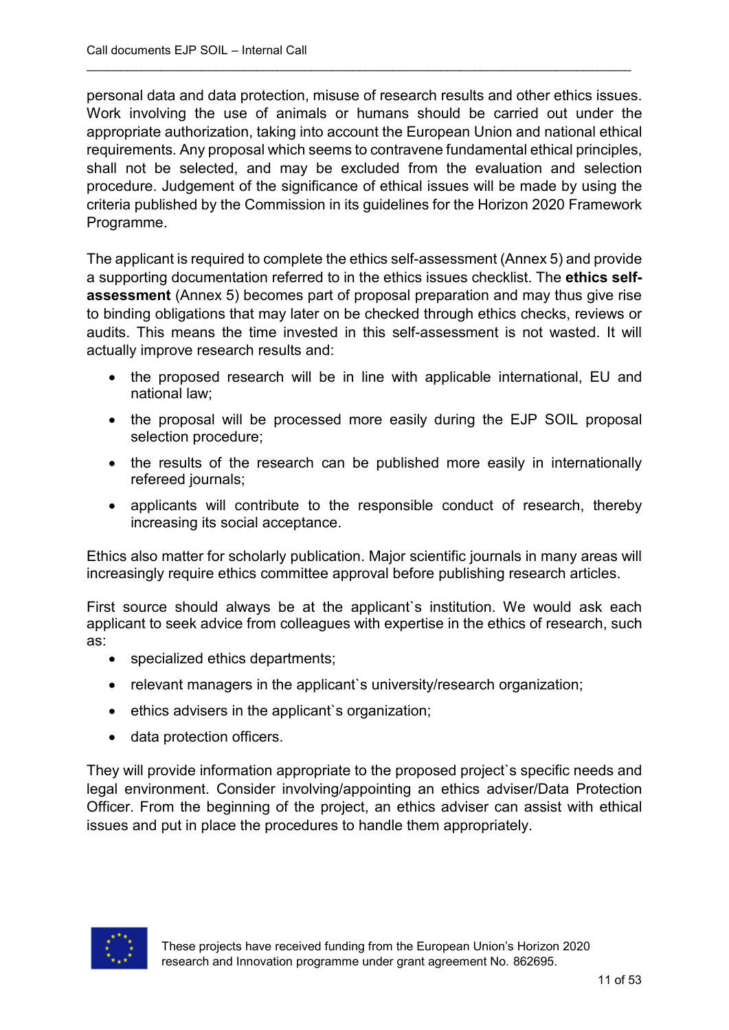personal data and data protection, misuse of research results and other ethics issues. Work involving the use of animals or humans should be carried out under the appropriate authorization, taking into account the European Union and national ethical requirements. Any proposal which seems to contravene fundamental ethical principles, shall not be selected, and may be excluded from the evaluation and selection procedure. Judgement of the significance of ethical issues will be made by using the criteria published by the Commission in its guidelines for the Horizon 2020 Framework Programme.

The applicant is required to complete the ethics self-assessment (Annex 5) and provide a supporting documentation referred to in the ethics issues checklist. The **ethics self-assessment** (Annex 5) becomes part of proposal preparation and may thus give rise to binding obligations that may later on be checked through ethics checks, reviews or audits. This means the time invested in this self-assessment is not wasted. It will actually improve research results and:

- the proposed research will be in line with applicable international, EU and national law;
- the proposal will be processed more easily during the EJP SOIL proposal selection procedure;
- the results of the research can be published more easily in internationally refereed journals;
- applicants will contribute to the responsible conduct of research, thereby increasing its social acceptance.

Ethics also matter for scholarly publication. Major scientific journals in many areas will increasingly require ethics committee approval before publishing research articles.

First source should always be at the applicant`s institution. We would ask each applicant to seek advice from colleagues with expertise in the ethics of research, such as:

- specialized ethics departments;
- relevant managers in the applicant`s university/research organization;
- ethics advisers in the applicant`s organization;
- data protection officers.

They will provide information appropriate to the proposed project`s specific needs and legal environment. Consider involving/appointing an ethics adviser/Data Protection Officer. From the beginning of the project, an ethics adviser can assist with ethical issues and put in place the procedures to handle them appropriately.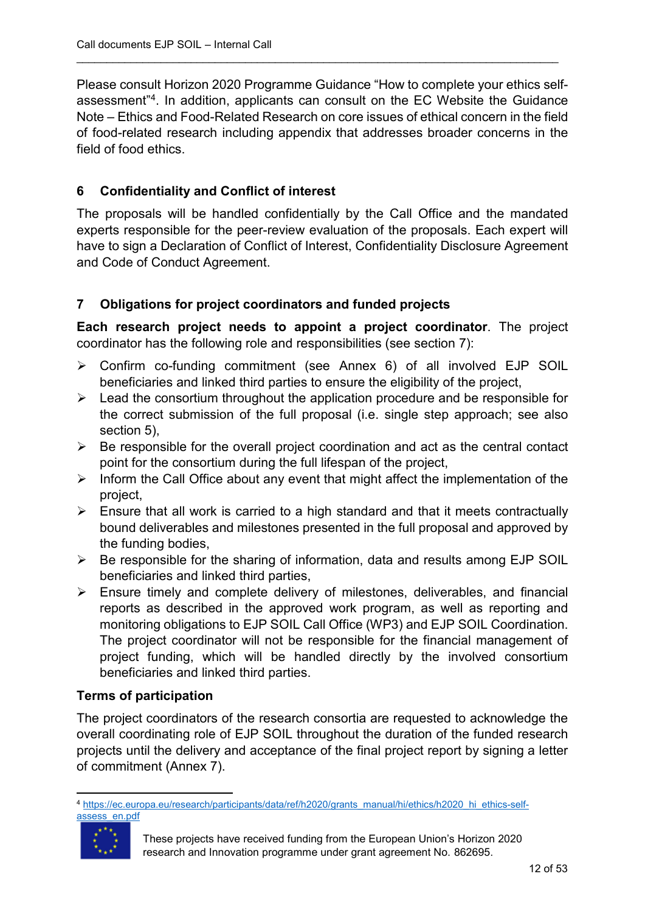Please consult Horizon 2020 Programme Guidance "How to complete your ethics self-assessment"[4]. In addition, applicants can consult on the EC Website the Guidance Note – Ethics and Food-Related Research on core issues of ethical concern in the field of food-related research including appendix that addresses broader concerns in the field of food ethics.

## 6 Confidentiality and Conflict of interest

The proposals will be handled confidentially by the Call Office and the mandated experts responsible for the peer-review evaluation of the proposals. Each expert will have to sign a Declaration of Conflict of Interest, Confidentiality Disclosure Agreement and Code of Conduct Agreement.

## 7 Obligations for project coordinators and funded projects

**Each research project needs to appoint a project coordinator**. The project coordinator has the following role and responsibilities (see section 7):

- Confirm co-funding commitment (see Annex 6) of all involved EJP SOIL beneficiaries and linked third parties to ensure the eligibility of the project,
- Lead the consortium throughout the application procedure and be responsible for the correct submission of the full proposal (i.e. single step approach; see also section 5),
- Be responsible for the overall project coordination and act as the central contact point for the consortium during the full lifespan of the project,
- Inform the Call Office about any event that might affect the implementation of the project,
- Ensure that all work is carried to a high standard and that it meets contractually bound deliverables and milestones presented in the full proposal and approved by the funding bodies,
- Be responsible for the sharing of information, data and results among EJP SOIL beneficiaries and linked third parties,
- Ensure timely and complete delivery of milestones, deliverables, and financial reports as described in the approved work program, as well as reporting and monitoring obligations to EJP SOIL Call Office (WP3) and EJP SOIL Coordination. The project coordinator will not be responsible for the financial management of project funding, which will be handled directly by the involved consortium beneficiaries and linked third parties.

### Terms of participation

The project coordinators of the research consortia are requested to acknowledge the overall coordinating role of EJP SOIL throughout the duration of the funded research projects until the delivery and acceptance of the final project report by signing a letter of commitment (Annex 7).

[4] https://ec.europa.eu/research/participants/data/ref/h2020/grants_manual/hi/ethics/h2020_hi_ethics-self-assess_en.pdf

These projects have received funding from the European Union's Horizon 2020 research and Innovation programme under grant agreement No. 862695.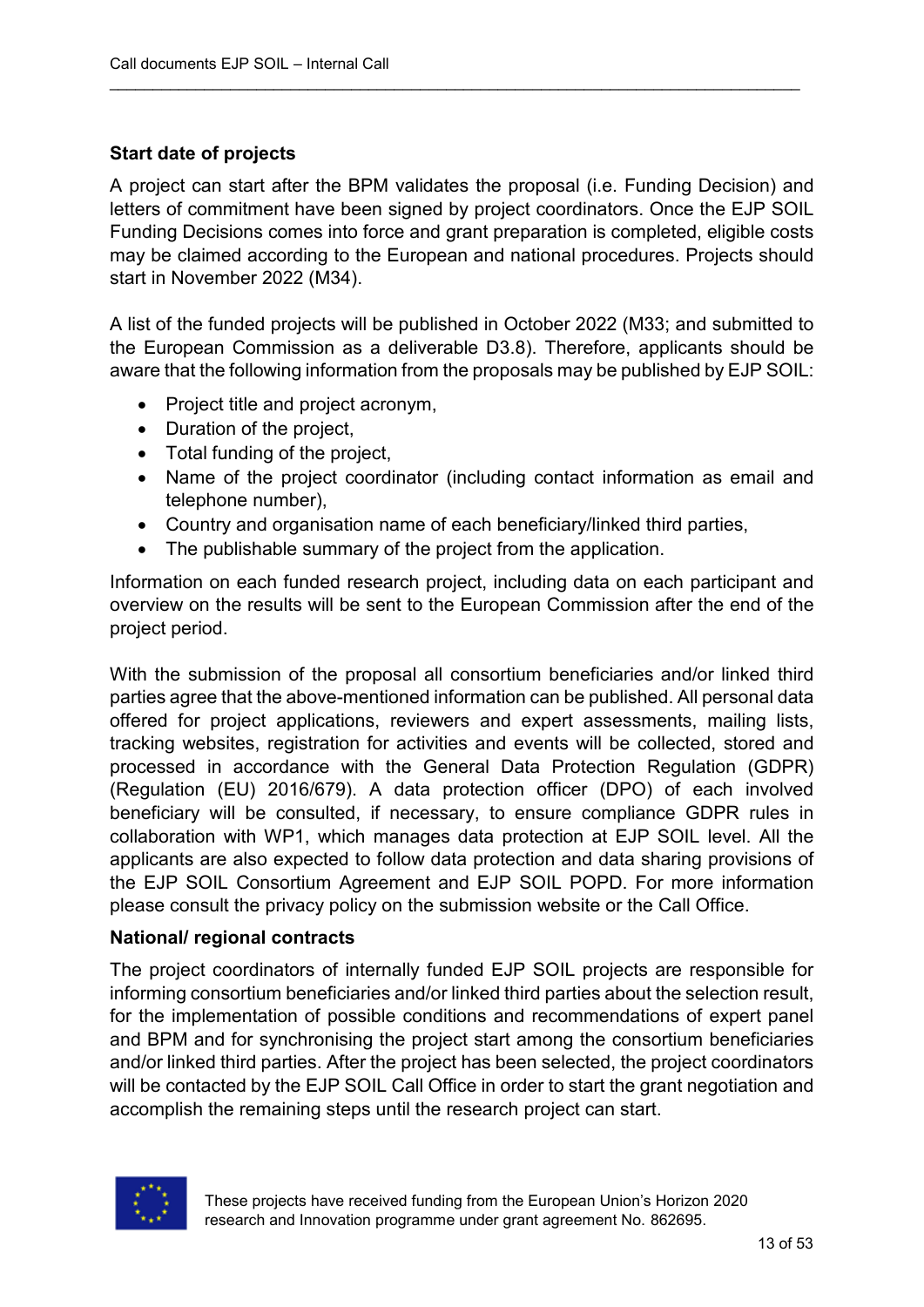**Start date of projects**

A project can start after the BPM validates the proposal (i.e. Funding Decision) and letters of commitment have been signed by project coordinators. Once the EJP SOIL Funding Decisions comes into force and grant preparation is completed, eligible costs may be claimed according to the European and national procedures. Projects should start in November 2022 (M34).

A list of the funded projects will be published in October 2022 (M33; and submitted to the European Commission as a deliverable D3.8). Therefore, applicants should be aware that the following information from the proposals may be published by EJP SOIL:

- Project title and project acronym,
- Duration of the project,
- Total funding of the project,
- Name of the project coordinator (including contact information as email and telephone number),
- Country and organisation name of each beneficiary/linked third parties,
- The publishable summary of the project from the application.

Information on each funded research project, including data on each participant and overview on the results will be sent to the European Commission after the end of the project period.

With the submission of the proposal all consortium beneficiaries and/or linked third parties agree that the above-mentioned information can be published. All personal data offered for project applications, reviewers and expert assessments, mailing lists, tracking websites, registration for activities and events will be collected, stored and processed in accordance with the General Data Protection Regulation (GDPR) (Regulation (EU) 2016/679). A data protection officer (DPO) of each involved beneficiary will be consulted, if necessary, to ensure compliance GDPR rules in collaboration with WP1, which manages data protection at EJP SOIL level. All the applicants are also expected to follow data protection and data sharing provisions of the EJP SOIL Consortium Agreement and EJP SOIL POPD. For more information please consult the privacy policy on the submission website or the Call Office.

**National/ regional contracts**

The project coordinators of internally funded EJP SOIL projects are responsible for informing consortium beneficiaries and/or linked third parties about the selection result, for the implementation of possible conditions and recommendations of expert panel and BPM and for synchronising the project start among the consortium beneficiaries and/or linked third parties. After the project has been selected, the project coordinators will be contacted by the EJP SOIL Call Office in order to start the grant negotiation and accomplish the remaining steps until the research project can start.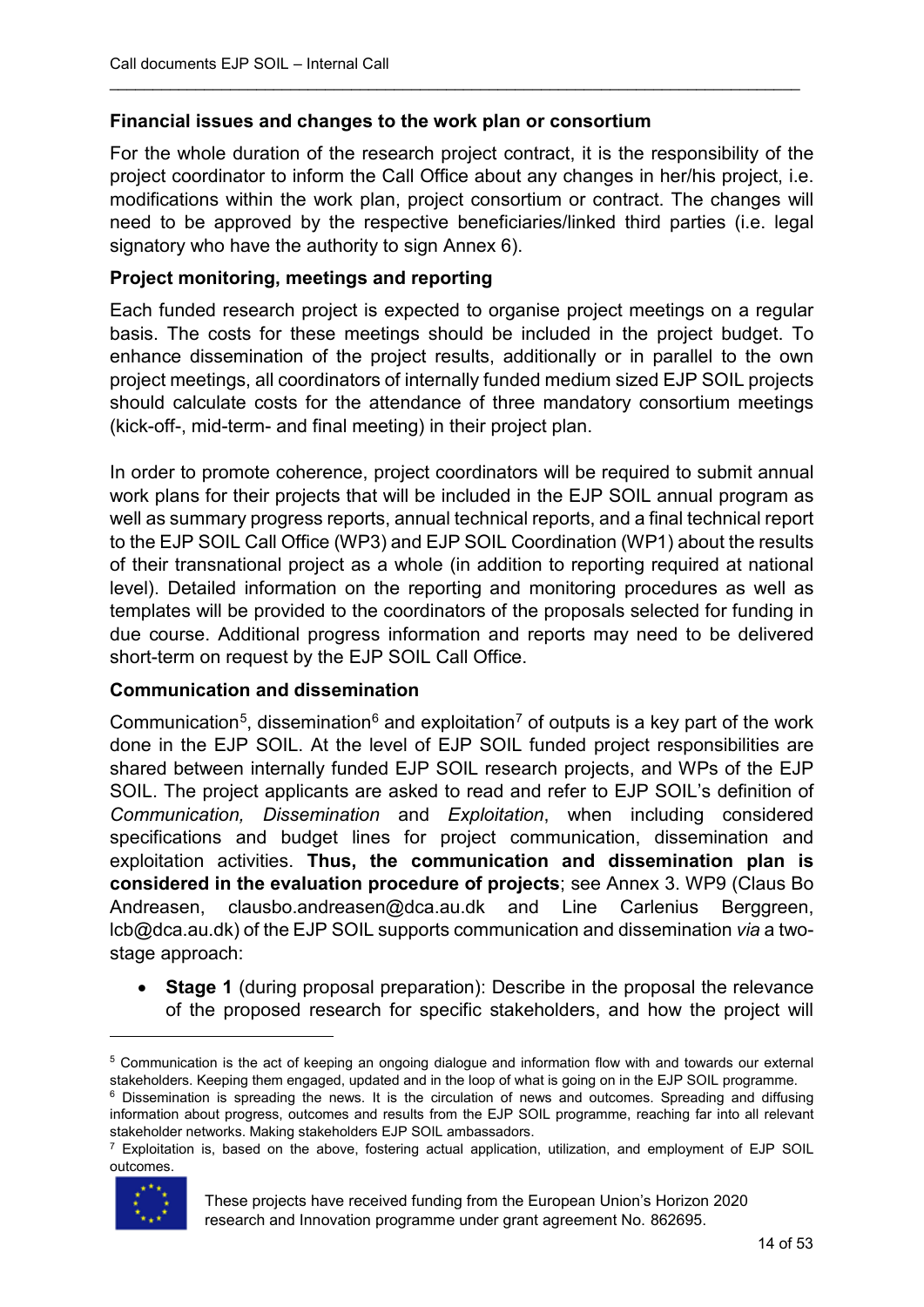**Financial issues and changes to the work plan or consortium**

For the whole duration of the research project contract, it is the responsibility of the project coordinator to inform the Call Office about any changes in her/his project, i.e. modifications within the work plan, project consortium or contract. The changes will need to be approved by the respective beneficiaries/linked third parties (i.e. legal signatory who have the authority to sign Annex 6).

**Project monitoring, meetings and reporting**

Each funded research project is expected to organise project meetings on a regular basis. The costs for these meetings should be included in the project budget. To enhance dissemination of the project results, additionally or in parallel to the own project meetings, all coordinators of internally funded medium sized EJP SOIL projects should calculate costs for the attendance of three mandatory consortium meetings (kick-off-, mid-term- and final meeting) in their project plan.

In order to promote coherence, project coordinators will be required to submit annual work plans for their projects that will be included in the EJP SOIL annual program as well as summary progress reports, annual technical reports, and a final technical report to the EJP SOIL Call Office (WP3) and EJP SOIL Coordination (WP1) about the results of their transnational project as a whole (in addition to reporting required at national level). Detailed information on the reporting and monitoring procedures as well as templates will be provided to the coordinators of the proposals selected for funding in due course. Additional progress information and reports may need to be delivered short-term on request by the EJP SOIL Call Office.

**Communication and dissemination**

Communication[5], dissemination[6] and exploitation[7] of outputs is a key part of the work done in the EJP SOIL. At the level of EJP SOIL funded project responsibilities are shared between internally funded EJP SOIL research projects, and WPs of the EJP SOIL. The project applicants are asked to read and refer to EJP SOIL's definition of *Communication, Dissemination* and *Exploitation*, when including considered specifications and budget lines for project communication, dissemination and exploitation activities. **Thus, the communication and dissemination plan is considered in the evaluation procedure of projects**; see Annex 3. WP9 (Claus Bo Andreasen, clausbo.andreasen@dca.au.dk and Line Carlenius Berggreen, lcb@dca.au.dk) of the EJP SOIL supports communication and dissemination *via* a two-stage approach:

- **Stage 1** (during proposal preparation): Describe in the proposal the relevance of the proposed research for specific stakeholders, and how the project will

[5] Communication is the act of keeping an ongoing dialogue and information flow with and towards our external stakeholders. Keeping them engaged, updated and in the loop of what is going on in the EJP SOIL programme.

[6] Dissemination is spreading the news. It is the circulation of news and outcomes. Spreading and diffusing information about progress, outcomes and results from the EJP SOIL programme, reaching far into all relevant stakeholder networks. Making stakeholders EJP SOIL ambassadors.

[7] Exploitation is, based on the above, fostering actual application, utilization, and employment of EJP SOIL outcomes.

These projects have received funding from the European Union's Horizon 2020 research and Innovation programme under grant agreement No. 862695.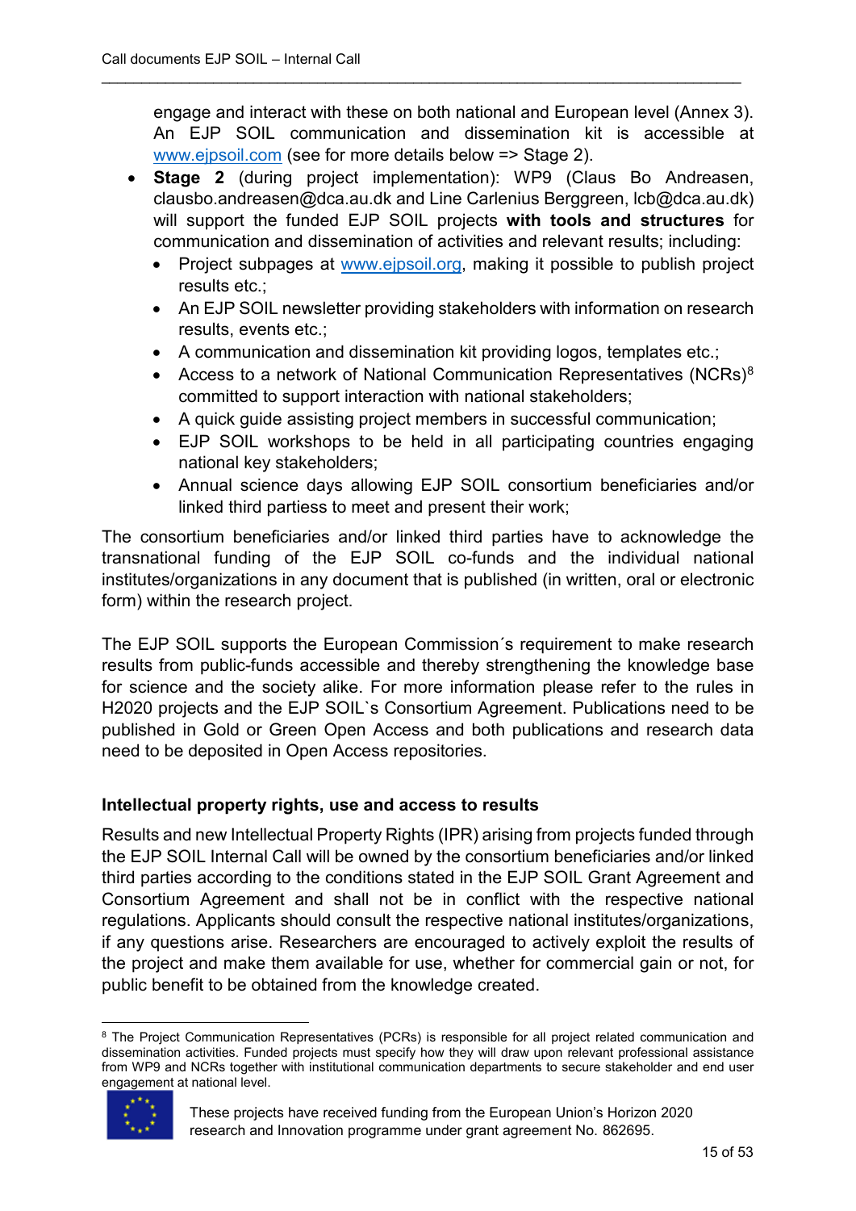engage and interact with these on both national and European level (Annex 3). An EJP SOIL communication and dissemination kit is accessible at www.ejpsoil.com (see for more details below => Stage 2).

- **Stage 2** (during project implementation): WP9 (Claus Bo Andreasen, clausbo.andreasen@dca.au.dk and Line Carlenius Berggreen, lcb@dca.au.dk) will support the funded EJP SOIL projects **with tools and structures** for communication and dissemination of activities and relevant results; including:
  - Project subpages at www.ejpsoil.org, making it possible to publish project results etc.;
  - An EJP SOIL newsletter providing stakeholders with information on research results, events etc.;
  - A communication and dissemination kit providing logos, templates etc.;
  - Access to a network of National Communication Representatives (NCRs)[8] committed to support interaction with national stakeholders;
  - A quick guide assisting project members in successful communication;
  - EJP SOIL workshops to be held in all participating countries engaging national key stakeholders;
  - Annual science days allowing EJP SOIL consortium beneficiaries and/or linked third partiess to meet and present their work;

The consortium beneficiaries and/or linked third parties have to acknowledge the transnational funding of the EJP SOIL co-funds and the individual national institutes/organizations in any document that is published (in written, oral or electronic form) within the research project.

The EJP SOIL supports the European Commission´s requirement to make research results from public-funds accessible and thereby strengthening the knowledge base for science and the society alike. For more information please refer to the rules in H2020 projects and the EJP SOIL`s Consortium Agreement. Publications need to be published in Gold or Green Open Access and both publications and research data need to be deposited in Open Access repositories.

### Intellectual property rights, use and access to results

Results and new Intellectual Property Rights (IPR) arising from projects funded through the EJP SOIL Internal Call will be owned by the consortium beneficiaries and/or linked third parties according to the conditions stated in the EJP SOIL Grant Agreement and Consortium Agreement and shall not be in conflict with the respective national regulations. Applicants should consult the respective national institutes/organizations, if any questions arise. Researchers are encouraged to actively exploit the results of the project and make them available for use, whether for commercial gain or not, for public benefit to be obtained from the knowledge created.

[8] The Project Communication Representatives (PCRs) is responsible for all project related communication and dissemination activities. Funded projects must specify how they will draw upon relevant professional assistance from WP9 and NCRs together with institutional communication departments to secure stakeholder and end user engagement at national level.

These projects have received funding from the European Union's Horizon 2020 research and Innovation programme under grant agreement No. 862695.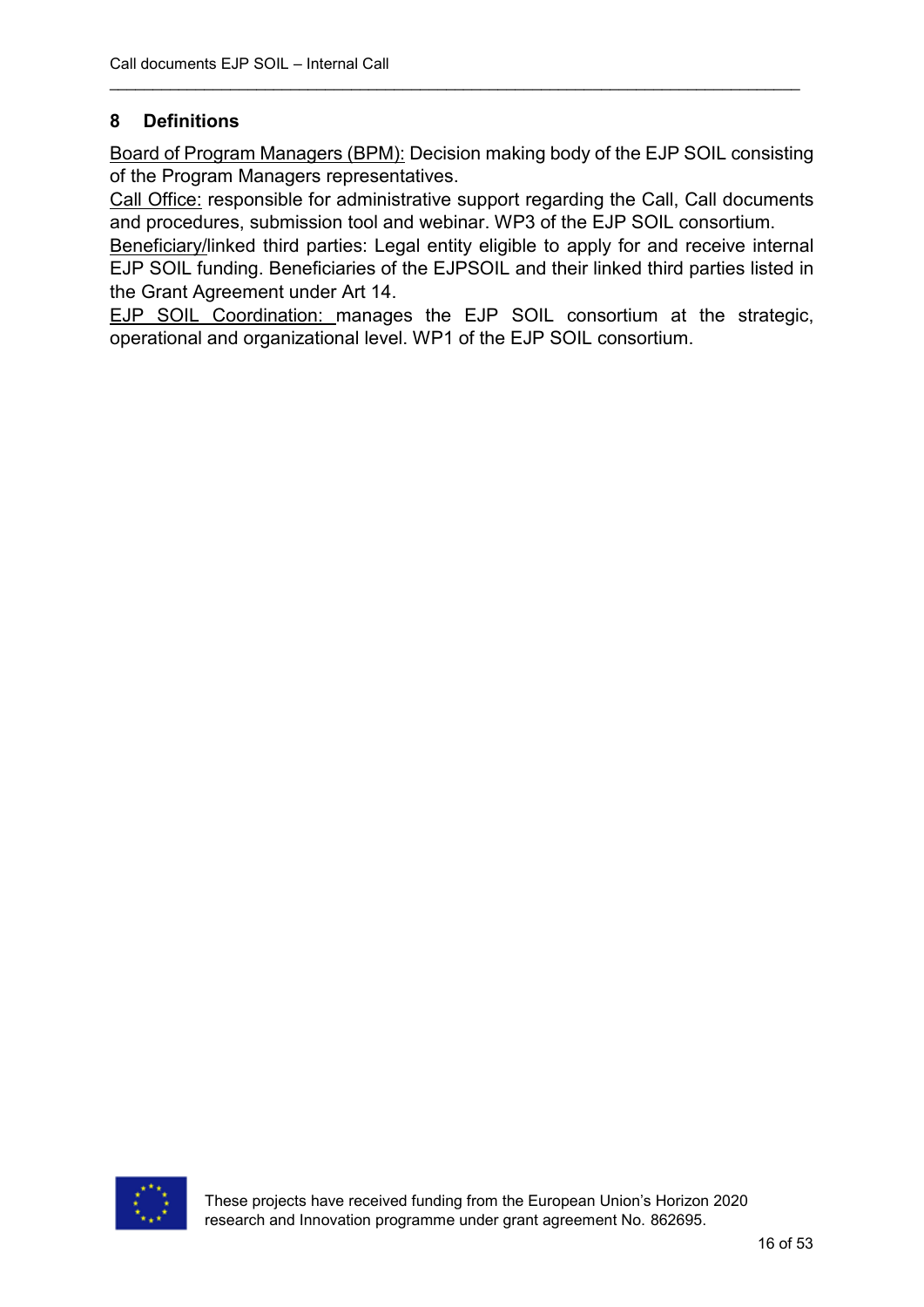## 8 Definitions

Board of Program Managers (BPM): Decision making body of the EJP SOIL consisting of the Program Managers representatives.
Call Office: responsible for administrative support regarding the Call, Call documents and procedures, submission tool and webinar. WP3 of the EJP SOIL consortium.
Beneficiary/linked third parties: Legal entity eligible to apply for and receive internal EJP SOIL funding. Beneficiaries of the EJPSOIL and their linked third parties listed in the Grant Agreement under Art 14.
EJP SOIL Coordination: manages the EJP SOIL consortium at the strategic, operational and organizational level. WP1 of the EJP SOIL consortium.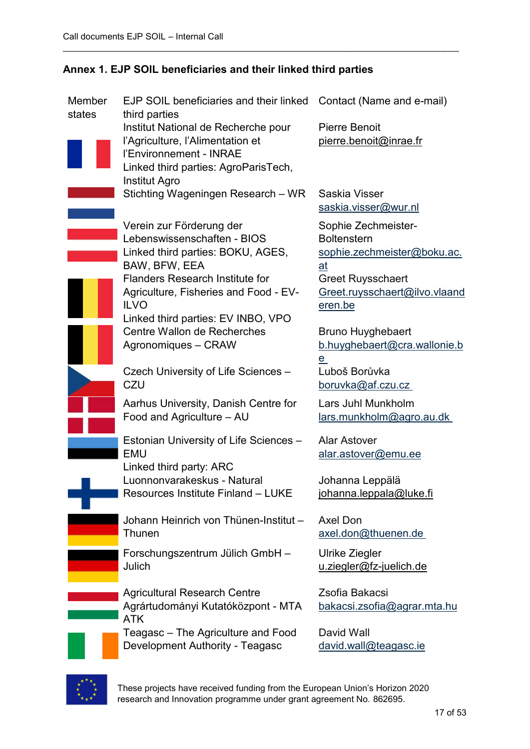## Annex 1. EJP SOIL beneficiaries and their linked third parties

| Member states | EJP SOIL beneficiaries and their linked third parties | Contact (Name and e-mail) |
|---|---|---|
| | Institut National de Recherche pour l'Agriculture, l'Alimentation et l'Environnement - INRAE<br>Linked third parties: AgroParisTech, Institut Agro | Pierre Benoit<br>pierre.benoit@inrae.fr |
| | Stichting Wageningen Research – WR | Saskia Visser<br>saskia.visser@wur.nl |
| | Verein zur Förderung der Lebenswissenschaften - BIOS<br>Linked third parties: BOKU, AGES, BAW, BFW, EEA | Sophie Zechmeister-Boltenstern<br>sophie.zechmeister@boku.ac.at |
| | Flanders Research Institute for Agriculture, Fisheries and Food - EV-ILVO<br>Linked third parties: EV INBO, VPO | Greet Ruysschaert<br>Greet.ruysschaert@ilvo.vlaanderen.be |
| | Centre Wallon de Recherches Agronomiques – CRAW | Bruno Huyghebaert<br>b.huyghebaert@cra.wallonie.be |
| | Czech University of Life Sciences – CZU | Luboš Borůvka<br>boruvka@af.czu.cz |
| | Aarhus University, Danish Centre for Food and Agriculture – AU | Lars Juhl Munkholm<br>lars.munkholm@agro.au.dk |
| | Estonian University of Life Sciences – EMU<br>Linked third party: ARC | Alar Astover<br>alar.astover@emu.ee |
| | Luonnonvarakeskus - Natural Resources Institute Finland – LUKE | Johanna Leppälä<br>johanna.leppala@luke.fi |
| | Johann Heinrich von Thünen-Institut – Thunen | Axel Don<br>axel.don@thuenen.de |
| | Forschungszentrum Jülich GmbH – Julich | Ulrike Ziegler<br>u.ziegler@fz-juelich.de |
| | Agricultural Research Centre Agrártudományi Kutatóközpont - MTA ATK | Zsofia Bakacsi<br>bakacsi.zsofia@agrar.mta.hu |
| | Teagasc – The Agriculture and Food Development Authority - Teagasc | David Wall<br>david.wall@teagasc.ie |

These projects have received funding from the European Union's Horizon 2020 research and Innovation programme under grant agreement No. 862695.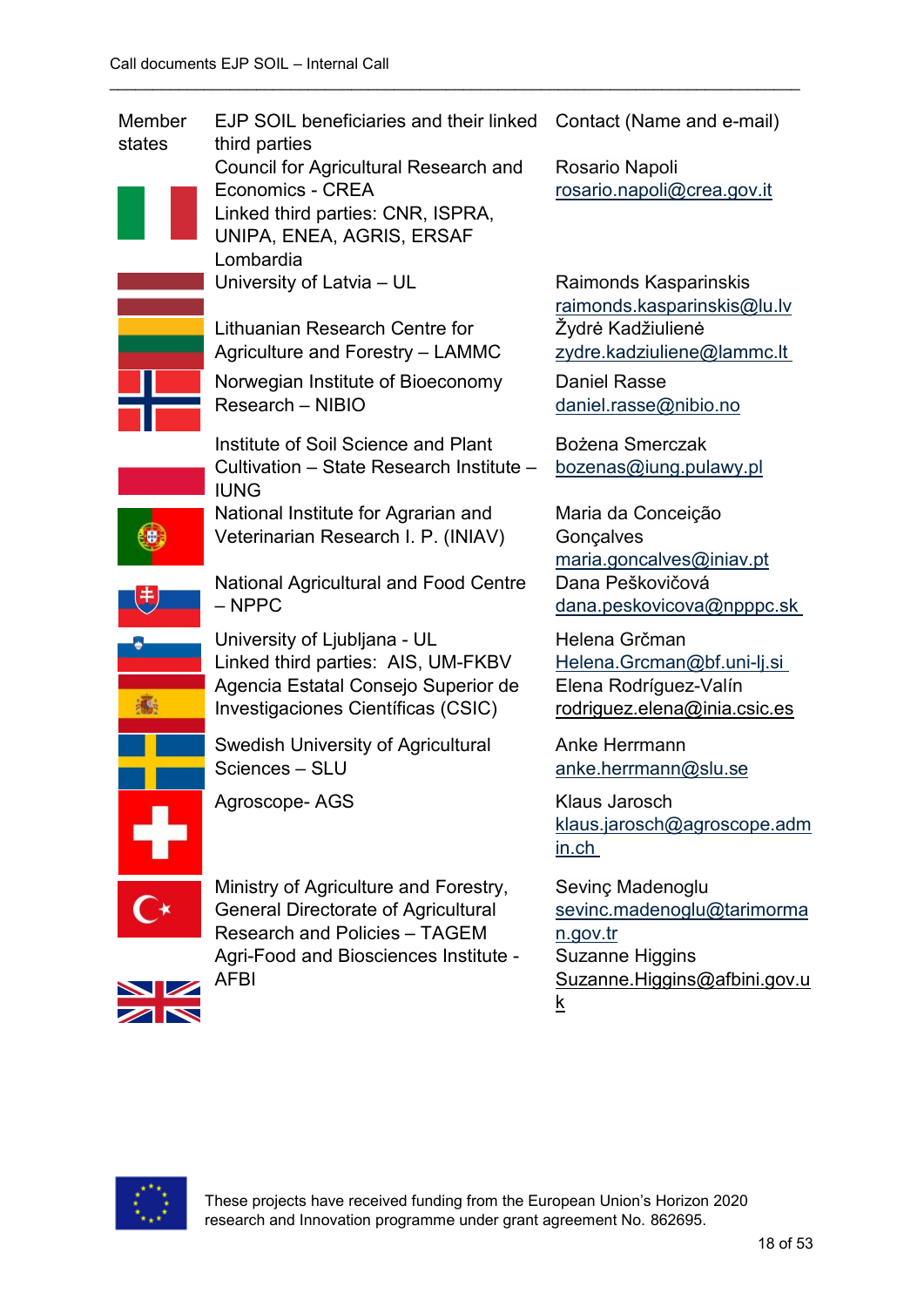| Member states | EJP SOIL beneficiaries and their linked third parties | Contact (Name and e-mail) |
|---|---|---|
| | Council for Agricultural Research and Economics - CREA<br>Linked third parties: CNR, ISPRA, UNIPA, ENEA, AGRIS, ERSAF Lombardia | Rosario Napoli<br>rosario.napoli@crea.gov.it |
| | University of Latvia – UL | Raimonds Kasparinskis<br>raimonds.kasparinskis@lu.lv |
| | Lithuanian Research Centre for Agriculture and Forestry – LAMMC | Žydrė Kadžiulienė<br>zydre.kadziuliene@lammc.lt |
| | Norwegian Institute of Bioeconomy Research – NIBIO | Daniel Rasse<br>daniel.rasse@nibio.no |
| | Institute of Soil Science and Plant Cultivation – State Research Institute – IUNG | Bożena Smerczak<br>bozenas@iung.pulawy.pl |
| | National Institute for Agrarian and Veterinarian Research I. P. (INIAV) | Maria da Conceição Gonçalves<br>maria.goncalves@iniav.pt |
| | National Agricultural and Food Centre – NPPC | Dana Peškovičová<br>dana.peskovicova@npppc.sk |
| | University of Ljubljana - UL<br>Linked third parties: AIS, UM-FKBV | Helena Grčman<br>Helena.Grcman@bf.uni-lj.si |
| | Agencia Estatal Consejo Superior de Investigaciones Científicas (CSIC) | Elena Rodríguez-Valín<br>rodriguez.elena@inia.csic.es |
| | Swedish University of Agricultural Sciences – SLU | Anke Herrmann<br>anke.herrmann@slu.se |
| | Agroscope- AGS | Klaus Jarosch<br>klaus.jarosch@agroscope.admin.ch |
| | Ministry of Agriculture and Forestry, General Directorate of Agricultural Research and Policies – TAGEM | Sevinç Madenoglu<br>sevinc.madenoglu@tarimorman.gov.tr |
| | Agri-Food and Biosciences Institute - AFBI | Suzanne Higgins<br>Suzanne.Higgins@afbini.gov.uk |

These projects have received funding from the European Union's Horizon 2020 research and Innovation programme under grant agreement No. 862695.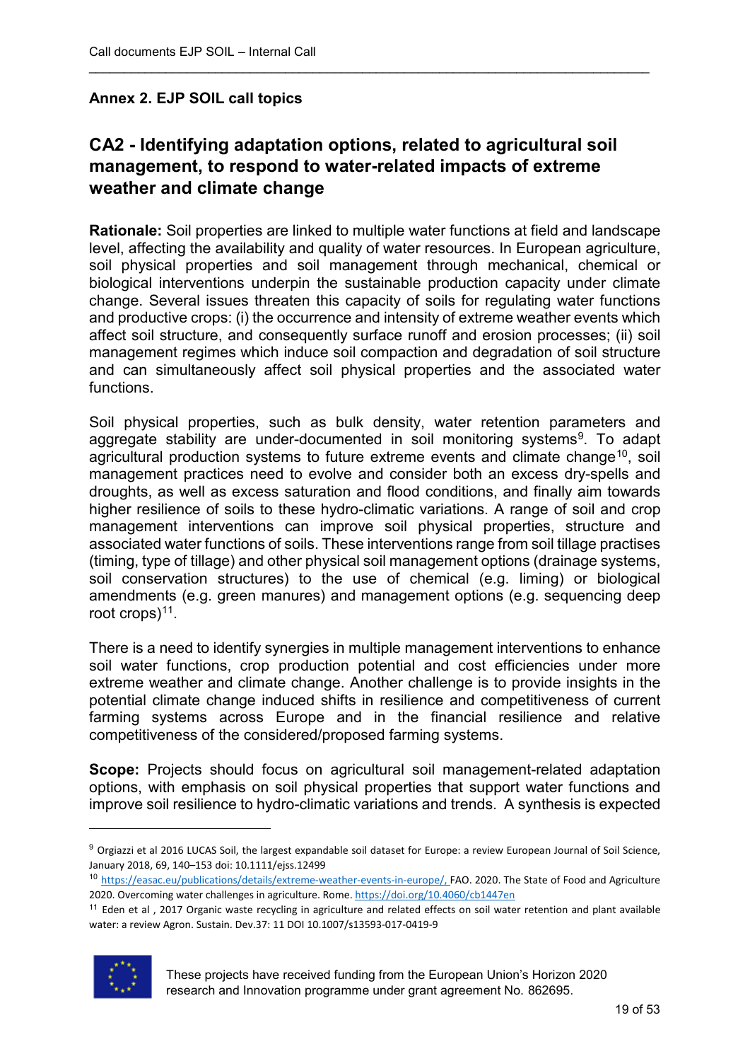## Annex 2. EJP SOIL call topics

## CA2 - Identifying adaptation options, related to agricultural soil management, to respond to water-related impacts of extreme weather and climate change

**Rationale:** Soil properties are linked to multiple water functions at field and landscape level, affecting the availability and quality of water resources. In European agriculture, soil physical properties and soil management through mechanical, chemical or biological interventions underpin the sustainable production capacity under climate change. Several issues threaten this capacity of soils for regulating water functions and productive crops: (i) the occurrence and intensity of extreme weather events which affect soil structure, and consequently surface runoff and erosion processes; (ii) soil management regimes which induce soil compaction and degradation of soil structure and can simultaneously affect soil physical properties and the associated water functions.

Soil physical properties, such as bulk density, water retention parameters and aggregate stability are under-documented in soil monitoring systems[9]. To adapt agricultural production systems to future extreme events and climate change[10], soil management practices need to evolve and consider both an excess dry-spells and droughts, as well as excess saturation and flood conditions, and finally aim towards higher resilience of soils to these hydro-climatic variations. A range of soil and crop management interventions can improve soil physical properties, structure and associated water functions of soils. These interventions range from soil tillage practises (timing, type of tillage) and other physical soil management options (drainage systems, soil conservation structures) to the use of chemical (e.g. liming) or biological amendments (e.g. green manures) and management options (e.g. sequencing deep root crops)[11].

There is a need to identify synergies in multiple management interventions to enhance soil water functions, crop production potential and cost efficiencies under more extreme weather and climate change. Another challenge is to provide insights in the potential climate change induced shifts in resilience and competitiveness of current farming systems across Europe and in the financial resilience and relative competitiveness of the considered/proposed farming systems.

**Scope:** Projects should focus on agricultural soil management-related adaptation options, with emphasis on soil physical properties that support water functions and improve soil resilience to hydro-climatic variations and trends. A synthesis is expected

---

[9] Orgiazzi et al 2016 LUCAS Soil, the largest expandable soil dataset for Europe: a review European Journal of Soil Science, January 2018, 69, 140–153 doi: 10.1111/ejss.12499

[10] https://easac.eu/publications/details/extreme-weather-events-in-europe/, FAO. 2020. The State of Food and Agriculture 2020. Overcoming water challenges in agriculture. Rome. https://doi.org/10.4060/cb1447en

[11] Eden et al , 2017 Organic waste recycling in agriculture and related effects on soil water retention and plant available water: a review Agron. Sustain. Dev.37: 11 DOI 10.1007/s13593-017-0419-9

These projects have received funding from the European Union's Horizon 2020 research and Innovation programme under grant agreement No. 862695.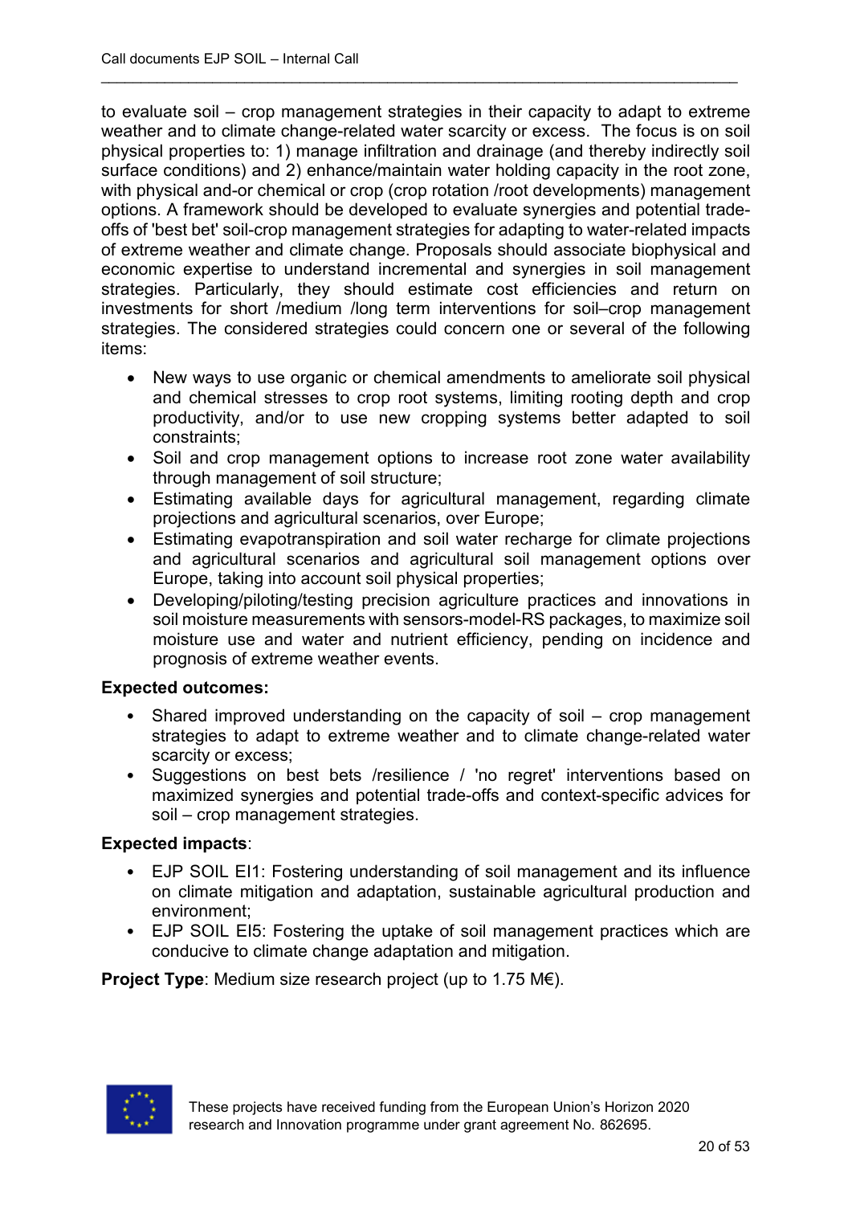to evaluate soil – crop management strategies in their capacity to adapt to extreme weather and to climate change-related water scarcity or excess. The focus is on soil physical properties to: 1) manage infiltration and drainage (and thereby indirectly soil surface conditions) and 2) enhance/maintain water holding capacity in the root zone, with physical and-or chemical or crop (crop rotation /root developments) management options. A framework should be developed to evaluate synergies and potential trade-offs of 'best bet' soil-crop management strategies for adapting to water-related impacts of extreme weather and climate change. Proposals should associate biophysical and economic expertise to understand incremental and synergies in soil management strategies. Particularly, they should estimate cost efficiencies and return on investments for short /medium /long term interventions for soil–crop management strategies. The considered strategies could concern one or several of the following items:

- New ways to use organic or chemical amendments to ameliorate soil physical and chemical stresses to crop root systems, limiting rooting depth and crop productivity, and/or to use new cropping systems better adapted to soil constraints;
- Soil and crop management options to increase root zone water availability through management of soil structure;
- Estimating available days for agricultural management, regarding climate projections and agricultural scenarios, over Europe;
- Estimating evapotranspiration and soil water recharge for climate projections and agricultural scenarios and agricultural soil management options over Europe, taking into account soil physical properties;
- Developing/piloting/testing precision agriculture practices and innovations in soil moisture measurements with sensors-model-RS packages, to maximize soil moisture use and water and nutrient efficiency, pending on incidence and prognosis of extreme weather events.

**Expected outcomes:**

- Shared improved understanding on the capacity of soil – crop management strategies to adapt to extreme weather and to climate change-related water scarcity or excess;
- Suggestions on best bets /resilience / 'no regret' interventions based on maximized synergies and potential trade-offs and context-specific advices for soil – crop management strategies.

**Expected impacts**:

- EJP SOIL EI1: Fostering understanding of soil management and its influence on climate mitigation and adaptation, sustainable agricultural production and environment;
- EJP SOIL EI5: Fostering the uptake of soil management practices which are conducive to climate change adaptation and mitigation.

**Project Type**: Medium size research project (up to 1.75 M€).

These projects have received funding from the European Union's Horizon 2020 research and Innovation programme under grant agreement No. 862695.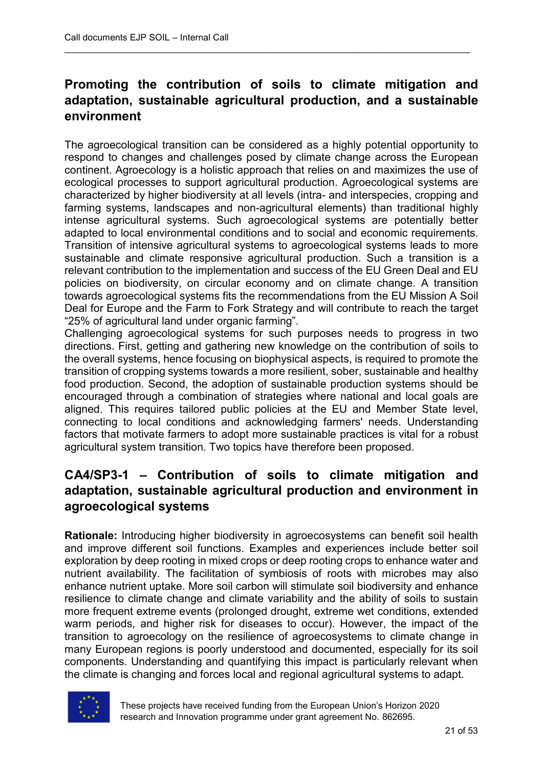## Promoting the contribution of soils to climate mitigation and adaptation, sustainable agricultural production, and a sustainable environment

The agroecological transition can be considered as a highly potential opportunity to respond to changes and challenges posed by climate change across the European continent. Agroecology is a holistic approach that relies on and maximizes the use of ecological processes to support agricultural production. Agroecological systems are characterized by higher biodiversity at all levels (intra- and interspecies, cropping and farming systems, landscapes and non-agricultural elements) than traditional highly intense agricultural systems. Such agroecological systems are potentially better adapted to local environmental conditions and to social and economic requirements. Transition of intensive agricultural systems to agroecological systems leads to more sustainable and climate responsive agricultural production. Such a transition is a relevant contribution to the implementation and success of the EU Green Deal and EU policies on biodiversity, on circular economy and on climate change. A transition towards agroecological systems fits the recommendations from the EU Mission A Soil Deal for Europe and the Farm to Fork Strategy and will contribute to reach the target "25% of agricultural land under organic farming".

Challenging agroecological systems for such purposes needs to progress in two directions. First, getting and gathering new knowledge on the contribution of soils to the overall systems, hence focusing on biophysical aspects, is required to promote the transition of cropping systems towards a more resilient, sober, sustainable and healthy food production. Second, the adoption of sustainable production systems should be encouraged through a combination of strategies where national and local goals are aligned. This requires tailored public policies at the EU and Member State level, connecting to local conditions and acknowledging farmers' needs. Understanding factors that motivate farmers to adopt more sustainable practices is vital for a robust agricultural system transition. Two topics have therefore been proposed.

## CA4/SP3-1 – Contribution of soils to climate mitigation and adaptation, sustainable agricultural production and environment in agroecological systems

**Rationale:** Introducing higher biodiversity in agroecosystems can benefit soil health and improve different soil functions. Examples and experiences include better soil exploration by deep rooting in mixed crops or deep rooting crops to enhance water and nutrient availability. The facilitation of symbiosis of roots with microbes may also enhance nutrient uptake. More soil carbon will stimulate soil biodiversity and enhance resilience to climate change and climate variability and the ability of soils to sustain more frequent extreme events (prolonged drought, extreme wet conditions, extended warm periods, and higher risk for diseases to occur). However, the impact of the transition to agroecology on the resilience of agroecosystems to climate change in many European regions is poorly understood and documented, especially for its soil components. Understanding and quantifying this impact is particularly relevant when the climate is changing and forces local and regional agricultural systems to adapt.

These projects have received funding from the European Union's Horizon 2020 research and Innovation programme under grant agreement No. 862695.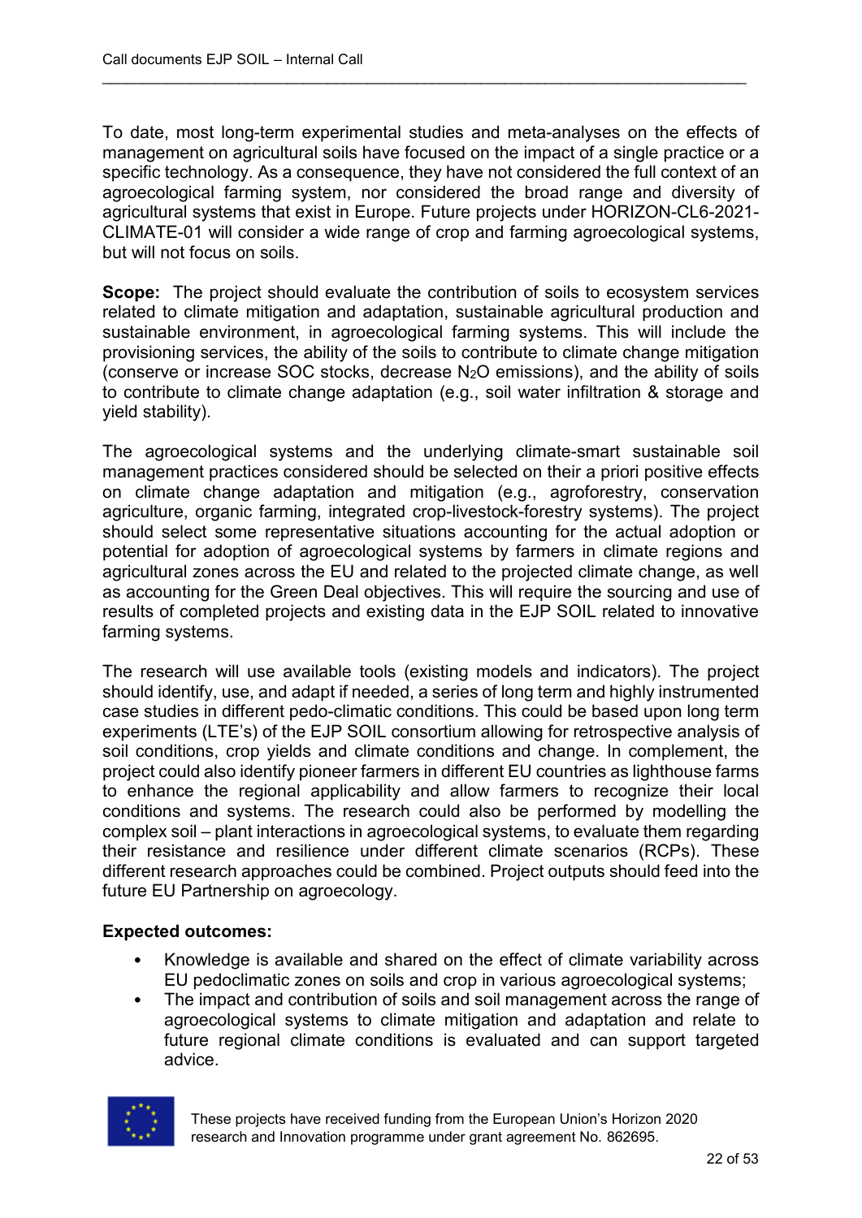To date, most long-term experimental studies and meta-analyses on the effects of management on agricultural soils have focused on the impact of a single practice or a specific technology. As a consequence, they have not considered the full context of an agroecological farming system, nor considered the broad range and diversity of agricultural systems that exist in Europe. Future projects under HORIZON-CL6-2021-CLIMATE-01 will consider a wide range of crop and farming agroecological systems, but will not focus on soils.

**Scope:** The project should evaluate the contribution of soils to ecosystem services related to climate mitigation and adaptation, sustainable agricultural production and sustainable environment, in agroecological farming systems. This will include the provisioning services, the ability of the soils to contribute to climate change mitigation (conserve or increase SOC stocks, decrease $N_2O$ emissions), and the ability of soils to contribute to climate change adaptation (e.g., soil water infiltration & storage and yield stability).

The agroecological systems and the underlying climate-smart sustainable soil management practices considered should be selected on their a priori positive effects on climate change adaptation and mitigation (e.g., agroforestry, conservation agriculture, organic farming, integrated crop-livestock-forestry systems). The project should select some representative situations accounting for the actual adoption or potential for adoption of agroecological systems by farmers in climate regions and agricultural zones across the EU and related to the projected climate change, as well as accounting for the Green Deal objectives. This will require the sourcing and use of results of completed projects and existing data in the EJP SOIL related to innovative farming systems.

The research will use available tools (existing models and indicators). The project should identify, use, and adapt if needed, a series of long term and highly instrumented case studies in different pedo-climatic conditions. This could be based upon long term experiments (LTE's) of the EJP SOIL consortium allowing for retrospective analysis of soil conditions, crop yields and climate conditions and change. In complement, the project could also identify pioneer farmers in different EU countries as lighthouse farms to enhance the regional applicability and allow farmers to recognize their local conditions and systems. The research could also be performed by modelling the complex soil – plant interactions in agroecological systems, to evaluate them regarding their resistance and resilience under different climate scenarios (RCPs). These different research approaches could be combined. Project outputs should feed into the future EU Partnership on agroecology.

**Expected outcomes:**

- Knowledge is available and shared on the effect of climate variability across EU pedoclimatic zones on soils and crop in various agroecological systems;
- The impact and contribution of soils and soil management across the range of agroecological systems to climate mitigation and adaptation and relate to future regional climate conditions is evaluated and can support targeted advice.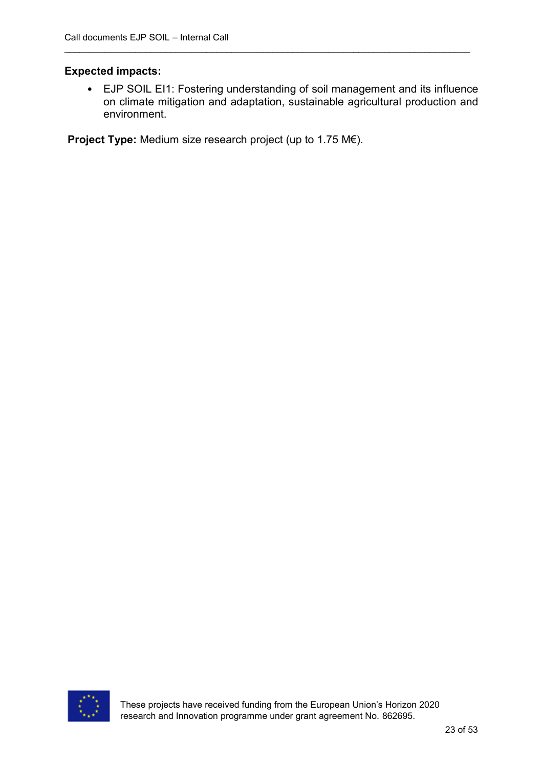**Expected impacts:**

- EJP SOIL EI1: Fostering understanding of soil management and its influence on climate mitigation and adaptation, sustainable agricultural production and environment.

**Project Type:** Medium size research project (up to 1.75 M€).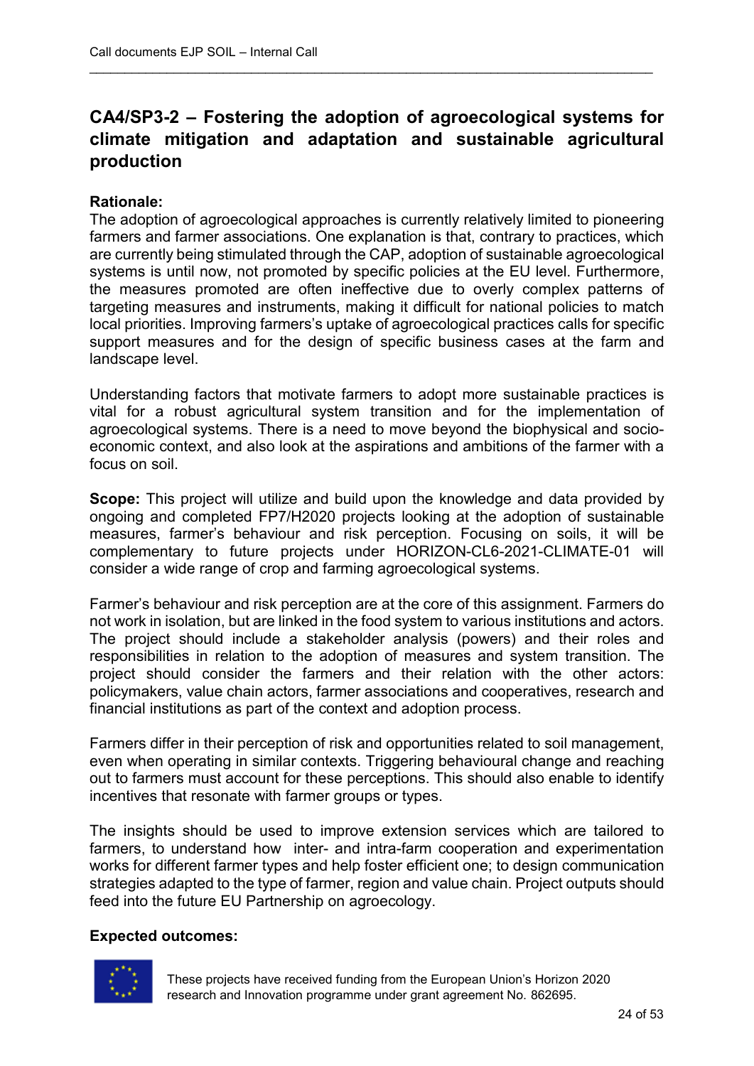## CA4/SP3-2 – Fostering the adoption of agroecological systems for climate mitigation and adaptation and sustainable agricultural production

**Rationale:**
The adoption of agroecological approaches is currently relatively limited to pioneering farmers and farmer associations. One explanation is that, contrary to practices, which are currently being stimulated through the CAP, adoption of sustainable agroecological systems is until now, not promoted by specific policies at the EU level. Furthermore, the measures promoted are often ineffective due to overly complex patterns of targeting measures and instruments, making it difficult for national policies to match local priorities. Improving farmers's uptake of agroecological practices calls for specific support measures and for the design of specific business cases at the farm and landscape level.

Understanding factors that motivate farmers to adopt more sustainable practices is vital for a robust agricultural system transition and for the implementation of agroecological systems. There is a need to move beyond the biophysical and socio-economic context, and also look at the aspirations and ambitions of the farmer with a focus on soil.

**Scope:** This project will utilize and build upon the knowledge and data provided by ongoing and completed FP7/H2020 projects looking at the adoption of sustainable measures, farmer's behaviour and risk perception. Focusing on soils, it will be complementary to future projects under HORIZON-CL6-2021-CLIMATE-01 will consider a wide range of crop and farming agroecological systems.

Farmer's behaviour and risk perception are at the core of this assignment. Farmers do not work in isolation, but are linked in the food system to various institutions and actors. The project should include a stakeholder analysis (powers) and their roles and responsibilities in relation to the adoption of measures and system transition. The project should consider the farmers and their relation with the other actors: policymakers, value chain actors, farmer associations and cooperatives, research and financial institutions as part of the context and adoption process.

Farmers differ in their perception of risk and opportunities related to soil management, even when operating in similar contexts. Triggering behavioural change and reaching out to farmers must account for these perceptions. This should also enable to identify incentives that resonate with farmer groups or types.

The insights should be used to improve extension services which are tailored to farmers, to understand how inter- and intra-farm cooperation and experimentation works for different farmer types and help foster efficient one; to design communication strategies adapted to the type of farmer, region and value chain. Project outputs should feed into the future EU Partnership on agroecology.

**Expected outcomes:**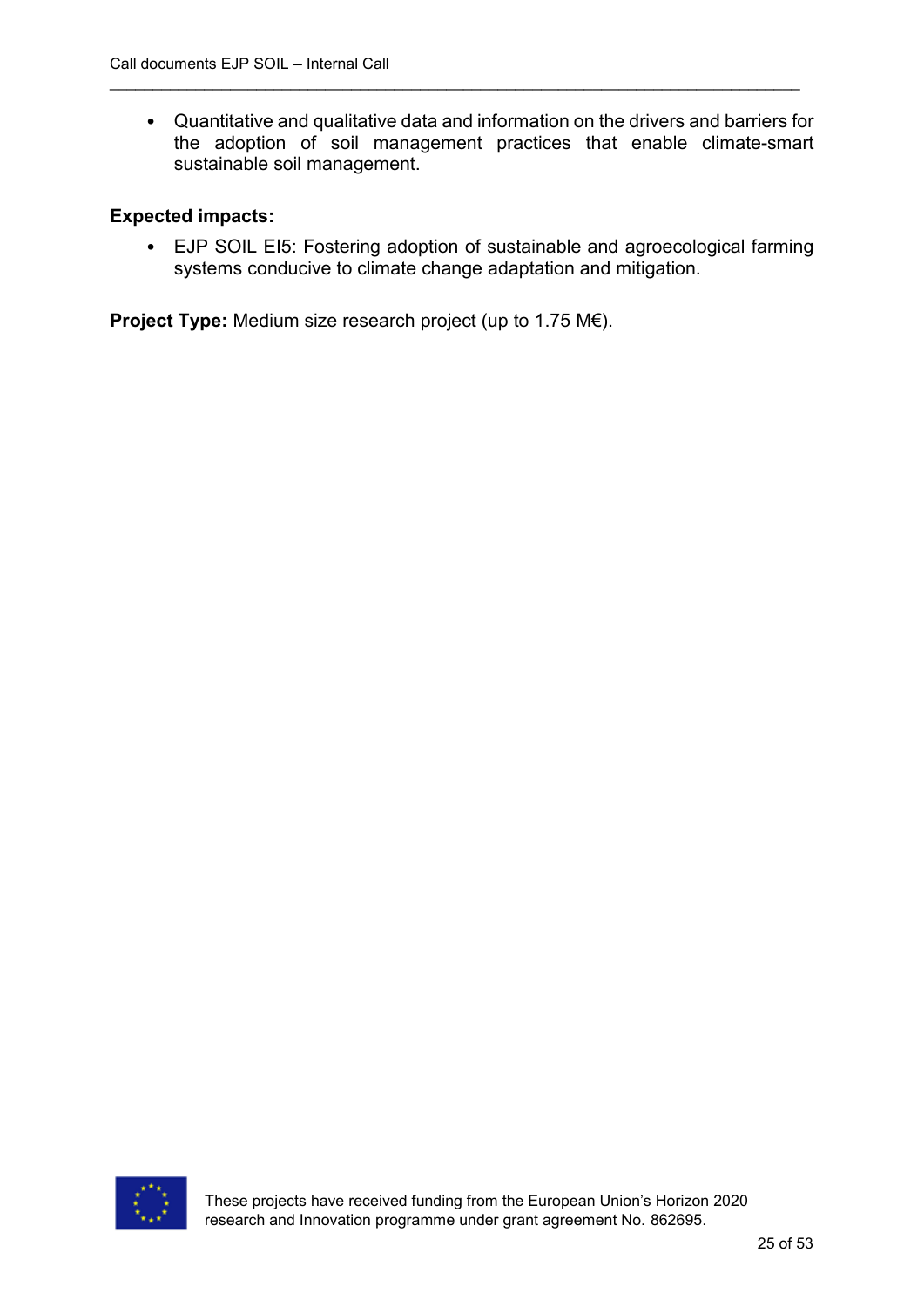- Quantitative and qualitative data and information on the drivers and barriers for the adoption of soil management practices that enable climate-smart sustainable soil management.

**Expected impacts:**

- EJP SOIL EI5: Fostering adoption of sustainable and agroecological farming systems conducive to climate change adaptation and mitigation.

**Project Type:** Medium size research project (up to 1.75 M€).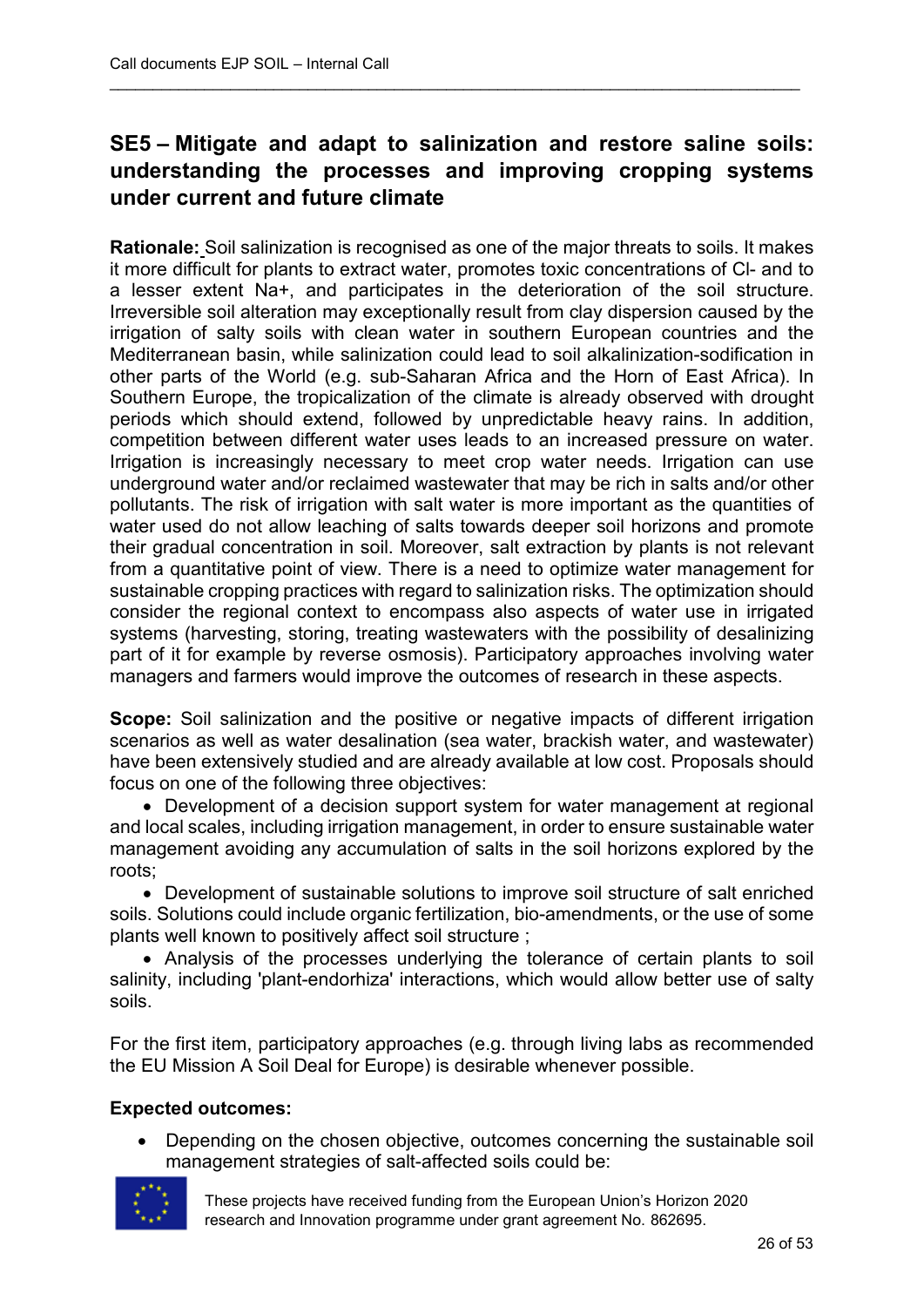## SE5 – Mitigate and adapt to salinization and restore saline soils: understanding the processes and improving cropping systems under current and future climate

**Rationale:** Soil salinization is recognised as one of the major threats to soils. It makes it more difficult for plants to extract water, promotes toxic concentrations of $Cl^-$ and to a lesser extent $Na^+$, and participates in the deterioration of the soil structure. Irreversible soil alteration may exceptionally result from clay dispersion caused by the irrigation of salty soils with clean water in southern European countries and the Mediterranean basin, while salinization could lead to soil alkalinization-sodification in other parts of the World (e.g. sub-Saharan Africa and the Horn of East Africa). In Southern Europe, the tropicalization of the climate is already observed with drought periods which should extend, followed by unpredictable heavy rains. In addition, competition between different water uses leads to an increased pressure on water. Irrigation is increasingly necessary to meet crop water needs. Irrigation can use underground water and/or reclaimed wastewater that may be rich in salts and/or other pollutants. The risk of irrigation with salt water is more important as the quantities of water used do not allow leaching of salts towards deeper soil horizons and promote their gradual concentration in soil. Moreover, salt extraction by plants is not relevant from a quantitative point of view. There is a need to optimize water management for sustainable cropping practices with regard to salinization risks. The optimization should consider the regional context to encompass also aspects of water use in irrigated systems (harvesting, storing, treating wastewaters with the possibility of desalinizing part of it for example by reverse osmosis). Participatory approaches involving water managers and farmers would improve the outcomes of research in these aspects.

**Scope:** Soil salinization and the positive or negative impacts of different irrigation scenarios as well as water desalination (sea water, brackish water, and wastewater) have been extensively studied and are already available at low cost. Proposals should focus on one of the following three objectives:

- Development of a decision support system for water management at regional and local scales, including irrigation management, in order to ensure sustainable water management avoiding any accumulation of salts in the soil horizons explored by the roots;
- Development of sustainable solutions to improve soil structure of salt enriched soils. Solutions could include organic fertilization, bio-amendments, or the use of some plants well known to positively affect soil structure ;
- Analysis of the processes underlying the tolerance of certain plants to soil salinity, including 'plant-endorhiza' interactions, which would allow better use of salty soils.

For the first item, participatory approaches (e.g. through living labs as recommended the EU Mission A Soil Deal for Europe) is desirable whenever possible.

**Expected outcomes:**

- Depending on the chosen objective, outcomes concerning the sustainable soil management strategies of salt-affected soils could be: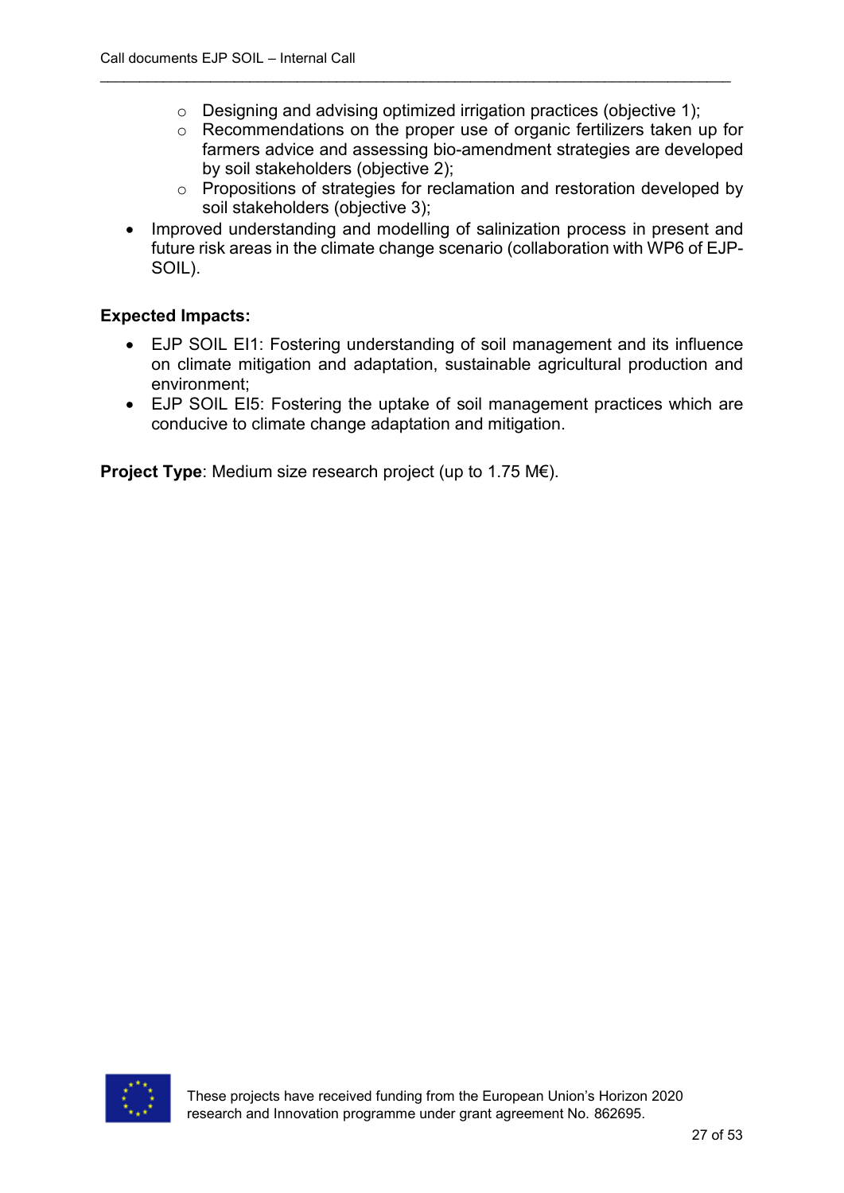- Designing and advising optimized irrigation practices (objective 1);
  - Recommendations on the proper use of organic fertilizers taken up for farmers advice and assessing bio-amendment strategies are developed by soil stakeholders (objective 2);
  - Propositions of strategies for reclamation and restoration developed by soil stakeholders (objective 3);
- Improved understanding and modelling of salinization process in present and future risk areas in the climate change scenario (collaboration with WP6 of EJP-SOIL).

**Expected Impacts:**

- EJP SOIL EI1: Fostering understanding of soil management and its influence on climate mitigation and adaptation, sustainable agricultural production and environment;
- EJP SOIL EI5: Fostering the uptake of soil management practices which are conducive to climate change adaptation and mitigation.

**Project Type**: Medium size research project (up to 1.75 M€).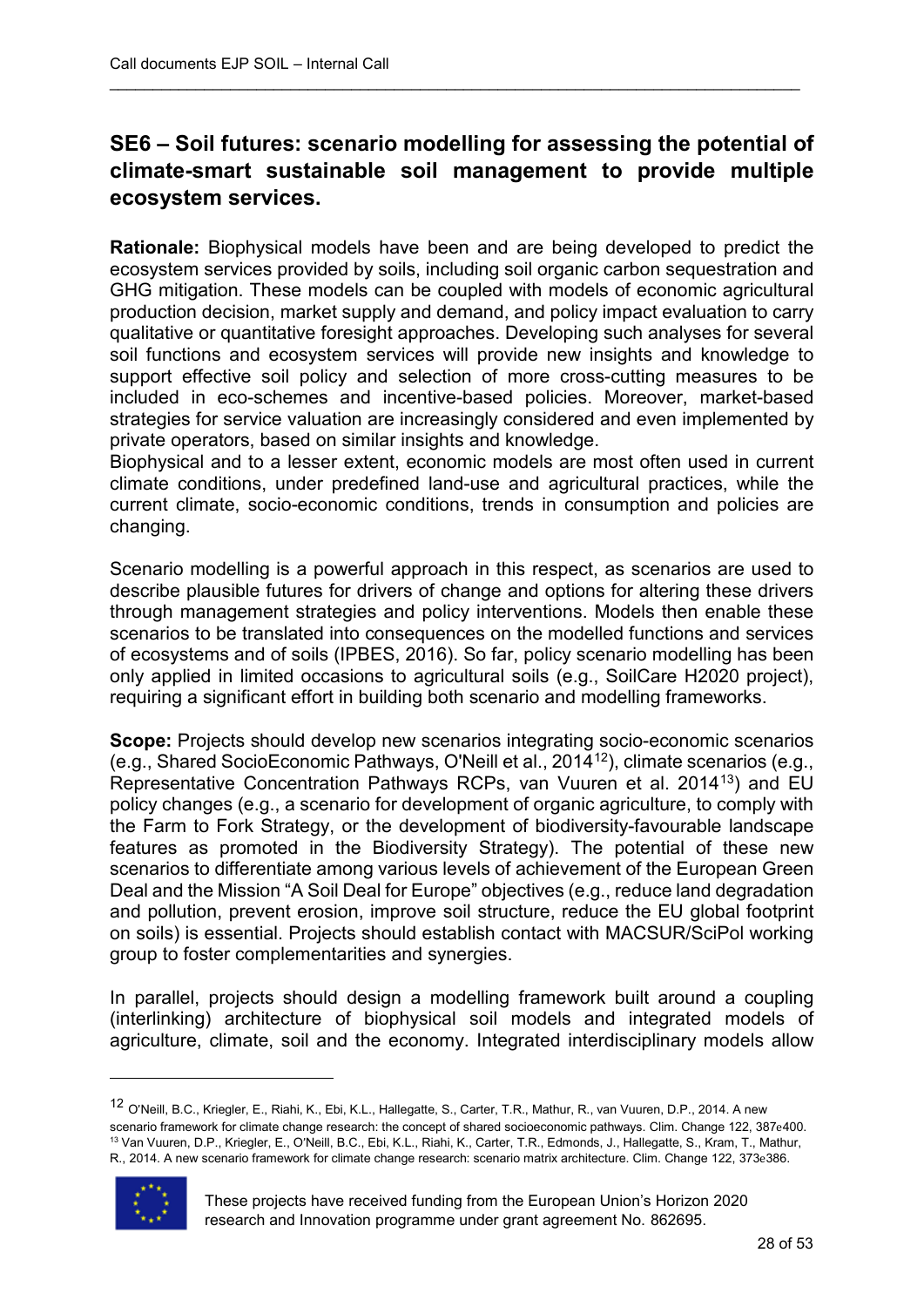## SE6 – Soil futures: scenario modelling for assessing the potential of climate-smart sustainable soil management to provide multiple ecosystem services.

**Rationale:** Biophysical models have been and are being developed to predict the ecosystem services provided by soils, including soil organic carbon sequestration and GHG mitigation. These models can be coupled with models of economic agricultural production decision, market supply and demand, and policy impact evaluation to carry qualitative or quantitative foresight approaches. Developing such analyses for several soil functions and ecosystem services will provide new insights and knowledge to support effective soil policy and selection of more cross-cutting measures to be included in eco-schemes and incentive-based policies. Moreover, market-based strategies for service valuation are increasingly considered and even implemented by private operators, based on similar insights and knowledge.
Biophysical and to a lesser extent, economic models are most often used in current climate conditions, under predefined land-use and agricultural practices, while the current climate, socio-economic conditions, trends in consumption and policies are changing.

Scenario modelling is a powerful approach in this respect, as scenarios are used to describe plausible futures for drivers of change and options for altering these drivers through management strategies and policy interventions. Models then enable these scenarios to be translated into consequences on the modelled functions and services of ecosystems and of soils (IPBES, 2016). So far, policy scenario modelling has been only applied in limited occasions to agricultural soils (e.g., SoilCare H2020 project), requiring a significant effort in building both scenario and modelling frameworks.

**Scope:** Projects should develop new scenarios integrating socio-economic scenarios (e.g., Shared SocioEconomic Pathways, O'Neill et al., 2014[12]), climate scenarios (e.g., Representative Concentration Pathways RCPs, van Vuuren et al. 2014[13]) and EU policy changes (e.g., a scenario for development of organic agriculture, to comply with the Farm to Fork Strategy, or the development of biodiversity-favourable landscape features as promoted in the Biodiversity Strategy). The potential of these new scenarios to differentiate among various levels of achievement of the European Green Deal and the Mission "A Soil Deal for Europe" objectives (e.g., reduce land degradation and pollution, prevent erosion, improve soil structure, reduce the EU global footprint on soils) is essential. Projects should establish contact with MACSUR/SciPol working group to foster complementarities and synergies.

In parallel, projects should design a modelling framework built around a coupling (interlinking) architecture of biophysical soil models and integrated models of agriculture, climate, soil and the economy. Integrated interdisciplinary models allow

[12] O'Neill, B.C., Kriegler, E., Riahi, K., Ebi, K.L., Hallegatte, S., Carter, T.R., Mathur, R., van Vuuren, D.P., 2014. A new scenario framework for climate change research: the concept of shared socioeconomic pathways. Clim. Change 122, 387e400.

[13] Van Vuuren, D.P., Kriegler, E., O'Neill, B.C., Ebi, K.L., Riahi, K., Carter, T.R., Edmonds, J., Hallegatte, S., Kram, T., Mathur, R., 2014. A new scenario framework for climate change research: scenario matrix architecture. Clim. Change 122, 373e386.

These projects have received funding from the European Union's Horizon 2020 research and Innovation programme under grant agreement No. 862695.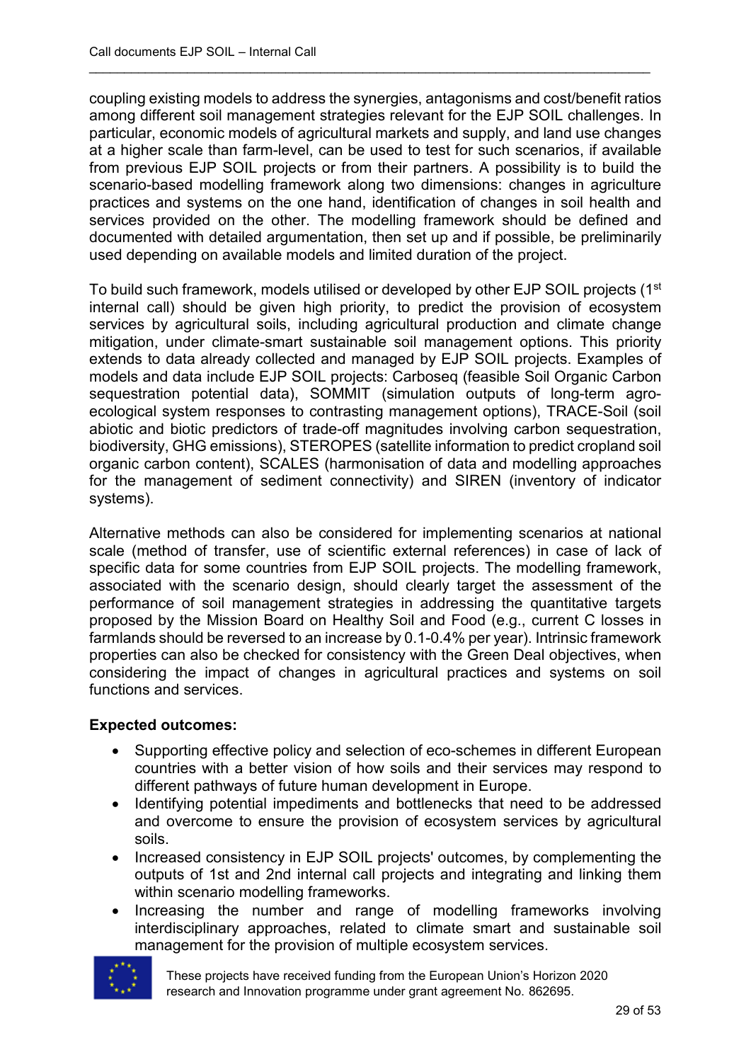coupling existing models to address the synergies, antagonisms and cost/benefit ratios among different soil management strategies relevant for the EJP SOIL challenges. In particular, economic models of agricultural markets and supply, and land use changes at a higher scale than farm-level, can be used to test for such scenarios, if available from previous EJP SOIL projects or from their partners. A possibility is to build the scenario-based modelling framework along two dimensions: changes in agriculture practices and systems on the one hand, identification of changes in soil health and services provided on the other. The modelling framework should be defined and documented with detailed argumentation, then set up and if possible, be preliminarily used depending on available models and limited duration of the project.

To build such framework, models utilised or developed by other EJP SOIL projects (1st internal call) should be given high priority, to predict the provision of ecosystem services by agricultural soils, including agricultural production and climate change mitigation, under climate-smart sustainable soil management options. This priority extends to data already collected and managed by EJP SOIL projects. Examples of models and data include EJP SOIL projects: Carboseq (feasible Soil Organic Carbon sequestration potential data), SOMMIT (simulation outputs of long-term agro-ecological system responses to contrasting management options), TRACE-Soil (soil abiotic and biotic predictors of trade-off magnitudes involving carbon sequestration, biodiversity, GHG emissions), STEROPES (satellite information to predict cropland soil organic carbon content), SCALES (harmonisation of data and modelling approaches for the management of sediment connectivity) and SIREN (inventory of indicator systems).

Alternative methods can also be considered for implementing scenarios at national scale (method of transfer, use of scientific external references) in case of lack of specific data for some countries from EJP SOIL projects. The modelling framework, associated with the scenario design, should clearly target the assessment of the performance of soil management strategies in addressing the quantitative targets proposed by the Mission Board on Healthy Soil and Food (e.g., current C losses in farmlands should be reversed to an increase by 0.1-0.4% per year). Intrinsic framework properties can also be checked for consistency with the Green Deal objectives, when considering the impact of changes in agricultural practices and systems on soil functions and services.

**Expected outcomes:**

- Supporting effective policy and selection of eco-schemes in different European countries with a better vision of how soils and their services may respond to different pathways of future human development in Europe.
- Identifying potential impediments and bottlenecks that need to be addressed and overcome to ensure the provision of ecosystem services by agricultural soils.
- Increased consistency in EJP SOIL projects' outcomes, by complementing the outputs of 1st and 2nd internal call projects and integrating and linking them within scenario modelling frameworks.
- Increasing the number and range of modelling frameworks involving interdisciplinary approaches, related to climate smart and sustainable soil management for the provision of multiple ecosystem services.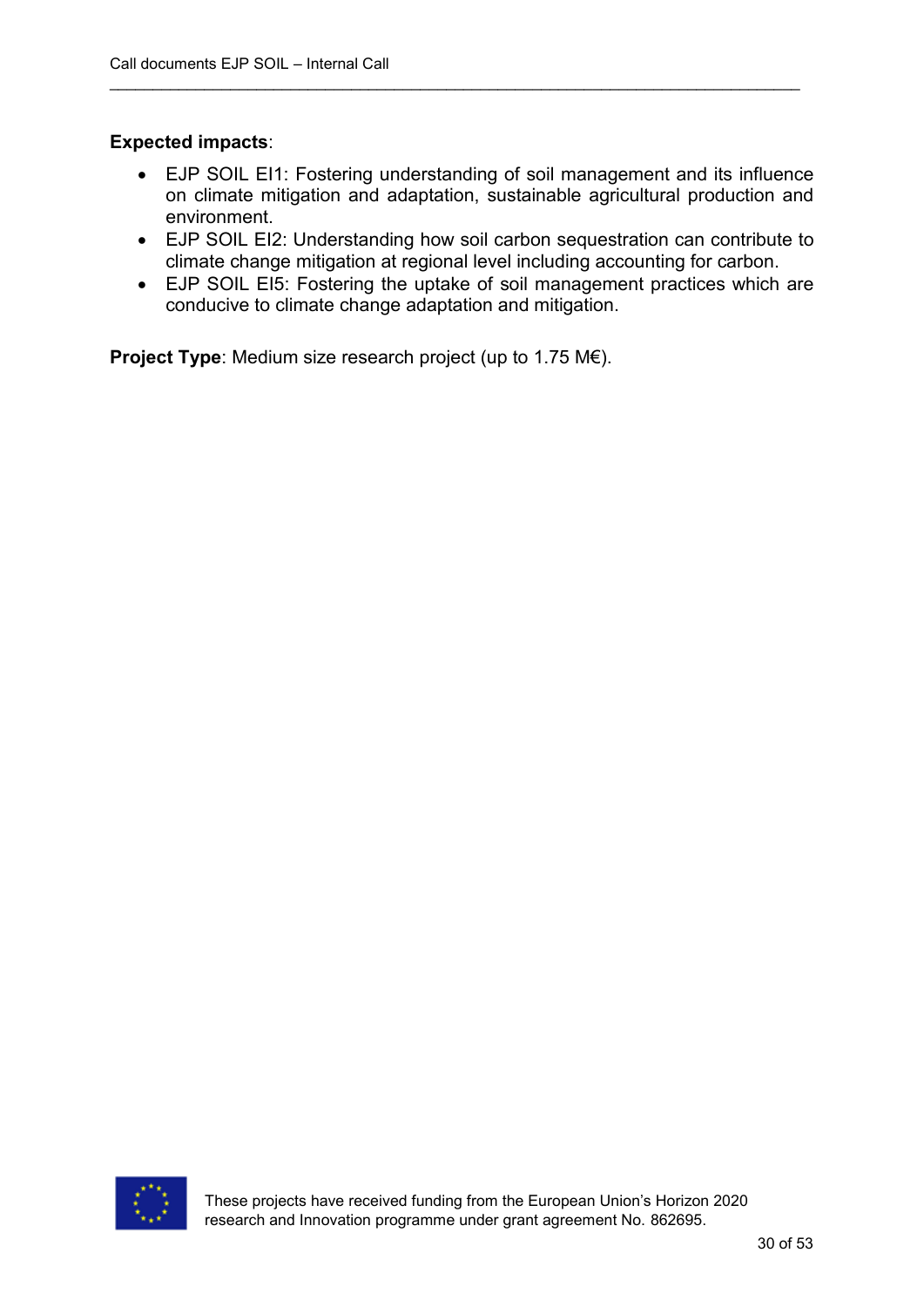**Expected impacts**:

- EJP SOIL EI1: Fostering understanding of soil management and its influence on climate mitigation and adaptation, sustainable agricultural production and environment.
- EJP SOIL EI2: Understanding how soil carbon sequestration can contribute to climate change mitigation at regional level including accounting for carbon.
- EJP SOIL EI5: Fostering the uptake of soil management practices which are conducive to climate change adaptation and mitigation.

**Project Type**: Medium size research project (up to 1.75 M€).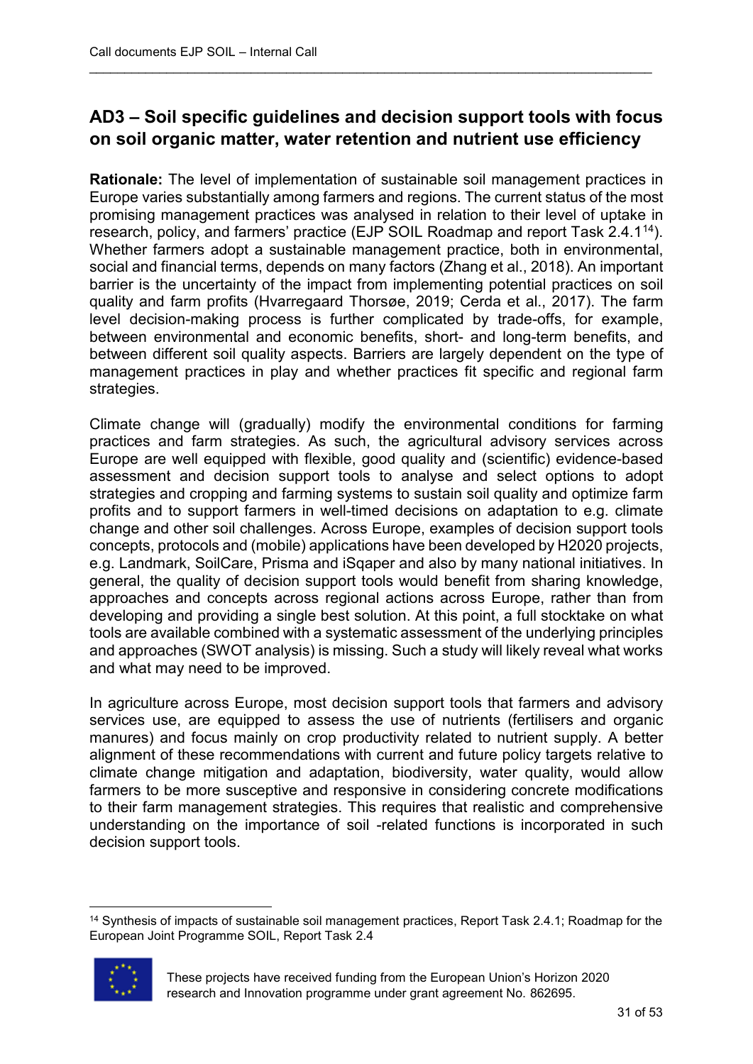## AD3 – Soil specific guidelines and decision support tools with focus on soil organic matter, water retention and nutrient use efficiency

**Rationale:** The level of implementation of sustainable soil management practices in Europe varies substantially among farmers and regions. The current status of the most promising management practices was analysed in relation to their level of uptake in research, policy, and farmers' practice (EJP SOIL Roadmap and report Task 2.4.1[14]). Whether farmers adopt a sustainable management practice, both in environmental, social and financial terms, depends on many factors (Zhang et al., 2018). An important barrier is the uncertainty of the impact from implementing potential practices on soil quality and farm profits (Hvarregaard Thorsøe, 2019; Cerda et al., 2017). The farm level decision-making process is further complicated by trade-offs, for example, between environmental and economic benefits, short- and long-term benefits, and between different soil quality aspects. Barriers are largely dependent on the type of management practices in play and whether practices fit specific and regional farm strategies.

Climate change will (gradually) modify the environmental conditions for farming practices and farm strategies. As such, the agricultural advisory services across Europe are well equipped with flexible, good quality and (scientific) evidence-based assessment and decision support tools to analyse and select options to adopt strategies and cropping and farming systems to sustain soil quality and optimize farm profits and to support farmers in well-timed decisions on adaptation to e.g. climate change and other soil challenges. Across Europe, examples of decision support tools concepts, protocols and (mobile) applications have been developed by H2020 projects, e.g. Landmark, SoilCare, Prisma and iSqaper and also by many national initiatives. In general, the quality of decision support tools would benefit from sharing knowledge, approaches and concepts across regional actions across Europe, rather than from developing and providing a single best solution. At this point, a full stocktake on what tools are available combined with a systematic assessment of the underlying principles and approaches (SWOT analysis) is missing. Such a study will likely reveal what works and what may need to be improved.

In agriculture across Europe, most decision support tools that farmers and advisory services use, are equipped to assess the use of nutrients (fertilisers and organic manures) and focus mainly on crop productivity related to nutrient supply. A better alignment of these recommendations with current and future policy targets relative to climate change mitigation and adaptation, biodiversity, water quality, would allow farmers to be more susceptive and responsive in considering concrete modifications to their farm management strategies. This requires that realistic and comprehensive understanding on the importance of soil -related functions is incorporated in such decision support tools.

[14] Synthesis of impacts of sustainable soil management practices, Report Task 2.4.1; Roadmap for the European Joint Programme SOIL, Report Task 2.4

These projects have received funding from the European Union's Horizon 2020 research and Innovation programme under grant agreement No. 862695.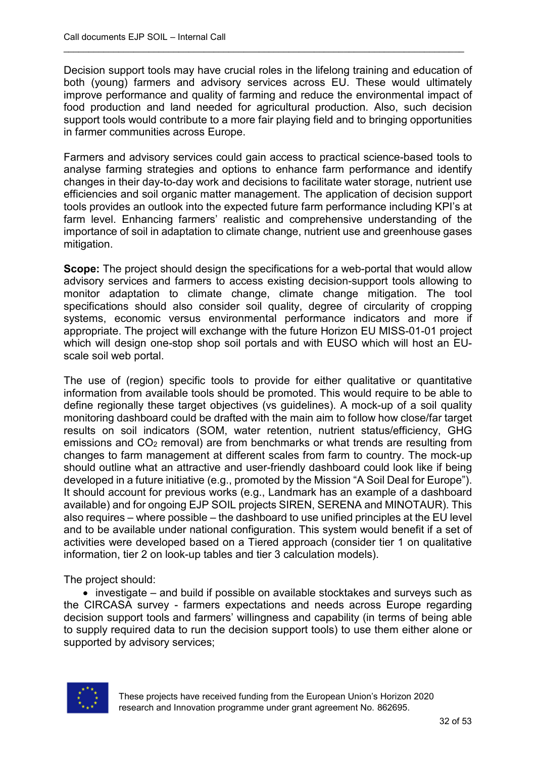Decision support tools may have crucial roles in the lifelong training and education of both (young) farmers and advisory services across EU. These would ultimately improve performance and quality of farming and reduce the environmental impact of food production and land needed for agricultural production. Also, such decision support tools would contribute to a more fair playing field and to bringing opportunities in farmer communities across Europe.

Farmers and advisory services could gain access to practical science-based tools to analyse farming strategies and options to enhance farm performance and identify changes in their day-to-day work and decisions to facilitate water storage, nutrient use efficiencies and soil organic matter management. The application of decision support tools provides an outlook into the expected future farm performance including KPI's at farm level. Enhancing farmers' realistic and comprehensive understanding of the importance of soil in adaptation to climate change, nutrient use and greenhouse gases mitigation.

**Scope:** The project should design the specifications for a web-portal that would allow advisory services and farmers to access existing decision-support tools allowing to monitor adaptation to climate change, climate change mitigation. The tool specifications should also consider soil quality, degree of circularity of cropping systems, economic versus environmental performance indicators and more if appropriate. The project will exchange with the future Horizon EU MISS-01-01 project which will design one-stop shop soil portals and with EUSO which will host an EU-scale soil web portal.

The use of (region) specific tools to provide for either qualitative or quantitative information from available tools should be promoted. This would require to be able to define regionally these target objectives (vs guidelines). A mock-up of a soil quality monitoring dashboard could be drafted with the main aim to follow how close/far target results on soil indicators (SOM, water retention, nutrient status/efficiency, GHG emissions and $CO_2$ removal) are from benchmarks or what trends are resulting from changes to farm management at different scales from farm to country. The mock-up should outline what an attractive and user-friendly dashboard could look like if being developed in a future initiative (e.g., promoted by the Mission "A Soil Deal for Europe"). It should account for previous works (e.g., Landmark has an example of a dashboard available) and for ongoing EJP SOIL projects SIREN, SERENA and MINOTAUR). This also requires – where possible – the dashboard to use unified principles at the EU level and to be available under national configuration. This system would benefit if a set of activities were developed based on a Tiered approach (consider tier 1 on qualitative information, tier 2 on look-up tables and tier 3 calculation models).

The project should:

- investigate – and build if possible on available stocktakes and surveys such as the CIRCASA survey - farmers expectations and needs across Europe regarding decision support tools and farmers' willingness and capability (in terms of being able to supply required data to run the decision support tools) to use them either alone or supported by advisory services;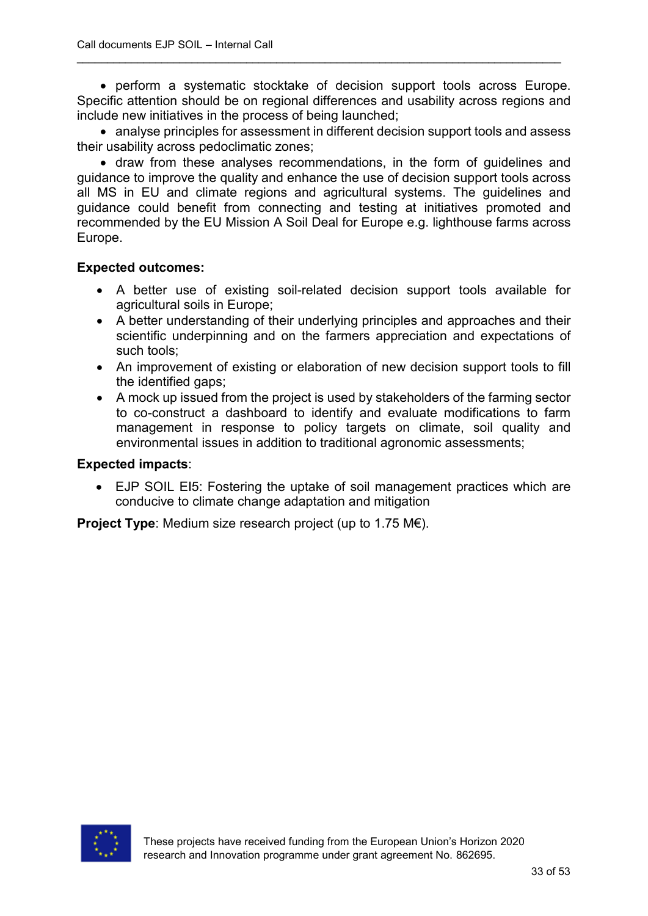- perform a systematic stocktake of decision support tools across Europe. Specific attention should be on regional differences and usability across regions and include new initiatives in the process of being launched;
- analyse principles for assessment in different decision support tools and assess their usability across pedoclimatic zones;
- draw from these analyses recommendations, in the form of guidelines and guidance to improve the quality and enhance the use of decision support tools across all MS in EU and climate regions and agricultural systems. The guidelines and guidance could benefit from connecting and testing at initiatives promoted and recommended by the EU Mission A Soil Deal for Europe e.g. lighthouse farms across Europe.

**Expected outcomes:**

- A better use of existing soil-related decision support tools available for agricultural soils in Europe;
- A better understanding of their underlying principles and approaches and their scientific underpinning and on the farmers appreciation and expectations of such tools;
- An improvement of existing or elaboration of new decision support tools to fill the identified gaps;
- A mock up issued from the project is used by stakeholders of the farming sector to co-construct a dashboard to identify and evaluate modifications to farm management in response to policy targets on climate, soil quality and environmental issues in addition to traditional agronomic assessments;

**Expected impacts**:

- EJP SOIL EI5: Fostering the uptake of soil management practices which are conducive to climate change adaptation and mitigation

**Project Type**: Medium size research project (up to 1.75 M€).

These projects have received funding from the European Union's Horizon 2020 research and Innovation programme under grant agreement No. 862695.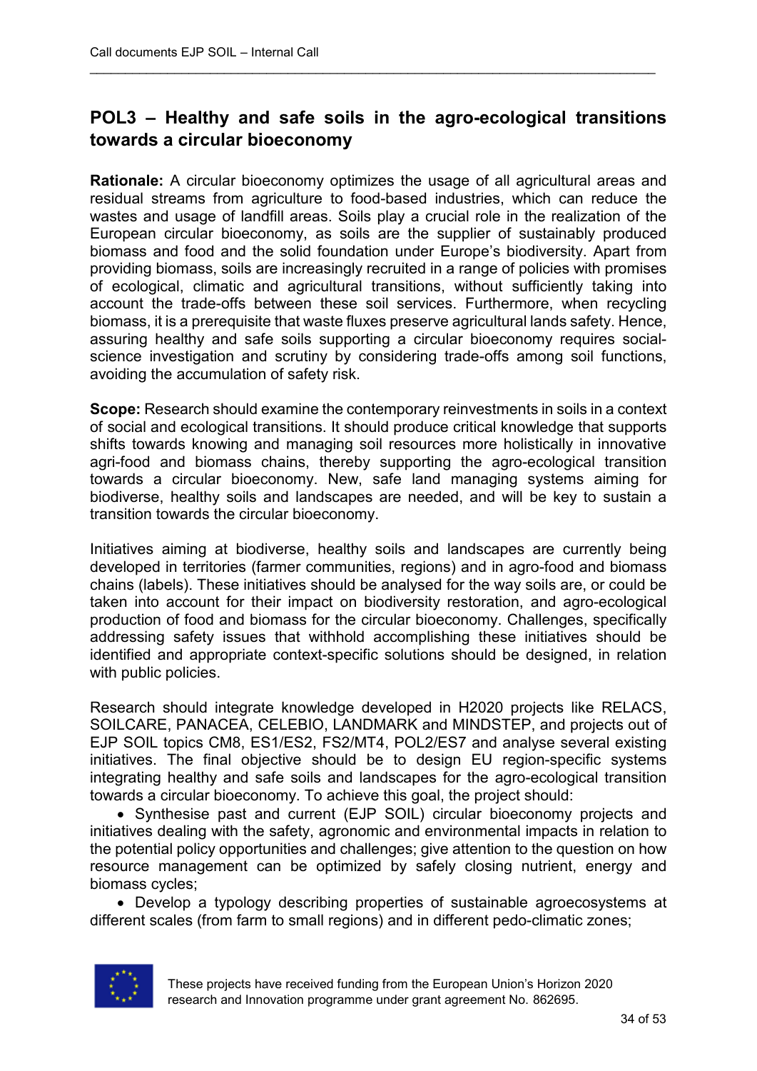## POL3 – Healthy and safe soils in the agro-ecological transitions towards a circular bioeconomy

**Rationale:** A circular bioeconomy optimizes the usage of all agricultural areas and residual streams from agriculture to food-based industries, which can reduce the wastes and usage of landfill areas. Soils play a crucial role in the realization of the European circular bioeconomy, as soils are the supplier of sustainably produced biomass and food and the solid foundation under Europe's biodiversity. Apart from providing biomass, soils are increasingly recruited in a range of policies with promises of ecological, climatic and agricultural transitions, without sufficiently taking into account the trade-offs between these soil services. Furthermore, when recycling biomass, it is a prerequisite that waste fluxes preserve agricultural lands safety. Hence, assuring healthy and safe soils supporting a circular bioeconomy requires social-science investigation and scrutiny by considering trade-offs among soil functions, avoiding the accumulation of safety risk.

**Scope:** Research should examine the contemporary reinvestments in soils in a context of social and ecological transitions. It should produce critical knowledge that supports shifts towards knowing and managing soil resources more holistically in innovative agri-food and biomass chains, thereby supporting the agro-ecological transition towards a circular bioeconomy. New, safe land managing systems aiming for biodiverse, healthy soils and landscapes are needed, and will be key to sustain a transition towards the circular bioeconomy.

Initiatives aiming at biodiverse, healthy soils and landscapes are currently being developed in territories (farmer communities, regions) and in agro-food and biomass chains (labels). These initiatives should be analysed for the way soils are, or could be taken into account for their impact on biodiversity restoration, and agro-ecological production of food and biomass for the circular bioeconomy. Challenges, specifically addressing safety issues that withhold accomplishing these initiatives should be identified and appropriate context-specific solutions should be designed, in relation with public policies.

Research should integrate knowledge developed in H2020 projects like RELACS, SOILCARE, PANACEA, CELEBIO, LANDMARK and MINDSTEP, and projects out of EJP SOIL topics CM8, ES1/ES2, FS2/MT4, POL2/ES7 and analyse several existing initiatives. The final objective should be to design EU region-specific systems integrating healthy and safe soils and landscapes for the agro-ecological transition towards a circular bioeconomy. To achieve this goal, the project should:

- Synthesise past and current (EJP SOIL) circular bioeconomy projects and initiatives dealing with the safety, agronomic and environmental impacts in relation to the potential policy opportunities and challenges; give attention to the question on how resource management can be optimized by safely closing nutrient, energy and biomass cycles;
- Develop a typology describing properties of sustainable agroecosystems at different scales (from farm to small regions) and in different pedo-climatic zones;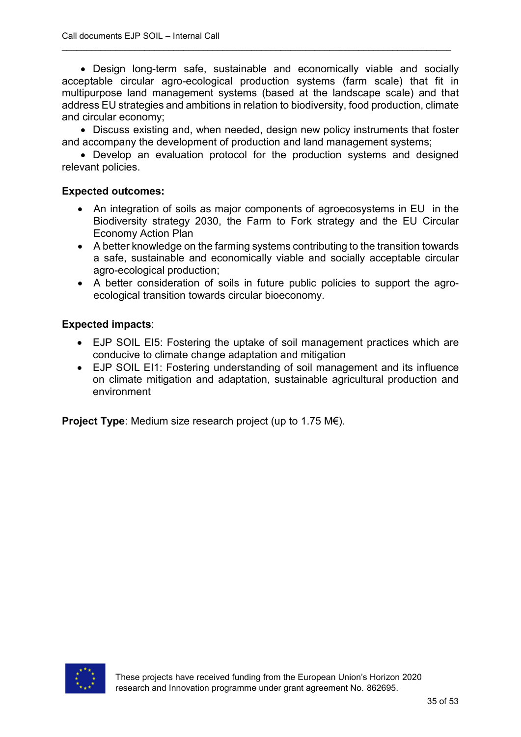- Design long-term safe, sustainable and economically viable and socially acceptable circular agro-ecological production systems (farm scale) that fit in multipurpose land management systems (based at the landscape scale) and that address EU strategies and ambitions in relation to biodiversity, food production, climate and circular economy;
- Discuss existing and, when needed, design new policy instruments that foster and accompany the development of production and land management systems;
- Develop an evaluation protocol for the production systems and designed relevant policies.

**Expected outcomes:**

- An integration of soils as major components of agroecosystems in EU in the Biodiversity strategy 2030, the Farm to Fork strategy and the EU Circular Economy Action Plan
- A better knowledge on the farming systems contributing to the transition towards a safe, sustainable and economically viable and socially acceptable circular agro-ecological production;
- A better consideration of soils in future public policies to support the agro-ecological transition towards circular bioeconomy.

**Expected impacts**:

- EJP SOIL EI5: Fostering the uptake of soil management practices which are conducive to climate change adaptation and mitigation
- EJP SOIL EI1: Fostering understanding of soil management and its influence on climate mitigation and adaptation, sustainable agricultural production and environment

**Project Type**: Medium size research project (up to 1.75 M€).

These projects have received funding from the European Union's Horizon 2020 research and Innovation programme under grant agreement No. 862695.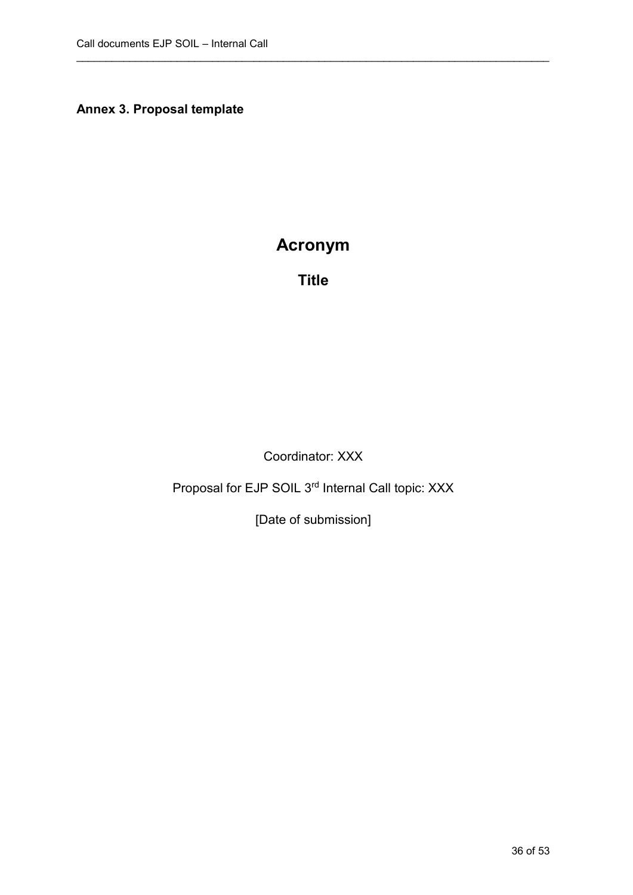## Annex 3. Proposal template

# Acronym

## Title

Coordinator: XXX

Proposal for EJP SOIL 3rd Internal Call topic: XXX

[Date of submission]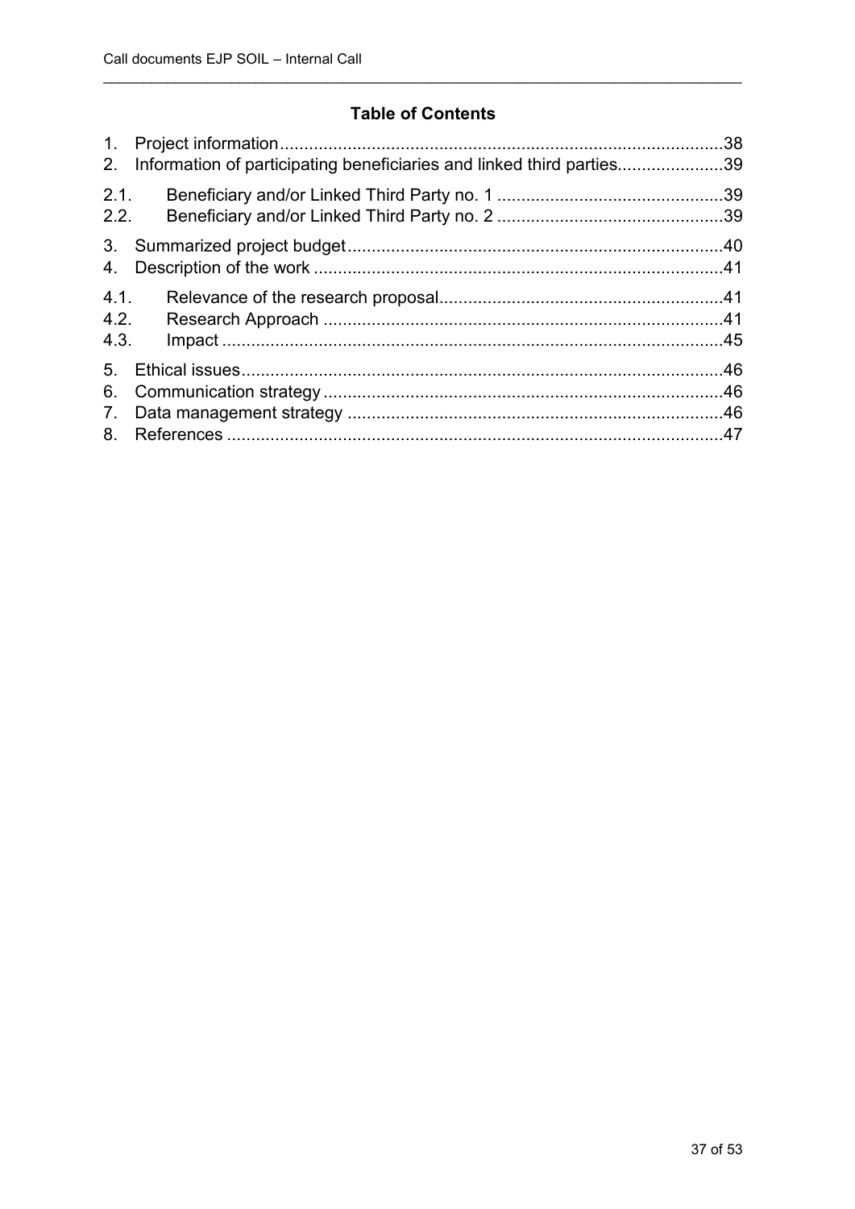## Table of Contents

1. Project information ........................................................................................38
2. Information of participating beneficiaries and linked third parties......................39

2.1. Beneficiary and/or Linked Third Party no. 1 ...............................................39
2.2. Beneficiary and/or Linked Third Party no. 2 ...............................................39

3. Summarized project budget .............................................................................40
4. Description of the work ....................................................................................41

4.1. Relevance of the research proposal...........................................................41
4.2. Research Approach ...................................................................................41
4.3. Impact .......................................................................................................45

5. Ethical issues...................................................................................................46
6. Communication strategy ..................................................................................46
7. Data management strategy .............................................................................46
8. References ......................................................................................................47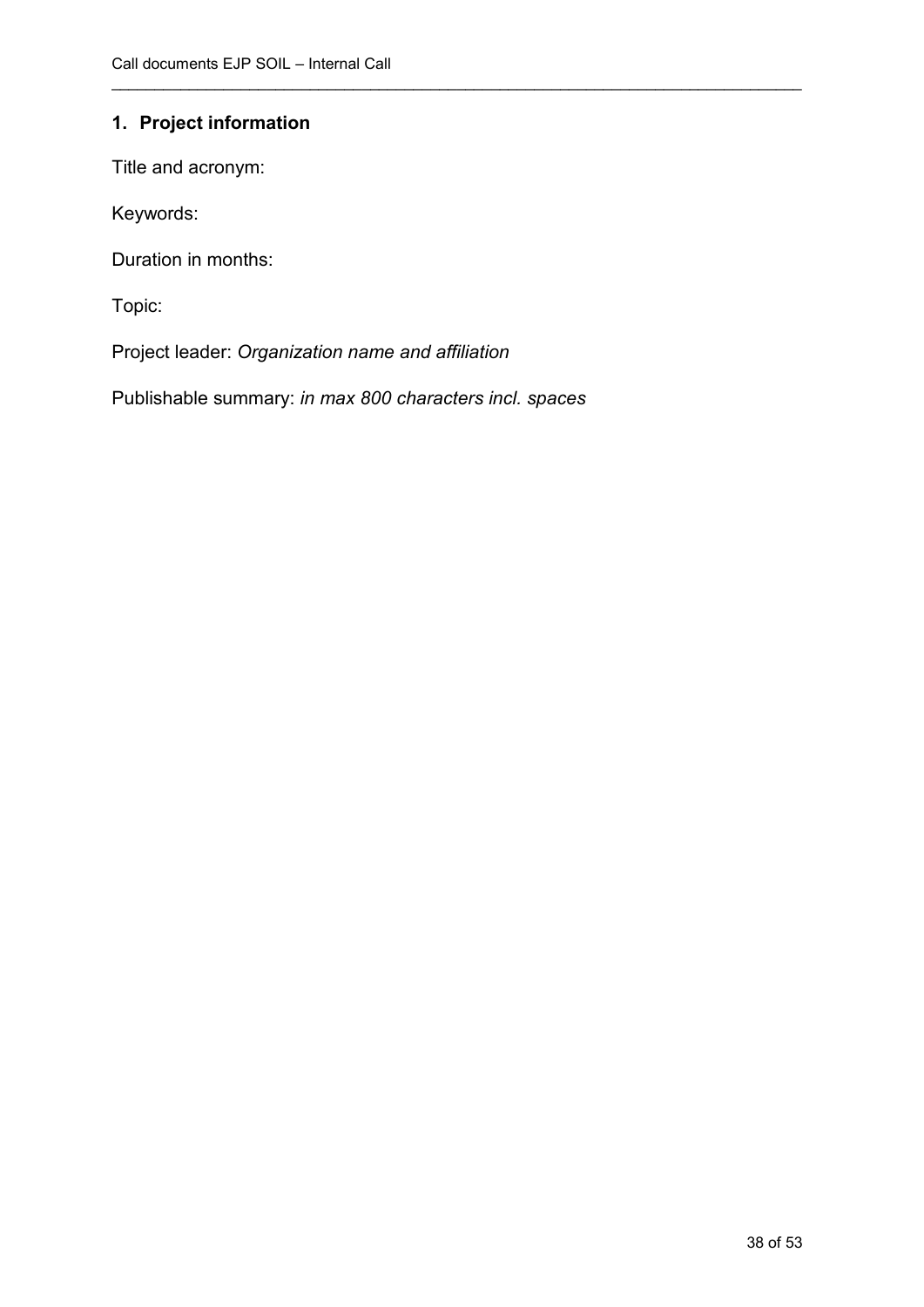## 1. Project information

Title and acronym:

Keywords:

Duration in months:

Topic:

Project leader: *Organization name and affiliation*

Publishable summary: *in max 800 characters incl. spaces*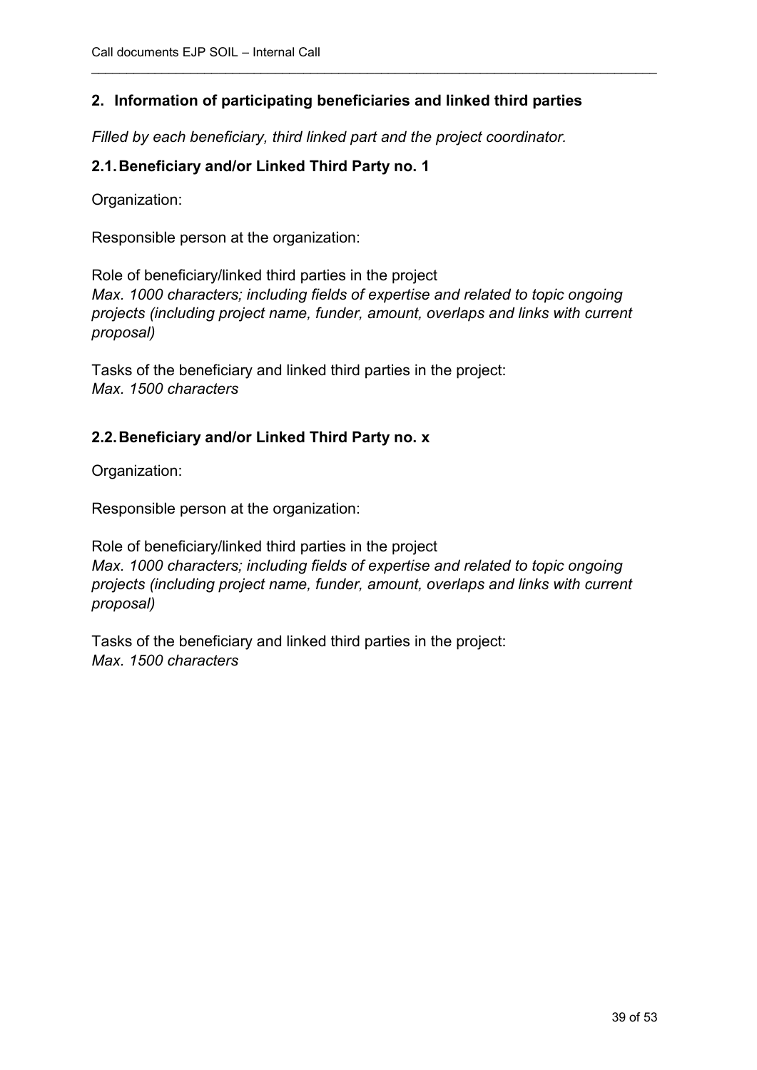## 2. Information of participating beneficiaries and linked third parties

*Filled by each beneficiary, third linked part and the project coordinator.*

### 2.1. Beneficiary and/or Linked Third Party no. 1

Organization:

Responsible person at the organization:

Role of beneficiary/linked third parties in the project
*Max. 1000 characters; including fields of expertise and related to topic ongoing projects (including project name, funder, amount, overlaps and links with current proposal)*

Tasks of the beneficiary and linked third parties in the project:
*Max. 1500 characters*

### 2.2. Beneficiary and/or Linked Third Party no. x

Organization:

Responsible person at the organization:

Role of beneficiary/linked third parties in the project
*Max. 1000 characters; including fields of expertise and related to topic ongoing projects (including project name, funder, amount, overlaps and links with current proposal)*

Tasks of the beneficiary and linked third parties in the project:
*Max. 1500 characters*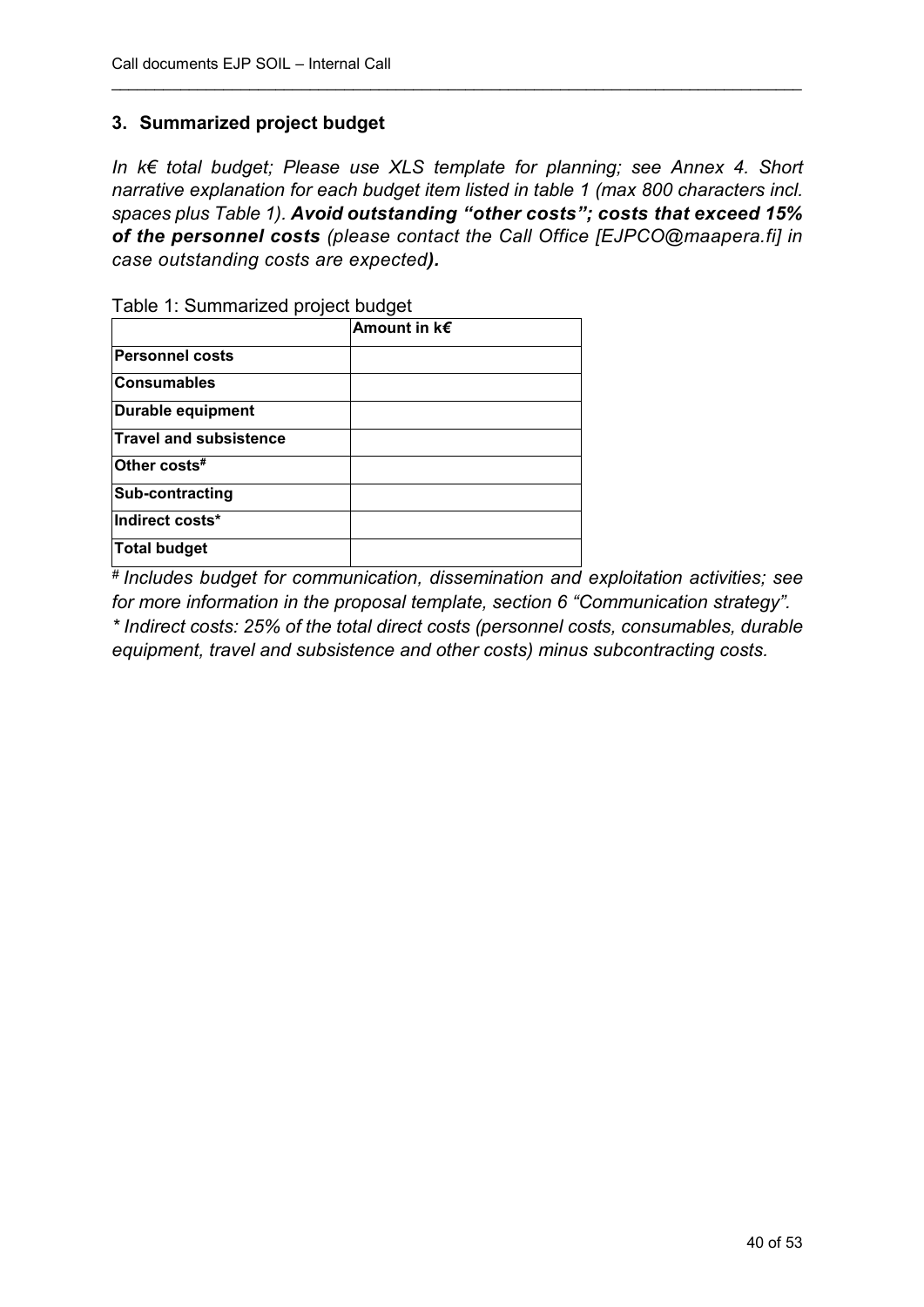## 3. Summarized project budget

*In k€ total budget; Please use XLS template for planning; see Annex 4. Short narrative explanation for each budget item listed in table 1 (max 800 characters incl. spaces plus Table 1).* ***Avoid outstanding "other costs"; costs that exceed 15% of the personnel costs*** *(please contact the Call Office [EJPCO@maapera.fi] in case outstanding costs are expected****).***

Table 1: Summarized project budget

| | **Amount in k€** |
|---|---|
| **Personnel costs** | |
| **Consumables** | |
| **Durable equipment** | |
| **Travel and subsistence** | |
| **Other costs#** | |
| **Sub-contracting** | |
| **Indirect costs*** | |
| **Total budget** | |

*# Includes budget for communication, dissemination and exploitation activities; see for more information in the proposal template, section 6 "Communication strategy".*

*\* Indirect costs: 25% of the total direct costs (personnel costs, consumables, durable equipment, travel and subsistence and other costs) minus subcontracting costs.*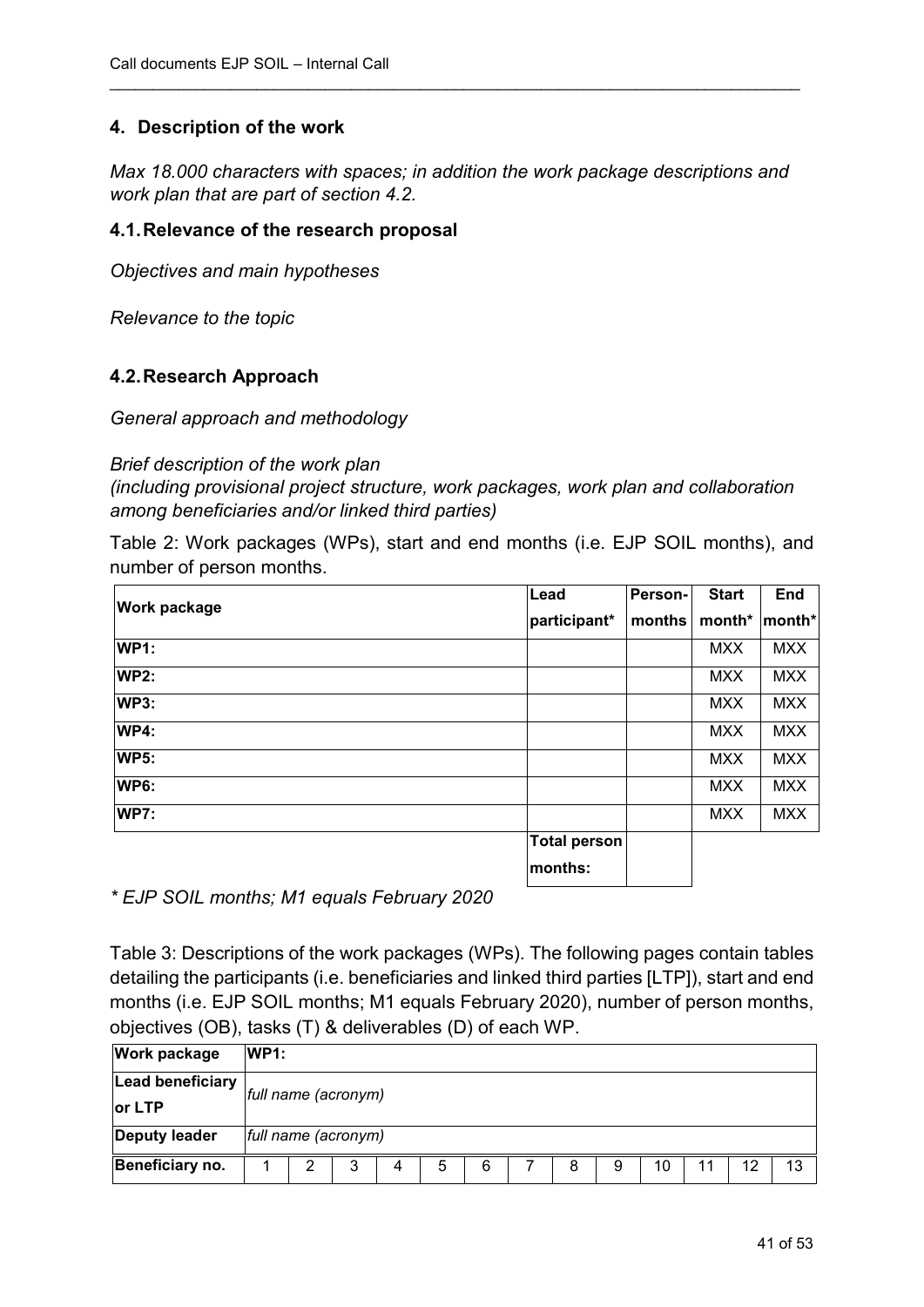## 4. Description of the work

*Max 18.000 characters with spaces; in addition the work package descriptions and work plan that are part of section 4.2.*

### 4.1. Relevance of the research proposal

*Objectives and main hypotheses*

*Relevance to the topic*

### 4.2. Research Approach

*General approach and methodology*

*Brief description of the work plan*
*(including provisional project structure, work packages, work plan and collaboration among beneficiaries and/or linked third parties)*

Table 2: Work packages (WPs), start and end months (i.e. EJP SOIL months), and number of person months.

| Work package | Lead participant* | Person-months | Start month* | End month* |
|---|---|---|---|---|
| WP1: | | | MXX | MXX |
| WP2: | | | MXX | MXX |
| WP3: | | | MXX | MXX |
| WP4: | | | MXX | MXX |
| WP5: | | | MXX | MXX |
| WP6: | | | MXX | MXX |
| WP7: | | | MXX | MXX |
| | Total person months: | | | |

*\* EJP SOIL months; M1 equals February 2020*

Table 3: Descriptions of the work packages (WPs). The following pages contain tables detailing the participants (i.e. beneficiaries and linked third parties [LTP]), start and end months (i.e. EJP SOIL months; M1 equals February 2020), number of person months, objectives (OB), tasks (T) & deliverables (D) of each WP.

| Work package | WP1: | | | | | | | | | | | | |
|---|---|---|---|---|---|---|---|---|---|---|---|---|---|
| Lead beneficiary or LTP | *full name (acronym)* | | | | | | | | | | | | |
| Deputy leader | *full name (acronym)* | | | | | | | | | | | | |
| Beneficiary no. | 1 | 2 | 3 | 4 | 5 | 6 | 7 | 8 | 9 | 10 | 11 | 12 | 13 |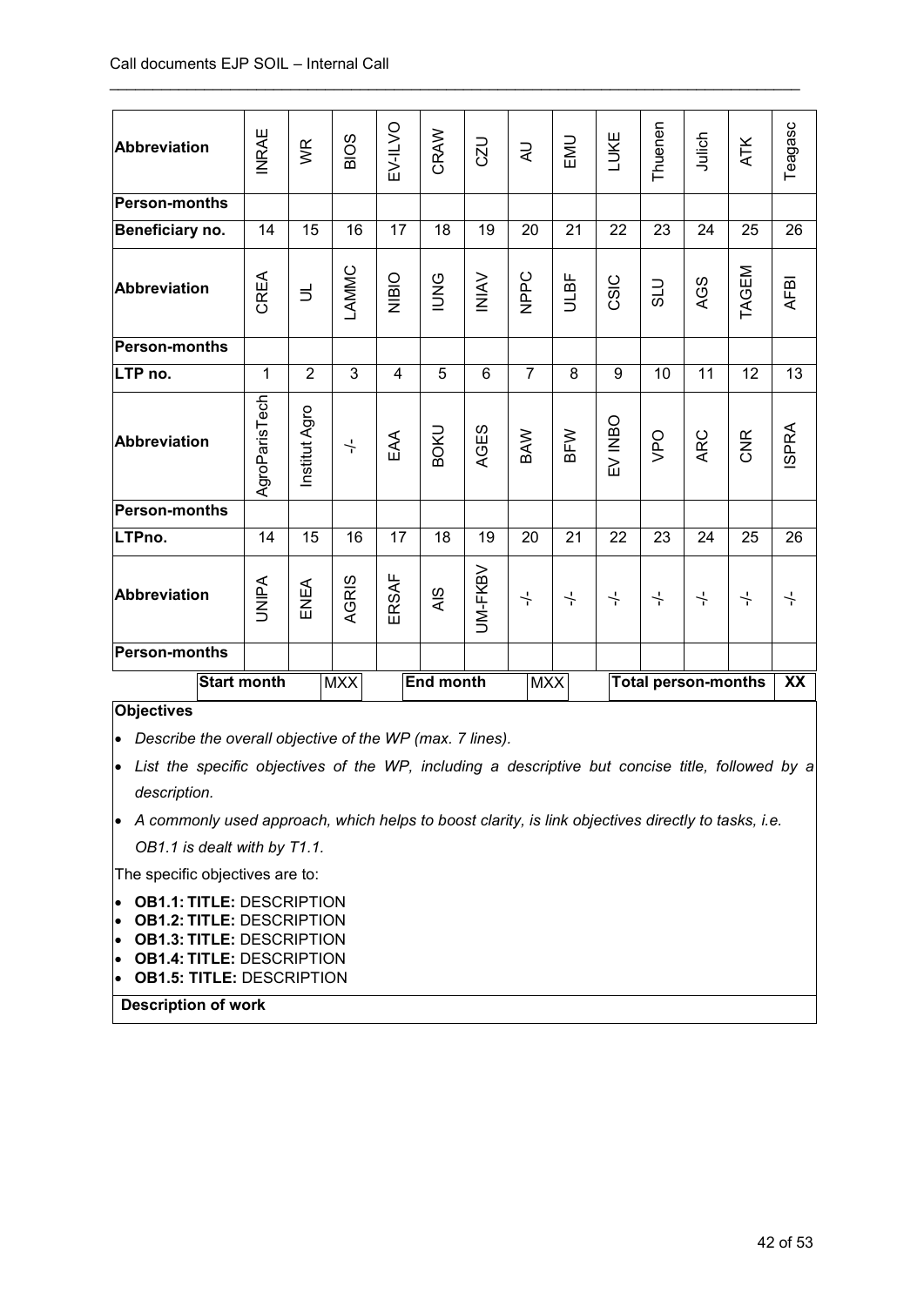| Abbreviation | INRAE | WR | BIOS | EV-ILVO | CRAW | CZU | AU | EMU | LUKE | Thuenen | Julich | ATK | Teagasc |
|---|---|---|---|---|---|---|---|---|---|---|---|---|---|
| Person-months | | | | | | | | | | | | | |
| Beneficiary no. | 14 | 15 | 16 | 17 | 18 | 19 | 20 | 21 | 22 | 23 | 24 | 25 | 26 |
| Abbreviation | CREA | UL | LAMMC | NIBIO | IUNG | INIAV | NPPC | ULBF | CSIC | SLU | AGS | TAGEM | AFBI |
| Person-months | | | | | | | | | | | | | |
| LTP no. | 1 | 2 | 3 | 4 | 5 | 6 | 7 | 8 | 9 | 10 | 11 | 12 | 13 |
| Abbreviation | AgroParisTech | Institut Agro | -/- | EAA | BOKU | AGES | BAW | BFW | EV INBO | VPO | ARC | CNR | ISPRA |
| Person-months | | | | | | | | | | | | | |
| LTPno. | 14 | 15 | 16 | 17 | 18 | 19 | 20 | 21 | 22 | 23 | 24 | 25 | 26 |
| Abbreviation | UNIPA | ENEA | AGRIS | ERSAF | AIS | UM-FKBV | -/- | -/- | -/- | -/- | -/- | -/- | -/- |
| Person-months | | | | | | | | | | | | | |

| Start month | MXX | End month | MXX | Total person-months | XX |
|---|---|---|---|---|---|

**Objectives**

- *Describe the overall objective of the WP (max. 7 lines).*
- *List the specific objectives of the WP, including a descriptive but concise title, followed by a description.*
- *A commonly used approach, which helps to boost clarity, is link objectives directly to tasks, i.e. OB1.1 is dealt with by T1.1.*

The specific objectives are to:

- **OB1.1: TITLE:** DESCRIPTION
- **OB1.2: TITLE:** DESCRIPTION
- **OB1.3: TITLE:** DESCRIPTION
- **OB1.4: TITLE:** DESCRIPTION
- **OB1.5: TITLE:** DESCRIPTION

**Description of work**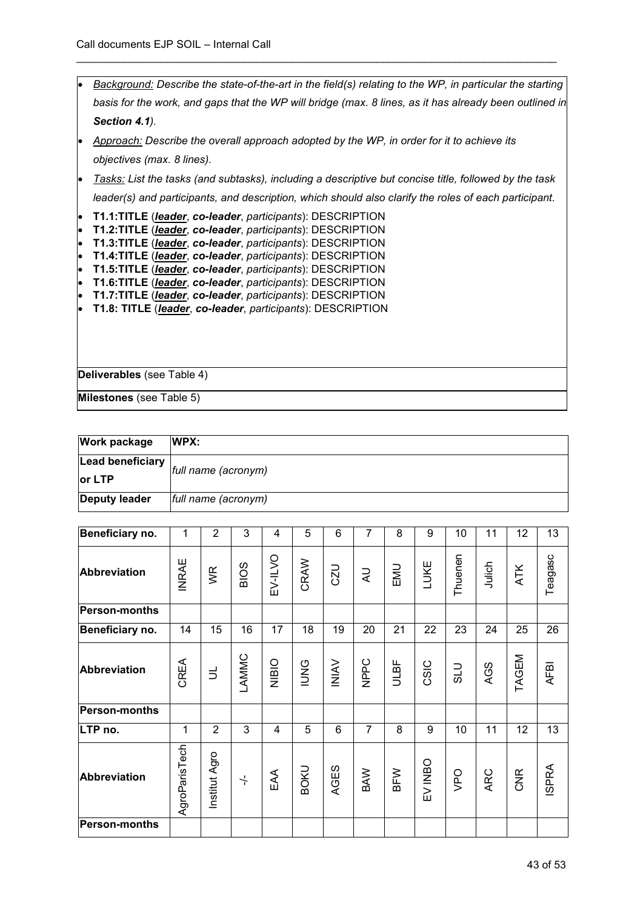- *Background: Describe the state-of-the-art in the field(s) relating to the WP, in particular the starting basis for the work, and gaps that the WP will bridge (max. 8 lines, as it has already been outlined in **Section 4.1**).*
- *Approach: Describe the overall approach adopted by the WP, in order for it to achieve its objectives (max. 8 lines).*
- *Tasks: List the tasks (and subtasks), including a descriptive but concise title, followed by the task leader(s) and participants, and description, which should also clarify the roles of each participant.*
- **T1.1:TITLE** (***leader***, ***co-leader***, *participants*): DESCRIPTION
- **T1.2:TITLE** (***leader***, ***co-leader***, *participants*): DESCRIPTION
- **T1.3:TITLE** (***leader***, ***co-leader***, *participants*): DESCRIPTION
- **T1.4:TITLE** (***leader***, ***co-leader***, *participants*): DESCRIPTION
- **T1.5:TITLE** (***leader***, ***co-leader***, *participants*): DESCRIPTION
- **T1.6:TITLE** (***leader***, ***co-leader***, *participants*): DESCRIPTION
- **T1.7:TITLE** (***leader***, ***co-leader***, *participants*): DESCRIPTION
- **T1.8: TITLE** (***leader***, ***co-leader***, *participants*): DESCRIPTION

**Deliverables** (see Table 4)

**Milestones** (see Table 5)

| **Work package** | **WPX:** |
|---|---|
| **Lead beneficiary or LTP** | *full name (acronym)* |
| **Deputy leader** | *full name (acronym)* |

| **Beneficiary no.** | 1 | 2 | 3 | 4 | 5 | 6 | 7 | 8 | 9 | 10 | 11 | 12 | 13 |
|---|---|---|---|---|---|---|---|---|---|---|---|---|---|
| **Abbreviation** | INRAE | WR | BIOS | EV-ILVO | CRAW | CZU | AU | EMU | LUKE | Thuenen | Julich | ATK | Teagasc |
| **Person-months** | | | | | | | | | | | | | |
| **Beneficiary no.** | 14 | 15 | 16 | 17 | 18 | 19 | 20 | 21 | 22 | 23 | 24 | 25 | 26 |
| **Abbreviation** | CREA | UL | LAMMC | NIBIO | IUNG | INIAV | NPPC | ULBF | CSIC | SLU | AGS | TAGEM | AFBI |
| **Person-months** | | | | | | | | | | | | | |
| **LTP no.** | 1 | 2 | 3 | 4 | 5 | 6 | 7 | 8 | 9 | 10 | 11 | 12 | 13 |
| **Abbreviation** | AgroParisTech | Institut Agro | -/- | EAA | BOKU | AGES | BAW | BFW | EV INBO | VPO | ARC | CNR | ISPRA |
| **Person-months** | | | | | | | | | | | | | |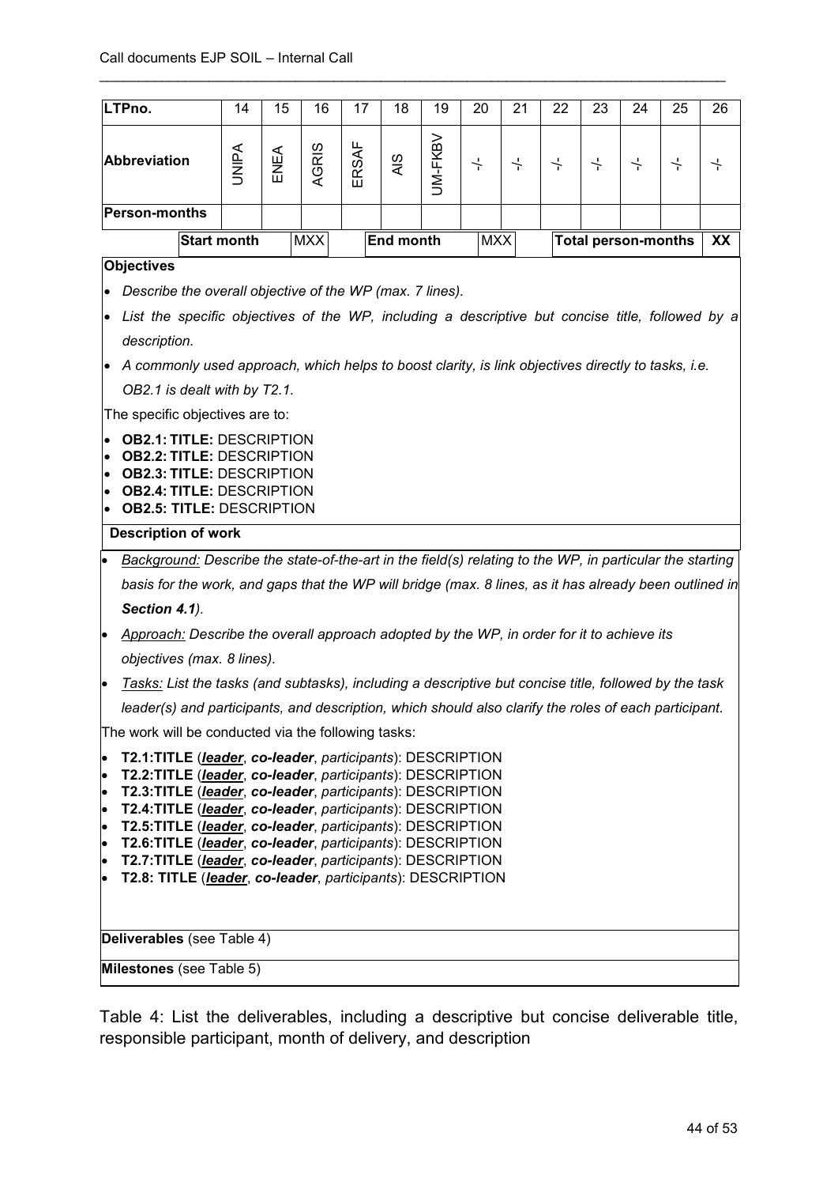| LTPno. | 14 | 15 | 16 | 17 | 18 | 19 | 20 | 21 | 22 | 23 | 24 | 25 | 26 |
|---|---|---|---|---|---|---|---|---|---|---|---|---|---|
| Abbreviation | UNIPA | ENEA | AGRIS | ERSAF | AIS | UM-FKBV | -/- | -/- | -/- | -/- | -/- | -/- | -/- |
| Person-months | | | | | | | | | | | | | |

| Start month | MXX | End month | MXX | Total person-months | XX |
|---|---|---|---|---|---|

**Objectives**

- *Describe the overall objective of the WP (max. 7 lines).*
- *List the specific objectives of the WP, including a descriptive but concise title, followed by a description.*
- *A commonly used approach, which helps to boost clarity, is link objectives directly to tasks, i.e. OB2.1 is dealt with by T2.1.*

The specific objectives are to:

- **OB2.1: TITLE:** DESCRIPTION
- **OB2.2: TITLE:** DESCRIPTION
- **OB2.3: TITLE:** DESCRIPTION
- **OB2.4: TITLE:** DESCRIPTION
- **OB2.5: TITLE:** DESCRIPTION

**Description of work**

- *Background: Describe the state-of-the-art in the field(s) relating to the WP, in particular the starting basis for the work, and gaps that the WP will bridge (max. 8 lines, as it has already been outlined in **Section 4.1**).*
- *Approach: Describe the overall approach adopted by the WP, in order for it to achieve its objectives (max. 8 lines).*
- *Tasks: List the tasks (and subtasks), including a descriptive but concise title, followed by the task leader(s) and participants, and description, which should also clarify the roles of each participant.*

The work will be conducted via the following tasks:

- **T2.1:TITLE** (***leader***, ***co-leader***, *participants*): DESCRIPTION
- **T2.2:TITLE** (***leader***, ***co-leader***, *participants*): DESCRIPTION
- **T2.3:TITLE** (***leader***, ***co-leader***, *participants*): DESCRIPTION
- **T2.4:TITLE** (***leader***, ***co-leader***, *participants*): DESCRIPTION
- **T2.5:TITLE** (***leader***, ***co-leader***, *participants*): DESCRIPTION
- **T2.6:TITLE** (***leader***, ***co-leader***, *participants*): DESCRIPTION
- **T2.7:TITLE** (***leader***, ***co-leader***, *participants*): DESCRIPTION
- **T2.8: TITLE** (***leader***, ***co-leader***, *participants*): DESCRIPTION

**Deliverables** (see Table 4)

**Milestones** (see Table 5)

Table 4: List the deliverables, including a descriptive but concise deliverable title, responsible participant, month of delivery, and description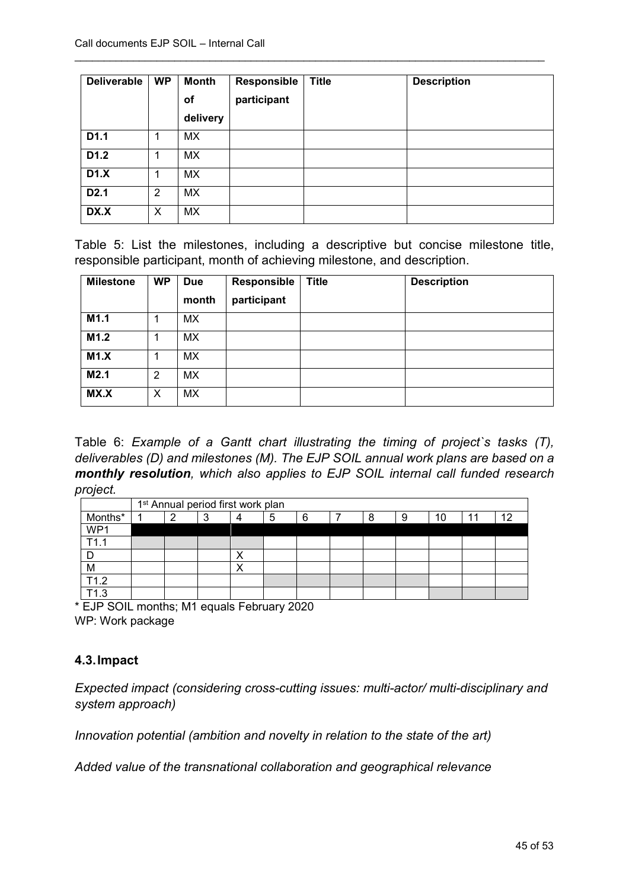| Deliverable | WP | Month of delivery | Responsible participant | Title | Description |
|---|---|---|---|---|---|
| **D1.1** | 1 | MX | | | |
| **D1.2** | 1 | MX | | | |
| **D1.X** | 1 | MX | | | |
| **D2.1** | 2 | MX | | | |
| **DX.X** | X | MX | | | |

Table 5: List the milestones, including a descriptive but concise milestone title, responsible participant, month of achieving milestone, and description.

| Milestone | WP | Due month | Responsible participant | Title | Description |
|---|---|---|---|---|---|
| **M1.1** | 1 | MX | | | |
| **M1.2** | 1 | MX | | | |
| **M1.X** | 1 | MX | | | |
| **M2.1** | 2 | MX | | | |
| **MX.X** | X | MX | | | |

Table 6: *Example of a Gantt chart illustrating the timing of project`s tasks (T), deliverables (D) and milestones (M). The EJP SOIL annual work plans are based on a* ***monthly resolution****, which also applies to EJP SOIL internal call funded research project.*

| | 1st Annual period first work plan | | | | | | | | | | | |
|---|---|---|---|---|---|---|---|---|---|---|---|---|
| Months* | 1 | 2 | 3 | 4 | 5 | 6 | 7 | 8 | 9 | 10 | 11 | 12 |
| WP1 | | | | | | | | | | | | |
| T1.1 | | | | | | | | | | | | |
| D | | | | X | | | | | | | | |
| M | | | | X | | | | | | | | |
| T1.2 | | | | | | | | | | | | |
| T1.3 | | | | | | | | | | | | |

\* EJP SOIL months; M1 equals February 2020
WP: Work package

### 4.3. Impact

*Expected impact (considering cross-cutting issues: multi-actor/ multi-disciplinary and system approach)*

*Innovation potential (ambition and novelty in relation to the state of the art)*

*Added value of the transnational collaboration and geographical relevance*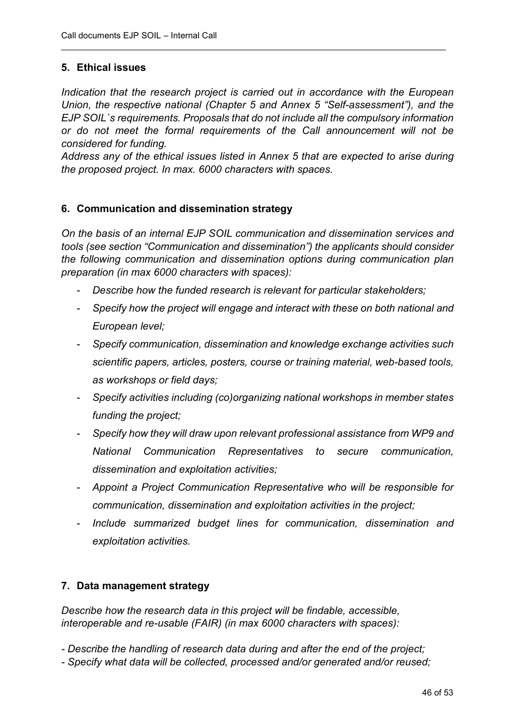## 5. Ethical issues

*Indication that the research project is carried out in accordance with the European Union, the respective national (Chapter 5 and Annex 5 "Self-assessment"), and the EJP SOIL`s requirements. Proposals that do not include all the compulsory information or do not meet the formal requirements of the Call announcement will not be considered for funding.*

*Address any of the ethical issues listed in Annex 5 that are expected to arise during the proposed project. In max. 6000 characters with spaces.*

## 6. Communication and dissemination strategy

*On the basis of an internal EJP SOIL communication and dissemination services and tools (see section "Communication and dissemination") the applicants should consider the following communication and dissemination options during communication plan preparation (in max 6000 characters with spaces):*

- *Describe how the funded research is relevant for particular stakeholders;*
- *Specify how the project will engage and interact with these on both national and European level;*
- *Specify communication, dissemination and knowledge exchange activities such scientific papers, articles, posters, course or training material, web-based tools, as workshops or field days;*
- *Specify activities including (co)organizing national workshops in member states funding the project;*
- *Specify how they will draw upon relevant professional assistance from WP9 and National Communication Representatives to secure communication, dissemination and exploitation activities;*
- *Appoint a Project Communication Representative who will be responsible for communication, dissemination and exploitation activities in the project;*
- *Include summarized budget lines for communication, dissemination and exploitation activities.*

## 7. Data management strategy

*Describe how the research data in this project will be findable, accessible, interoperable and re-usable (FAIR) (in max 6000 characters with spaces):*

*- Describe the handling of research data during and after the end of the project;*
*- Specify what data will be collected, processed and/or generated and/or reused;*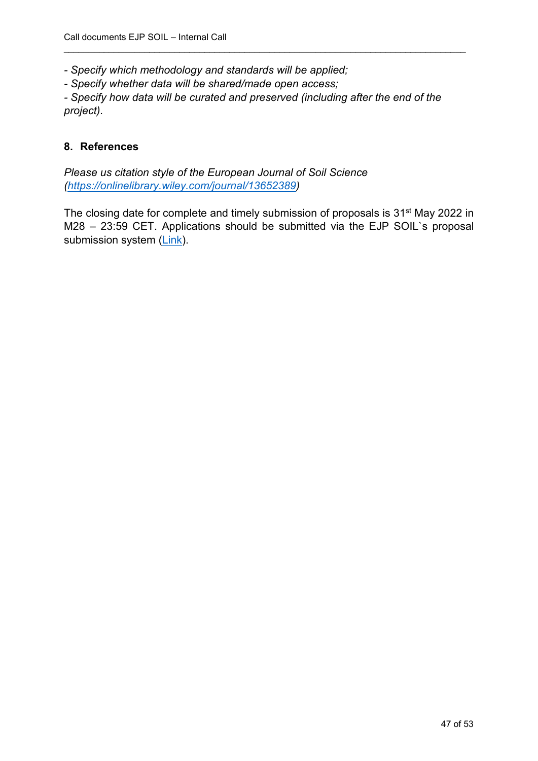*- Specify which methodology and standards will be applied;*
*- Specify whether data will be shared/made open access;*
*- Specify how data will be curated and preserved (including after the end of the project).*

## 8. References

*Please us citation style of the European Journal of Soil Science ([https://onlinelibrary.wiley.com/journal/13652389](https://onlinelibrary.wiley.com/journal/13652389))*

The closing date for complete and timely submission of proposals is 31st May 2022 in M28 – 23:59 CET. Applications should be submitted via the EJP SOIL`s proposal submission system (Link).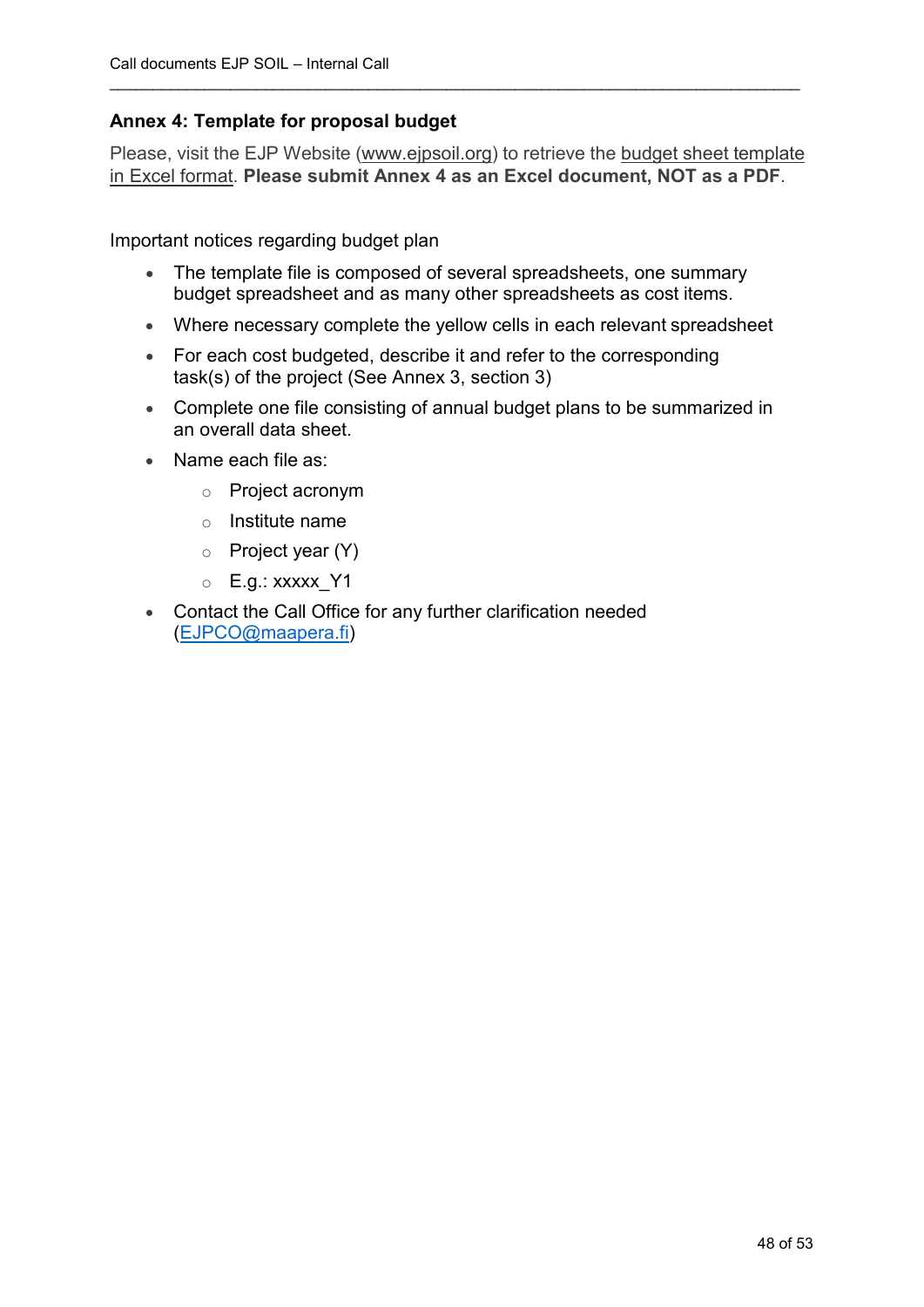## Annex 4: Template for proposal budget

Please, visit the EJP Website (www.ejpsoil.org) to retrieve the budget sheet template in Excel format. **Please submit Annex 4 as an Excel document, NOT as a PDF**.

Important notices regarding budget plan

- The template file is composed of several spreadsheets, one summary budget spreadsheet and as many other spreadsheets as cost items.
- Where necessary complete the yellow cells in each relevant spreadsheet
- For each cost budgeted, describe it and refer to the corresponding task(s) of the project (See Annex 3, section 3)
- Complete one file consisting of annual budget plans to be summarized in an overall data sheet.
- Name each file as:
  - Project acronym
  - Institute name
  - Project year (Y)
  - E.g.: xxxxx_Y1
- Contact the Call Office for any further clarification needed (EJPCO@maapera.fi)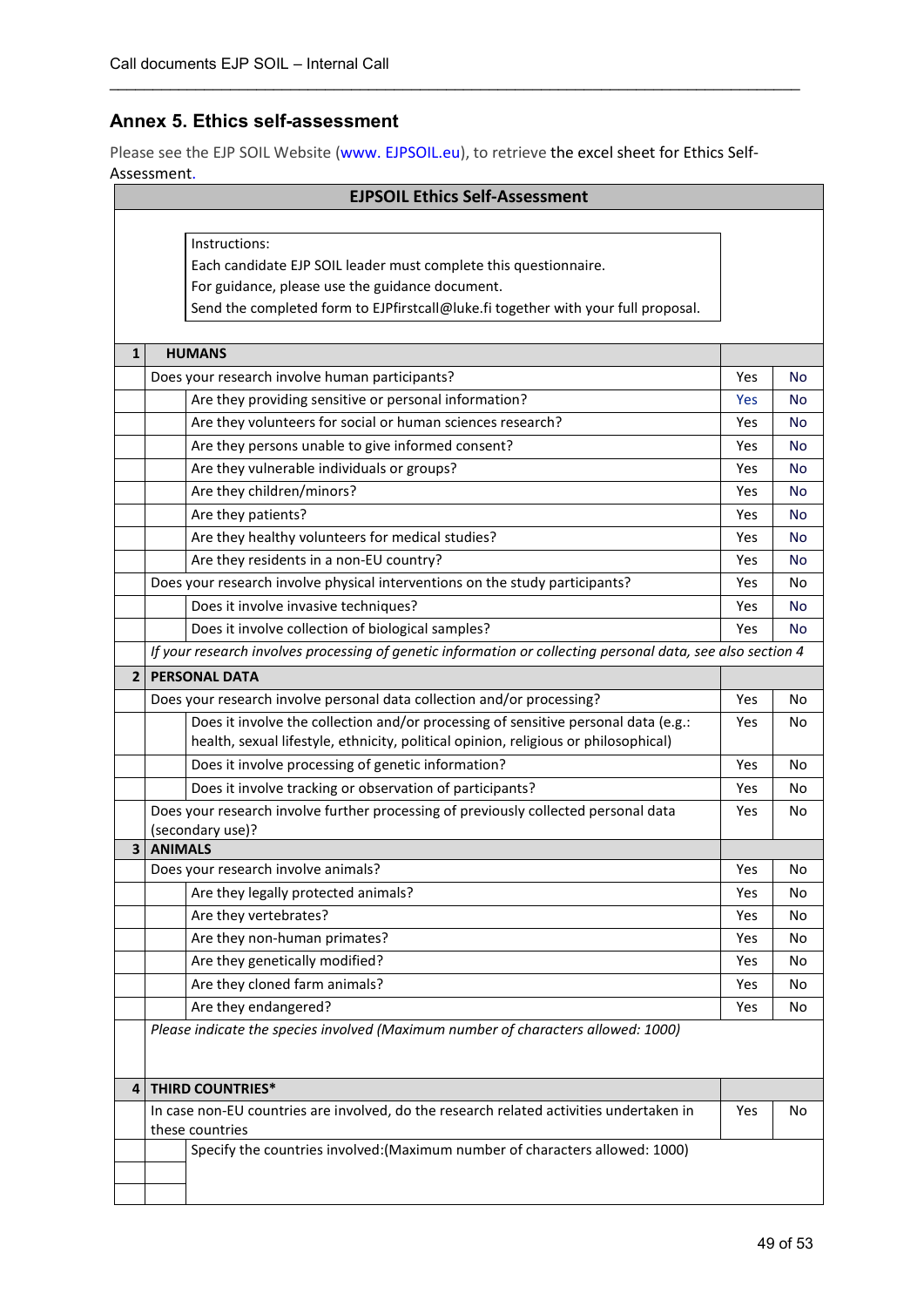## Annex 5. Ethics self-assessment

Please see the EJP SOIL Website (www. EJPSOIL.eu), to retrieve the excel sheet for Ethics Self-Assessment.

**EJPSOIL Ethics Self-Assessment**

Instructions:
Each candidate EJP SOIL leader must complete this questionnaire.
For guidance, please use the guidance document.
Send the completed form to EJPfirstcall@luke.fi together with your full proposal.

| | | | | |
|---|---|---|---|---|
| **1** | **HUMANS** | | | |
| | Does your research involve human participants? | | Yes | No |
| | | Are they providing sensitive or personal information? | Yes | No |
| | | Are they volunteers for social or human sciences research? | Yes | No |
| | | Are they persons unable to give informed consent? | Yes | No |
| | | Are they vulnerable individuals or groups? | Yes | No |
| | | Are they children/minors? | Yes | No |
| | | Are they patients? | Yes | No |
| | | Are they healthy volunteers for medical studies? | Yes | No |
| | | Are they residents in a non-EU country? | Yes | No |
| | Does your research involve physical interventions on the study participants? | | Yes | No |
| | | Does it involve invasive techniques? | Yes | No |
| | | Does it involve collection of biological samples? | Yes | No |
| | *If your research involves processing of genetic information or collecting personal data, see also section 4* | | | |
| **2** | **PERSONAL DATA** | | | |
| | Does your research involve personal data collection and/or processing? | | Yes | No |
| | | Does it involve the collection and/or processing of sensitive personal data (e.g.: health, sexual lifestyle, ethnicity, political opinion, religious or philosophical) | Yes | No |
| | | Does it involve processing of genetic information? | Yes | No |
| | | Does it involve tracking or observation of participants? | Yes | No |
| | Does your research involve further processing of previously collected personal data (secondary use)? | | Yes | No |
| **3** | **ANIMALS** | | | |
| | Does your research involve animals? | | Yes | No |
| | | Are they legally protected animals? | Yes | No |
| | | Are they vertebrates? | Yes | No |
| | | Are they non-human primates? | Yes | No |
| | | Are they genetically modified? | Yes | No |
| | | Are they cloned farm animals? | Yes | No |
| | | Are they endangered? | Yes | No |
| | *Please indicate the species involved (Maximum number of characters allowed: 1000)* | | | |
| **4** | **THIRD COUNTRIES*** | | | |
| | In case non-EU countries are involved, do the research related activities undertaken in these countries | | Yes | No |
| | | Specify the countries involved:(Maximum number of characters allowed: 1000) | | |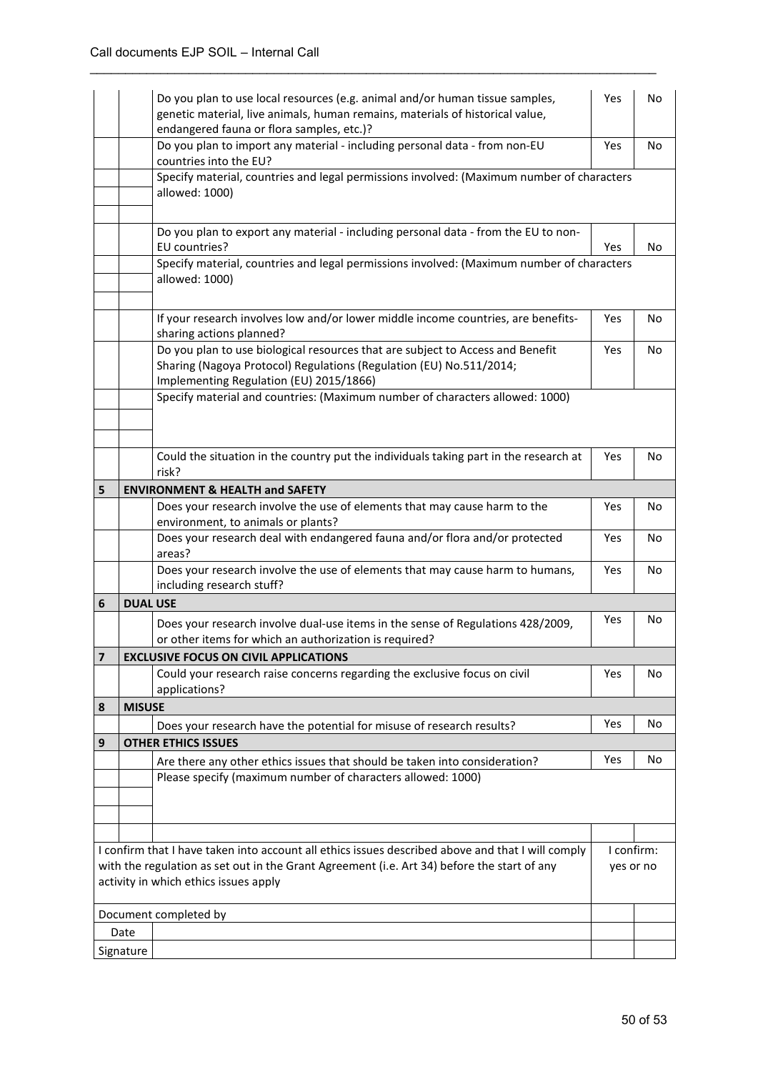| | | | | |
|---|---|---|---|---|
| | | Do you plan to use local resources (e.g. animal and/or human tissue samples, genetic material, live animals, human remains, materials of historical value, endangered fauna or flora samples, etc.)? | Yes | No |
| | | Do you plan to import any material - including personal data - from non-EU countries into the EU? | Yes | No |
| | | Specify material, countries and legal permissions involved: (Maximum number of characters allowed: 1000) | | |
| | | Do you plan to export any material - including personal data - from the EU to non-EU countries? | Yes | No |
| | | Specify material, countries and legal permissions involved: (Maximum number of characters allowed: 1000) | | |
| | | If your research involves low and/or lower middle income countries, are benefits-sharing actions planned? | Yes | No |
| | | Do you plan to use biological resources that are subject to Access and Benefit Sharing (Nagoya Protocol) Regulations (Regulation (EU) No.511/2014; Implementing Regulation (EU) 2015/1866) | Yes | No |
| | | Specify material and countries: (Maximum number of characters allowed: 1000) | | |
| | | Could the situation in the country put the individuals taking part in the research at risk? | Yes | No |
| **5** | **ENVIRONMENT & HEALTH and SAFETY** | | | |
| | | Does your research involve the use of elements that may cause harm to the environment, to animals or plants? | Yes | No |
| | | Does your research deal with endangered fauna and/or flora and/or protected areas? | Yes | No |
| | | Does your research involve the use of elements that may cause harm to humans, including research stuff? | Yes | No |
| **6** | **DUAL USE** | | | |
| | | Does your research involve dual-use items in the sense of Regulations 428/2009, or other items for which an authorization is required? | Yes | No |
| **7** | **EXCLUSIVE FOCUS ON CIVIL APPLICATIONS** | | | |
| | | Could your research raise concerns regarding the exclusive focus on civil applications? | Yes | No |
| **8** | **MISUSE** | | | |
| | | Does your research have the potential for misuse of research results? | Yes | No |
| **9** | **OTHER ETHICS ISSUES** | | | |
| | | Are there any other ethics issues that should be taken into consideration? | Yes | No |
| | | Please specify (maximum number of characters allowed: 1000) | | |
| I confirm that I have taken into account all ethics issues described above and that I will comply with the regulation as set out in the Grant Agreement (i.e. Art 34) before the start of any activity in which ethics issues apply | | | I confirm: yes or no | |
| Document completed by | | | | |
| Date | | | | |
| Signature | | | | |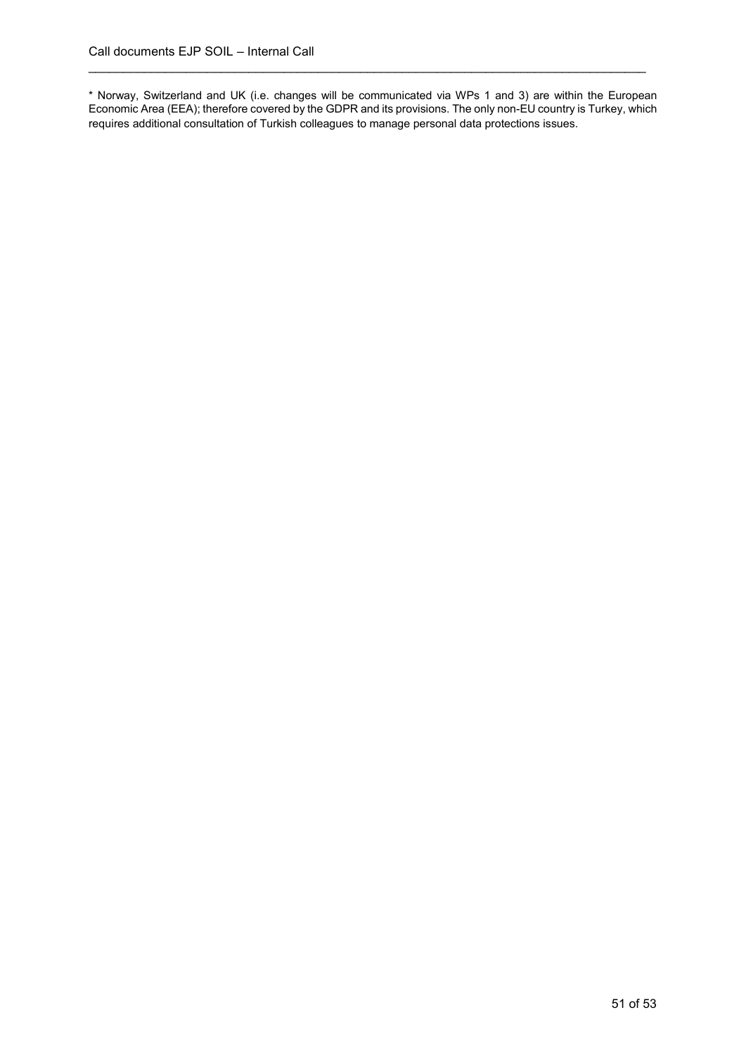* Norway, Switzerland and UK (i.e. changes will be communicated via WPs 1 and 3) are within the European Economic Area (EEA); therefore covered by the GDPR and its provisions. The only non-EU country is Turkey, which requires additional consultation of Turkish colleagues to manage personal data protections issues.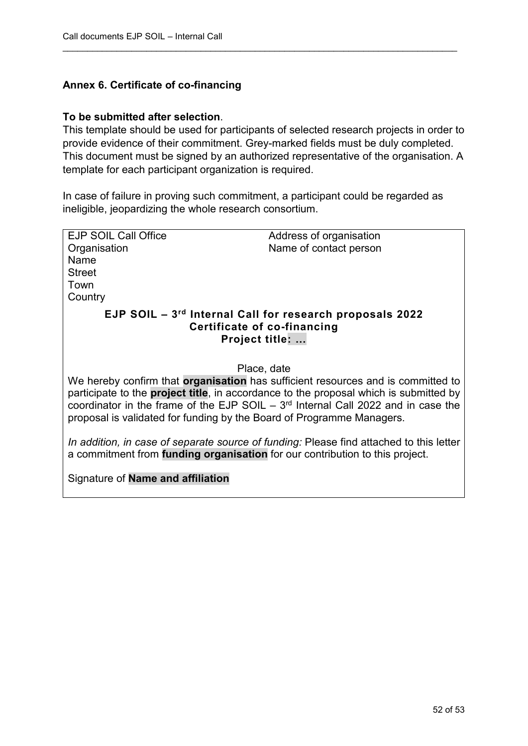## Annex 6. Certificate of co-financing

**To be submitted after selection**.

This template should be used for participants of selected research projects in order to provide evidence of their commitment. Grey-marked fields must be duly completed. This document must be signed by an authorized representative of the organisation. A template for each participant organization is required.

In case of failure in proving such commitment, a participant could be regarded as ineligible, jeopardizing the whole research consortium.

---

EJP SOIL Call Office
Organisation
Name
Street
Town
Country

Address of organisation
Name of contact person

**EJP SOIL – 3rd Internal Call for research proposals 2022**
**Certificate of co-financing**
**Project title: ...**

Place, date

We hereby confirm that **organisation** has sufficient resources and is committed to participate to the **project title**, in accordance to the proposal which is submitted by coordinator in the frame of the EJP SOIL – 3rd Internal Call 2022 and in case the proposal is validated for funding by the Board of Programme Managers.

*In addition, in case of separate source of funding:* Please find attached to this letter a commitment from **funding organisation** for our contribution to this project.

Signature of **Name and affiliation**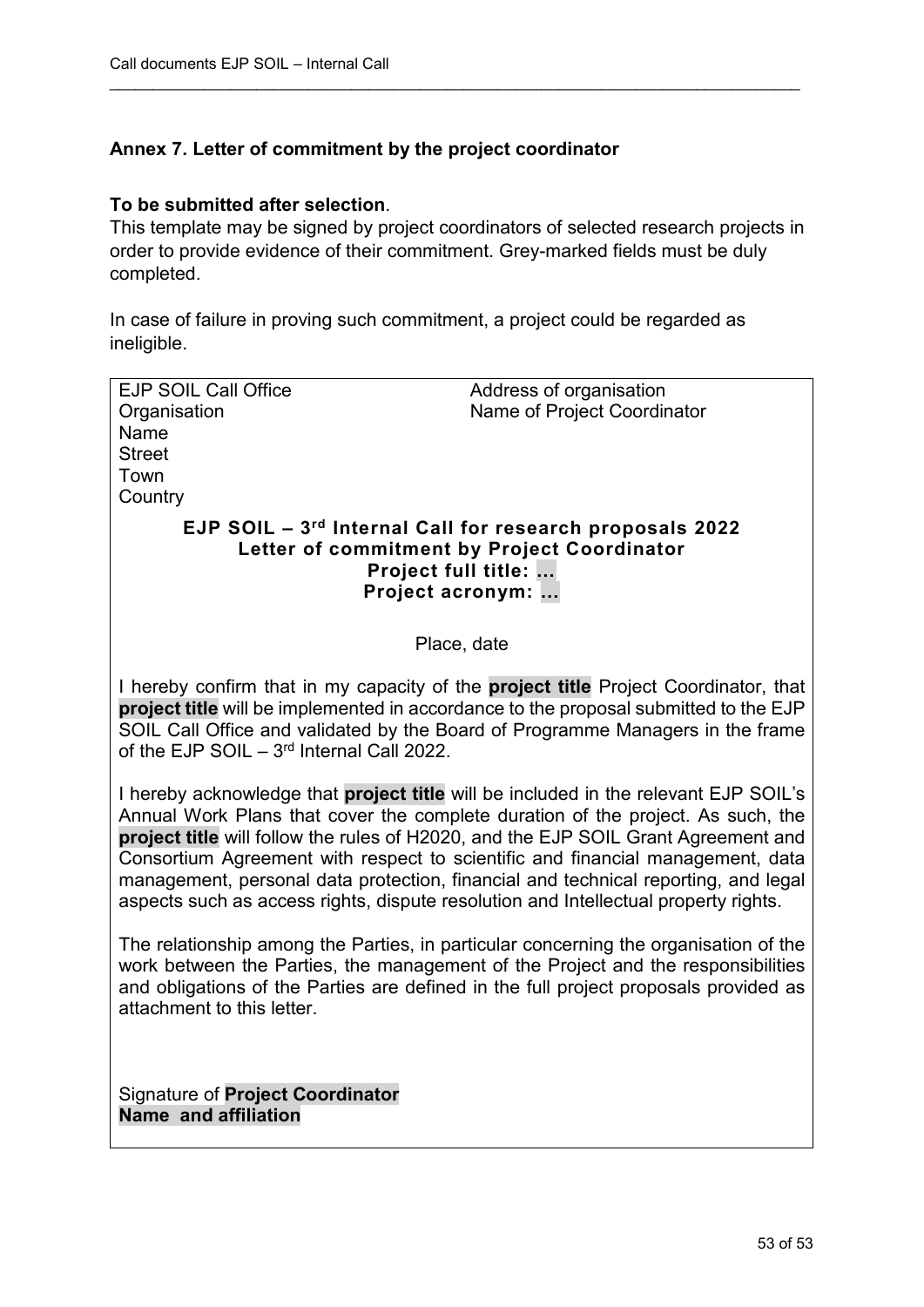## Annex 7. Letter of commitment by the project coordinator

**To be submitted after selection**.
This template may be signed by project coordinators of selected research projects in order to provide evidence of their commitment. Grey-marked fields must be duly completed.

In case of failure in proving such commitment, a project could be regarded as ineligible.

| | |
|---|---|
| EJP SOIL Call Office<br>Organisation<br>Name<br>Street<br>Town<br>Country | Address of organisation<br>Name of Project Coordinator |

**EJP SOIL – 3rd Internal Call for research proposals 2022**
**Letter of commitment by Project Coordinator**
**Project full title: ...**
**Project acronym: ...**

Place, date

I hereby confirm that in my capacity of the **project title** Project Coordinator, that **project title** will be implemented in accordance to the proposal submitted to the EJP SOIL Call Office and validated by the Board of Programme Managers in the frame of the EJP SOIL – 3rd Internal Call 2022.

I hereby acknowledge that **project title** will be included in the relevant EJP SOIL's Annual Work Plans that cover the complete duration of the project. As such, the **project title** will follow the rules of H2020, and the EJP SOIL Grant Agreement and Consortium Agreement with respect to scientific and financial management, data management, personal data protection, financial and technical reporting, and legal aspects such as access rights, dispute resolution and Intellectual property rights.

The relationship among the Parties, in particular concerning the organisation of the work between the Parties, the management of the Project and the responsibilities and obligations of the Parties are defined in the full project proposals provided as attachment to this letter.

Signature of **Project Coordinator**
**Name and affiliation**